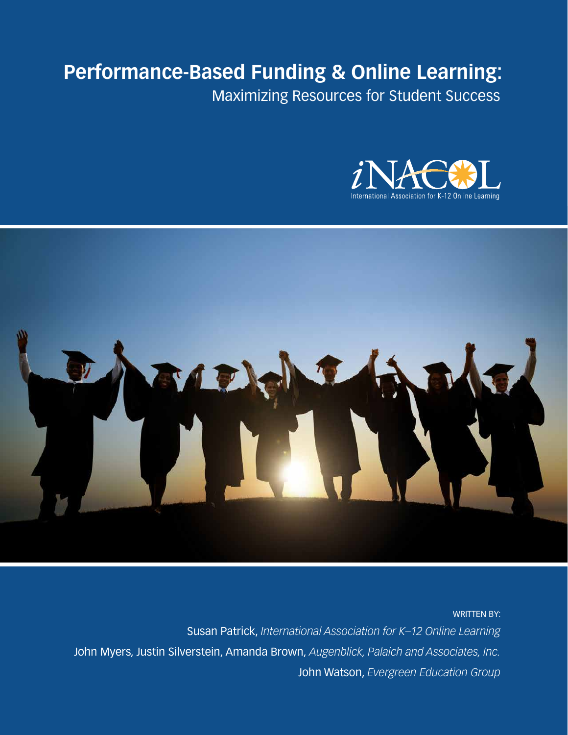# Performance-Based Funding & Online Learning:

## Maximizing Resources for Student Success

iNACOL

International Association for K-12 Online Learning

WRITTEN BY:

Susan Patrick, *International Association for K–12 Online Learning*

John Myers, Justin Silverstein, Amanda Brown, *Augenblick, Palaich and Associates, Inc.*

John Watson, *Evergreen Education Group*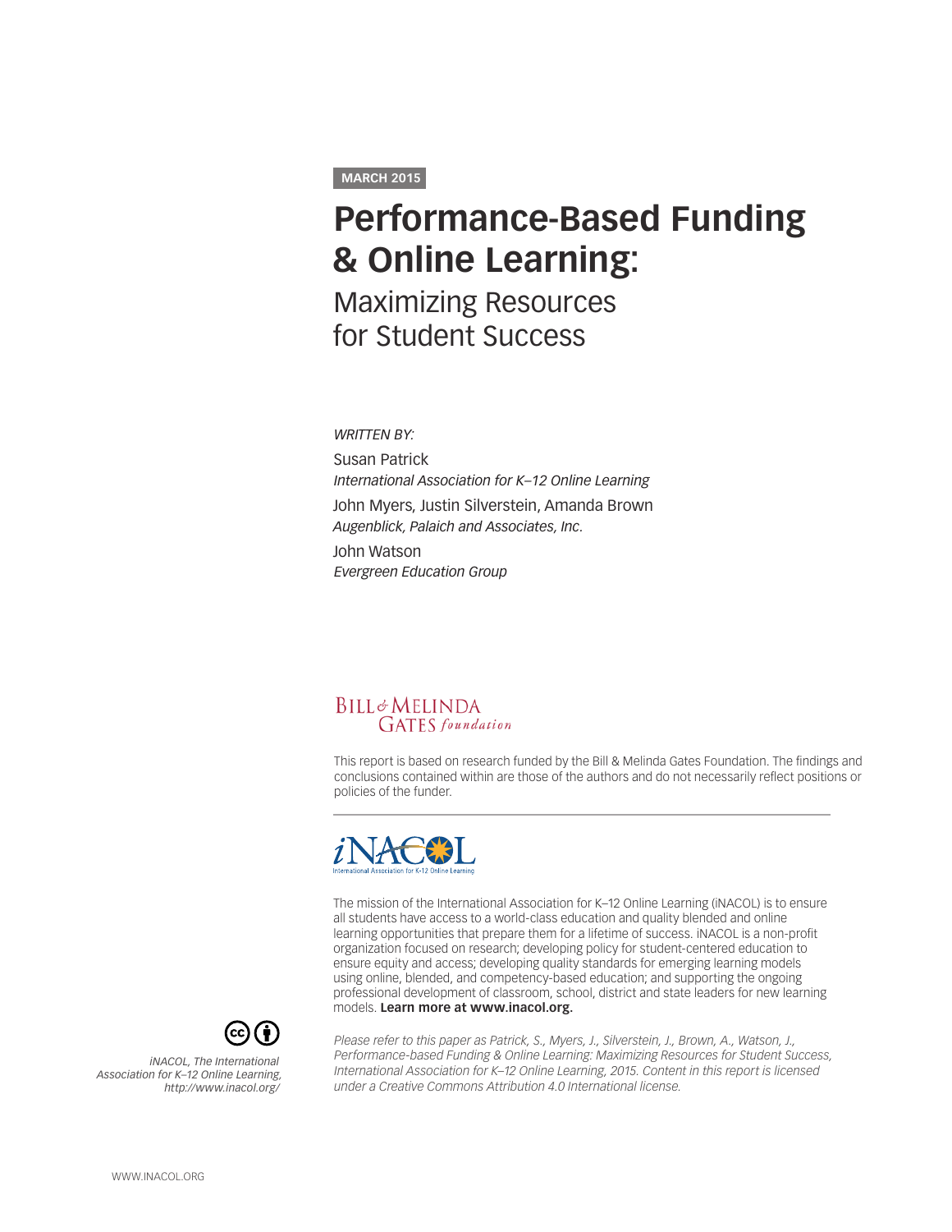MARCH 2015

# Performance-Based Funding & Online Learning:

## Maximizing Resources for Student Success

*WRITTEN BY:*

Susan Patrick
*International Association for K–12 Online Learning*

John Myers, Justin Silverstein, Amanda Brown
*Augenblick, Palaich and Associates, Inc.*

John Watson
*Evergreen Education Group*

BILL & MELINDA GATES foundation

This report is based on research funded by the Bill & Melinda Gates Foundation. The findings and conclusions contained within are those of the authors and do not necessarily reflect positions or policies of the funder.

---

iNACOL
International Association for K-12 Online Learning

The mission of the International Association for K–12 Online Learning (iNACOL) is to ensure all students have access to a world-class education and quality blended and online learning opportunities that prepare them for a lifetime of success. iNACOL is a non-profit organization focused on research; developing policy for student-centered education to ensure equity and access; developing quality standards for emerging learning models using online, blended, and competency-based education; and supporting the ongoing professional development of classroom, school, district and state leaders for new learning models. **Learn more at www.inacol.org.**

*iNACOL, The International Association for K–12 Online Learning, http://www.inacol.org/*

*Please refer to this paper as Patrick, S., Myers, J., Silverstein, J., Brown, A., Watson, J., Performance-based Funding & Online Learning: Maximizing Resources for Student Success, International Association for K–12 Online Learning, 2015. Content in this report is licensed under a Creative Commons Attribution 4.0 International license.*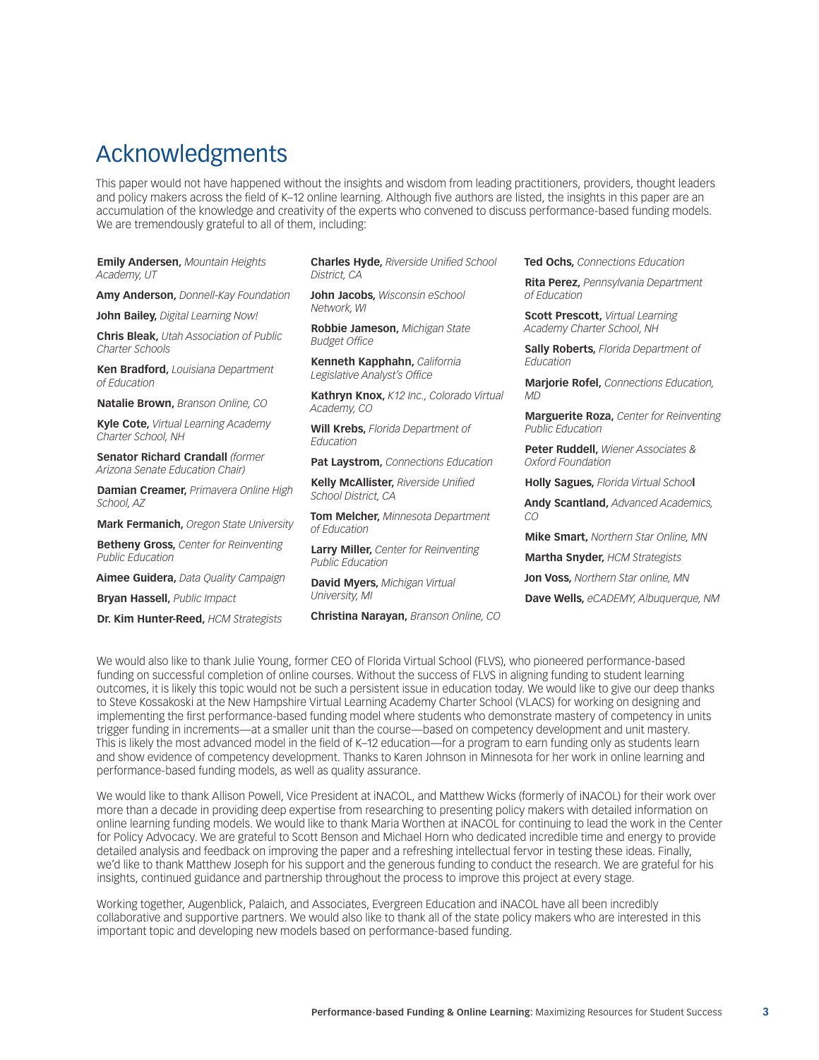# Acknowledgments

This paper would not have happened without the insights and wisdom from leading practitioners, providers, thought leaders and policy makers across the field of K–12 online learning. Although five authors are listed, the insights in this paper are an accumulation of the knowledge and creativity of the experts who convened to discuss performance-based funding models. We are tremendously grateful to all of them, including:

**Emily Andersen,** *Mountain Heights Academy, UT*

**Amy Anderson,** *Donnell-Kay Foundation*

**John Bailey,** *Digital Learning Now!*

**Chris Bleak,** *Utah Association of Public Charter Schools*

**Ken Bradford,** *Louisiana Department of Education*

**Natalie Brown,** *Branson Online, CO*

**Kyle Cote,** *Virtual Learning Academy Charter School, NH*

**Senator Richard Crandall** *(former Arizona Senate Education Chair)*

**Damian Creamer,** *Primavera Online High School, AZ*

**Mark Fermanich,** *Oregon State University*

**Betheny Gross,** *Center for Reinventing Public Education*

**Aimee Guidera,** *Data Quality Campaign*

**Bryan Hassell,** *Public Impact*

**Dr. Kim Hunter-Reed,** *HCM Strategists*

**Charles Hyde,** *Riverside Unified School District, CA*

**John Jacobs,** *Wisconsin eSchool Network, WI*

**Robbie Jameson,** *Michigan State Budget Office*

**Kenneth Kapphahn,** *California Legislative Analyst's Office*

**Kathryn Knox,** *K12 Inc., Colorado Virtual Academy, CO*

**Will Krebs,** *Florida Department of Education*

**Pat Laystrom,** *Connections Education*

**Kelly McAllister,** *Riverside Unified School District, CA*

**Tom Melcher,** *Minnesota Department of Education*

**Larry Miller,** *Center for Reinventing Public Education*

**David Myers,** *Michigan Virtual University, MI*

**Christina Narayan,** *Branson Online, CO*

**Ted Ochs,** *Connections Education*

**Rita Perez,** *Pennsylvania Department of Education*

**Scott Prescott,** *Virtual Learning Academy Charter School, NH*

**Sally Roberts,** *Florida Department of Education*

**Marjorie Rofel,** *Connections Education, MD*

**Marguerite Roza,** *Center for Reinventing Public Education*

**Peter Ruddell,** *Wiener Associates & Oxford Foundation*

**Holly Sagues,** *Florida Virtual School*

**Andy Scantland,** *Advanced Academics, CO*

**Mike Smart,** *Northern Star Online, MN*

**Martha Snyder,** *HCM Strategists*

**Jon Voss,** *Northern Star online, MN*

**Dave Wells,** *eCADEMY, Albuquerque, NM*

We would also like to thank Julie Young, former CEO of Florida Virtual School (FLVS), who pioneered performance-based funding on successful completion of online courses. Without the success of FLVS in aligning funding to student learning outcomes, it is likely this topic would not be such a persistent issue in education today. We would like to give our deep thanks to Steve Kossakoski at the New Hampshire Virtual Learning Academy Charter School (VLACS) for working on designing and implementing the first performance-based funding model where students who demonstrate mastery of competency in units trigger funding in increments—at a smaller unit than the course—based on competency development and unit mastery. This is likely the most advanced model in the field of K–12 education—for a program to earn funding only as students learn and show evidence of competency development. Thanks to Karen Johnson in Minnesota for her work in online learning and performance-based funding models, as well as quality assurance.

We would like to thank Allison Powell, Vice President at iNACOL, and Matthew Wicks (formerly of iNACOL) for their work over more than a decade in providing deep expertise from researching to presenting policy makers with detailed information on online learning funding models. We would like to thank Maria Worthen at iNACOL for continuing to lead the work in the Center for Policy Advocacy. We are grateful to Scott Benson and Michael Horn who dedicated incredible time and energy to provide detailed analysis and feedback on improving the paper and a refreshing intellectual fervor in testing these ideas. Finally, we'd like to thank Matthew Joseph for his support and the generous funding to conduct the research. We are grateful for his insights, continued guidance and partnership throughout the process to improve this project at every stage.

Working together, Augenblick, Palaich, and Associates, Evergreen Education and iNACOL have all been incredibly collaborative and supportive partners. We would also like to thank all of the state policy makers who are interested in this important topic and developing new models based on performance-based funding.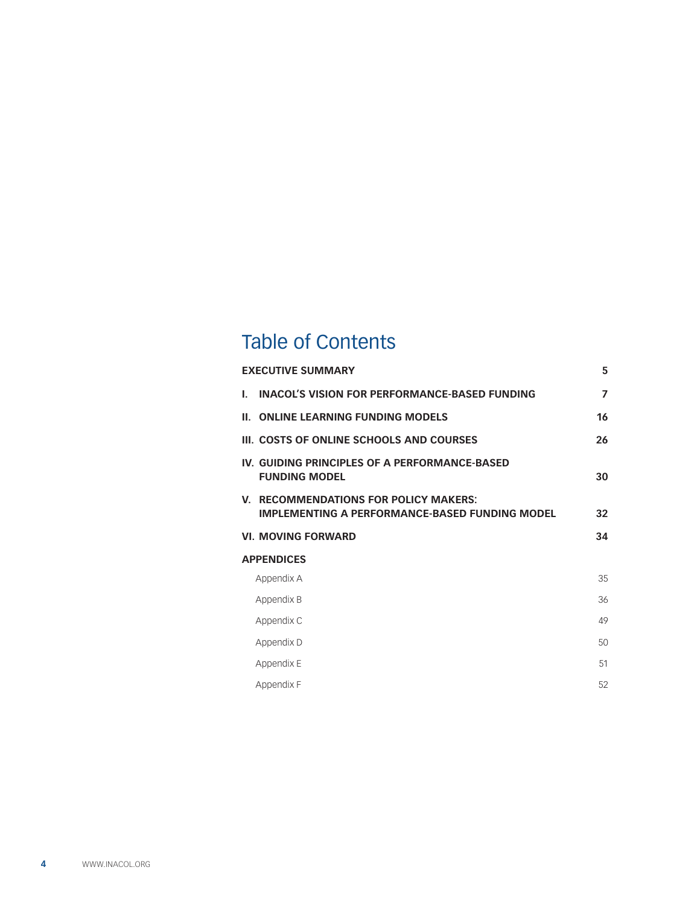# Table of Contents

| | |
|---|---|
| **EXECUTIVE SUMMARY** | **5** |
| **I. INACOL'S VISION FOR PERFORMANCE-BASED FUNDING** | **7** |
| **II. ONLINE LEARNING FUNDING MODELS** | **16** |
| **III. COSTS OF ONLINE SCHOOLS AND COURSES** | **26** |
| **IV. GUIDING PRINCIPLES OF A PERFORMANCE-BASED FUNDING MODEL** | **30** |
| **V. RECOMMENDATIONS FOR POLICY MAKERS: IMPLEMENTING A PERFORMANCE-BASED FUNDING MODEL** | **32** |
| **VI. MOVING FORWARD** | **34** |
| **APPENDICES** | |
| Appendix A | 35 |
| Appendix B | 36 |
| Appendix C | 49 |
| Appendix D | 50 |
| Appendix E | 51 |
| Appendix F | 52 |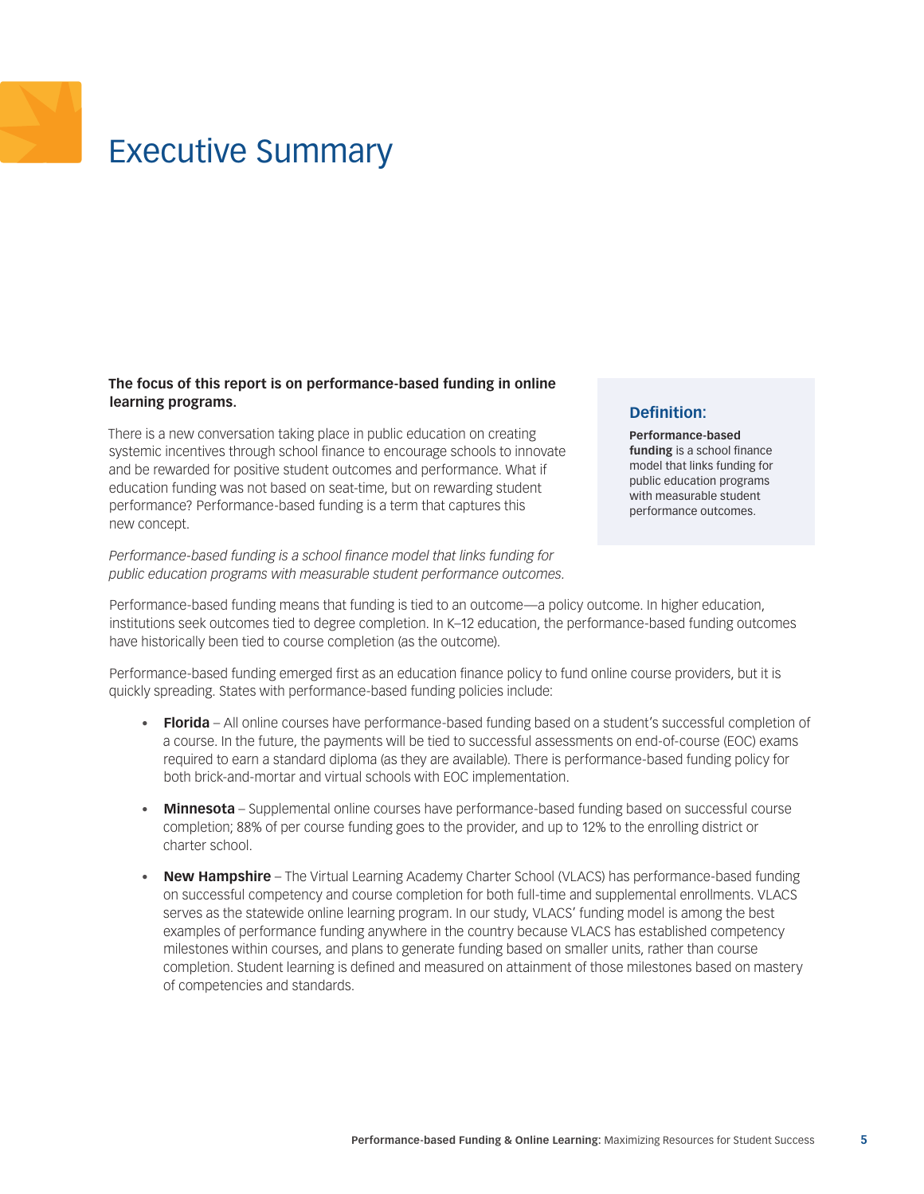# Executive Summary

**The focus of this report is on performance-based funding in online learning programs.**

There is a new conversation taking place in public education on creating systemic incentives through school finance to encourage schools to innovate and be rewarded for positive student outcomes and performance. What if education funding was not based on seat-time, but on rewarding student performance? Performance-based funding is a term that captures this new concept.

*Performance-based funding is a school finance model that links funding for public education programs with measurable student performance outcomes.*

> **Definition:**
>
> **Performance-based funding** is a school finance model that links funding for public education programs with measurable student performance outcomes.

Performance-based funding means that funding is tied to an outcome—a policy outcome. In higher education, institutions seek outcomes tied to degree completion. In K–12 education, the performance-based funding outcomes have historically been tied to course completion (as the outcome).

Performance-based funding emerged first as an education finance policy to fund online course providers, but it is quickly spreading. States with performance-based funding policies include:

- **Florida** – All online courses have performance-based funding based on a student's successful completion of a course. In the future, the payments will be tied to successful assessments on end-of-course (EOC) exams required to earn a standard diploma (as they are available). There is performance-based funding policy for both brick-and-mortar and virtual schools with EOC implementation.
- **Minnesota** – Supplemental online courses have performance-based funding based on successful course completion; 88% of per course funding goes to the provider, and up to 12% to the enrolling district or charter school.
- **New Hampshire** – The Virtual Learning Academy Charter School (VLACS) has performance-based funding on successful competency and course completion for both full-time and supplemental enrollments. VLACS serves as the statewide online learning program. In our study, VLACS' funding model is among the best examples of performance funding anywhere in the country because VLACS has established competency milestones within courses, and plans to generate funding based on smaller units, rather than course completion. Student learning is defined and measured on attainment of those milestones based on mastery of competencies and standards.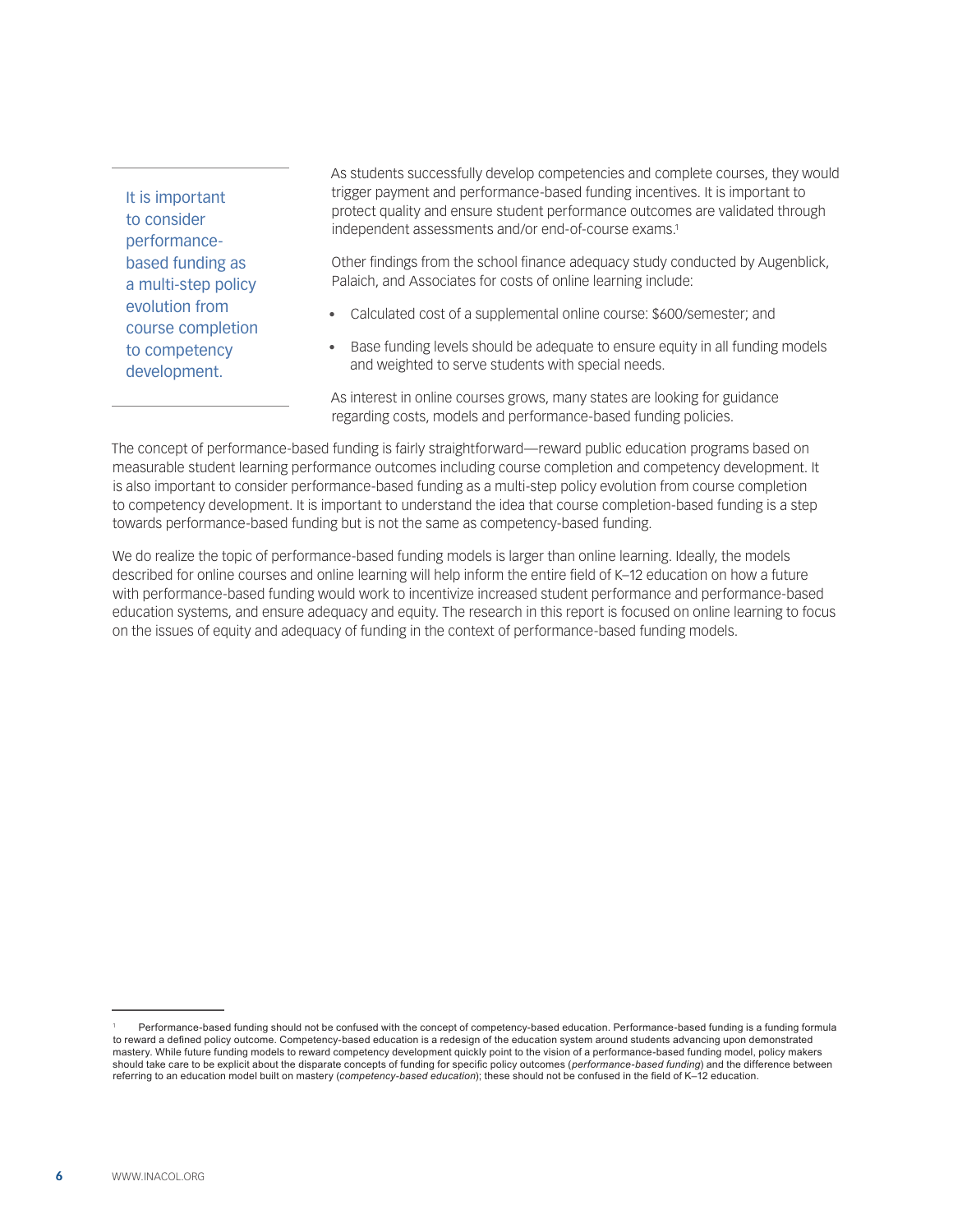> It is important to consider performance-based funding as a multi-step policy evolution from course completion to competency development.

As students successfully develop competencies and complete courses, they would trigger payment and performance-based funding incentives. It is important to protect quality and ensure student performance outcomes are validated through independent assessments and/or end-of-course exams.[1]

Other findings from the school finance adequacy study conducted by Augenblick, Palaich, and Associates for costs of online learning include:

- Calculated cost of a supplemental online course: $600/semester; and
- Base funding levels should be adequate to ensure equity in all funding models and weighted to serve students with special needs.

As interest in online courses grows, many states are looking for guidance regarding costs, models and performance-based funding policies.

The concept of performance-based funding is fairly straightforward—reward public education programs based on measurable student learning performance outcomes including course completion and competency development. It is also important to consider performance-based funding as a multi-step policy evolution from course completion to competency development. It is important to understand the idea that course completion-based funding is a step towards performance-based funding but is not the same as competency-based funding.

We do realize the topic of performance-based funding models is larger than online learning. Ideally, the models described for online courses and online learning will help inform the entire field of K–12 education on how a future with performance-based funding would work to incentivize increased student performance and performance-based education systems, and ensure adequacy and equity. The research in this report is focused on online learning to focus on the issues of equity and adequacy of funding in the context of performance-based funding models.

---

[1] Performance-based funding should not be confused with the concept of competency-based education. Performance-based funding is a funding formula to reward a defined policy outcome. Competency-based education is a redesign of the education system around students advancing upon demonstrated mastery. While future funding models to reward competency development quickly point to the vision of a performance-based funding model, policy makers should take care to be explicit about the disparate concepts of funding for specific policy outcomes (*performance-based funding*) and the difference between referring to an education model built on mastery (*competency-based education*); these should not be confused in the field of K–12 education.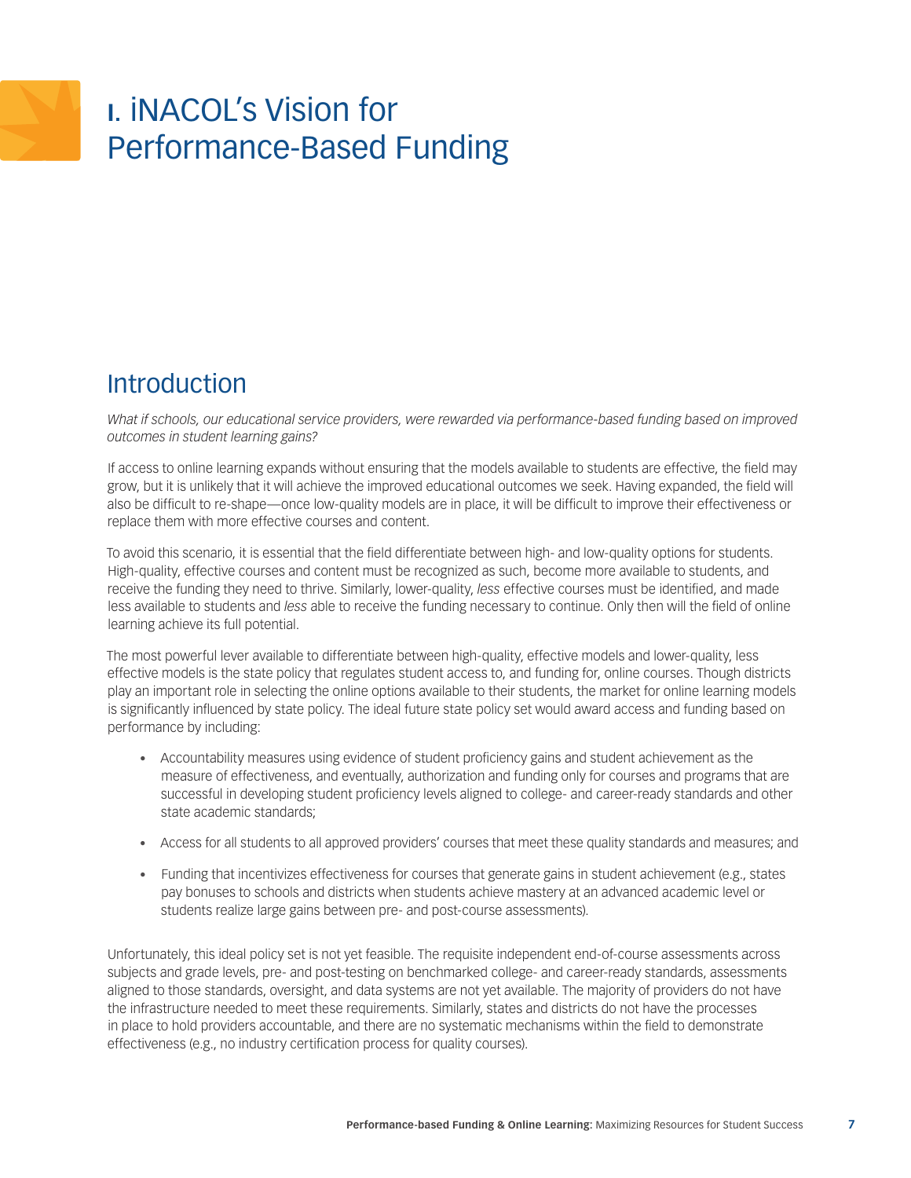# I. iNACOL's Vision for Performance-Based Funding

## Introduction

*What if schools, our educational service providers, were rewarded via performance-based funding based on improved outcomes in student learning gains?*

If access to online learning expands without ensuring that the models available to students are effective, the field may grow, but it is unlikely that it will achieve the improved educational outcomes we seek. Having expanded, the field will also be difficult to re-shape—once low-quality models are in place, it will be difficult to improve their effectiveness or replace them with more effective courses and content.

To avoid this scenario, it is essential that the field differentiate between high- and low-quality options for students. High-quality, effective courses and content must be recognized as such, become more available to students, and receive the funding they need to thrive. Similarly, lower-quality, *less* effective courses must be identified, and made less available to students and *less* able to receive the funding necessary to continue. Only then will the field of online learning achieve its full potential.

The most powerful lever available to differentiate between high-quality, effective models and lower-quality, less effective models is the state policy that regulates student access to, and funding for, online courses. Though districts play an important role in selecting the online options available to their students, the market for online learning models is significantly influenced by state policy. The ideal future state policy set would award access and funding based on performance by including:

- Accountability measures using evidence of student proficiency gains and student achievement as the measure of effectiveness, and eventually, authorization and funding only for courses and programs that are successful in developing student proficiency levels aligned to college- and career-ready standards and other state academic standards;
- Access for all students to all approved providers' courses that meet these quality standards and measures; and
- Funding that incentivizes effectiveness for courses that generate gains in student achievement (e.g., states pay bonuses to schools and districts when students achieve mastery at an advanced academic level or students realize large gains between pre- and post-course assessments).

Unfortunately, this ideal policy set is not yet feasible. The requisite independent end-of-course assessments across subjects and grade levels, pre- and post-testing on benchmarked college- and career-ready standards, assessments aligned to those standards, oversight, and data systems are not yet available. The majority of providers do not have the infrastructure needed to meet these requirements. Similarly, states and districts do not have the processes in place to hold providers accountable, and there are no systematic mechanisms within the field to demonstrate effectiveness (e.g., no industry certification process for quality courses).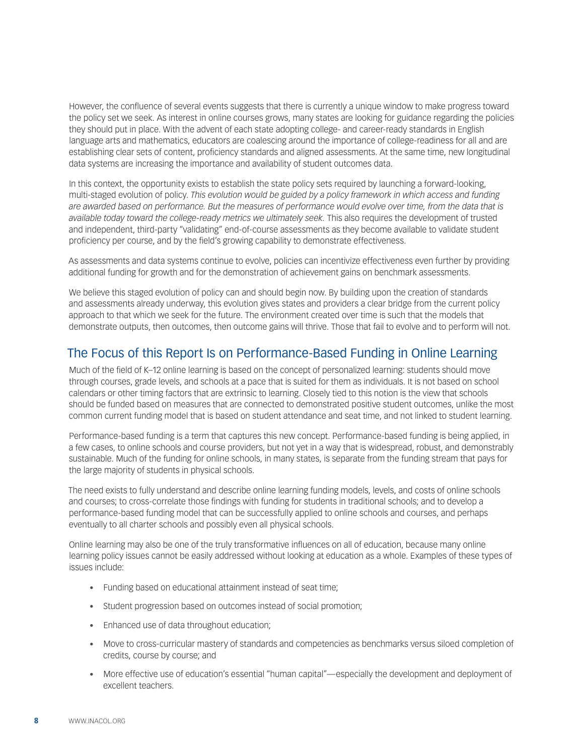However, the confluence of several events suggests that there is currently a unique window to make progress toward the policy set we seek. As interest in online courses grows, many states are looking for guidance regarding the policies they should put in place. With the advent of each state adopting college- and career-ready standards in English language arts and mathematics, educators are coalescing around the importance of college-readiness for all and are establishing clear sets of content, proficiency standards and aligned assessments. At the same time, new longitudinal data systems are increasing the importance and availability of student outcomes data.

In this context, the opportunity exists to establish the state policy sets required by launching a forward-looking, multi-staged evolution of policy. *This evolution would be guided by a policy framework in which access and funding are awarded based on performance. But the measures of performance would evolve over time, from the data that is available today toward the college-ready metrics we ultimately seek.* This also requires the development of trusted and independent, third-party "validating" end-of-course assessments as they become available to validate student proficiency per course, and by the field's growing capability to demonstrate effectiveness.

As assessments and data systems continue to evolve, policies can incentivize effectiveness even further by providing additional funding for growth and for the demonstration of achievement gains on benchmark assessments.

We believe this staged evolution of policy can and should begin now. By building upon the creation of standards and assessments already underway, this evolution gives states and providers a clear bridge from the current policy approach to that which we seek for the future. The environment created over time is such that the models that demonstrate outputs, then outcomes, then outcome gains will thrive. Those that fail to evolve and to perform will not.

## The Focus of this Report Is on Performance-Based Funding in Online Learning

Much of the field of K–12 online learning is based on the concept of personalized learning: students should move through courses, grade levels, and schools at a pace that is suited for them as individuals. It is not based on school calendars or other timing factors that are extrinsic to learning. Closely tied to this notion is the view that schools should be funded based on measures that are connected to demonstrated positive student outcomes, unlike the most common current funding model that is based on student attendance and seat time, and not linked to student learning.

Performance-based funding is a term that captures this new concept. Performance-based funding is being applied, in a few cases, to online schools and course providers, but not yet in a way that is widespread, robust, and demonstrably sustainable. Much of the funding for online schools, in many states, is separate from the funding stream that pays for the large majority of students in physical schools.

The need exists to fully understand and describe online learning funding models, levels, and costs of online schools and courses; to cross-correlate those findings with funding for students in traditional schools; and to develop a performance-based funding model that can be successfully applied to online schools and courses, and perhaps eventually to all charter schools and possibly even all physical schools.

Online learning may also be one of the truly transformative influences on all of education, because many online learning policy issues cannot be easily addressed without looking at education as a whole. Examples of these types of issues include:

- Funding based on educational attainment instead of seat time;
- Student progression based on outcomes instead of social promotion;
- Enhanced use of data throughout education;
- Move to cross-curricular mastery of standards and competencies as benchmarks versus siloed completion of credits, course by course; and
- More effective use of education's essential "human capital"—especially the development and deployment of excellent teachers.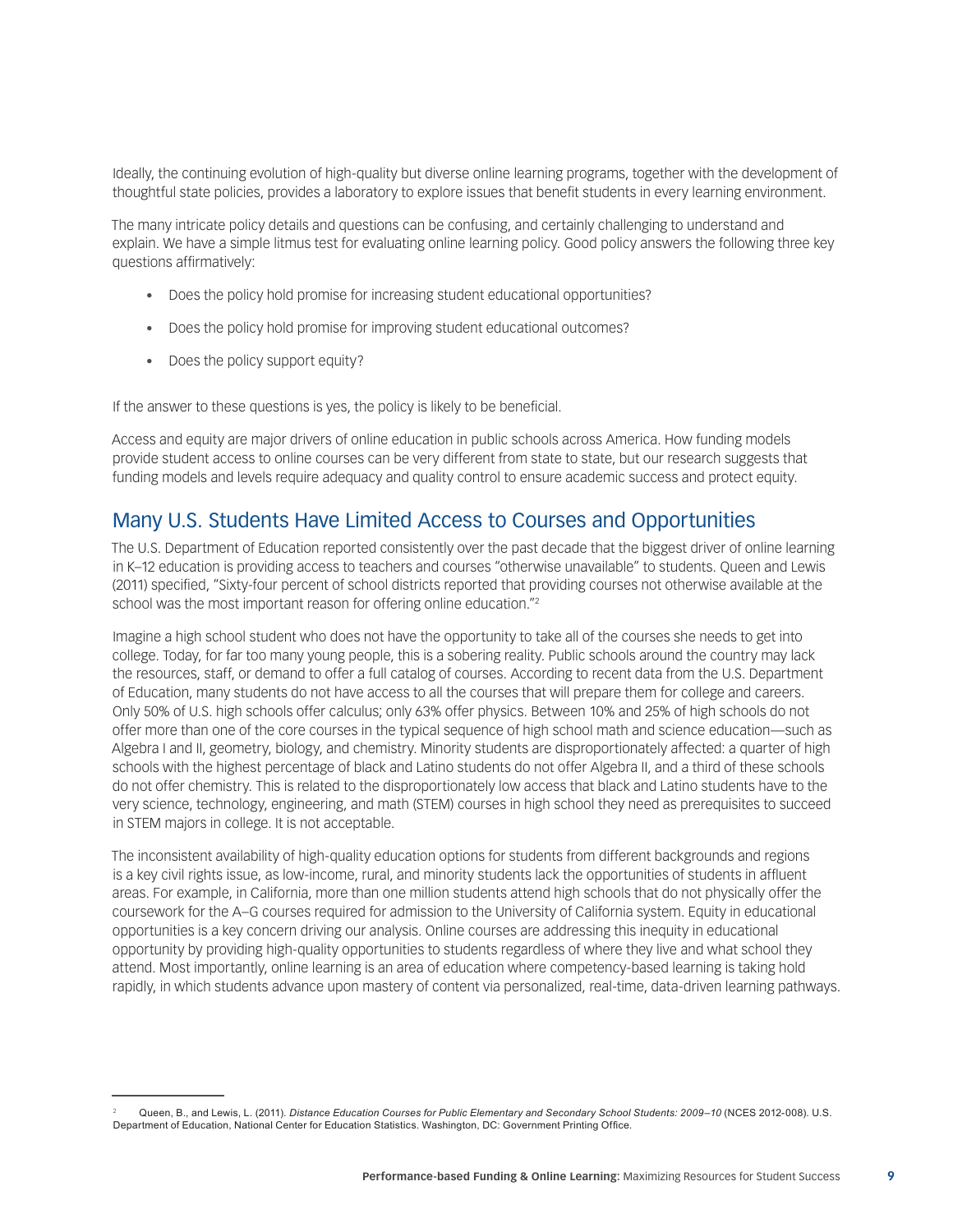Ideally, the continuing evolution of high-quality but diverse online learning programs, together with the development of thoughtful state policies, provides a laboratory to explore issues that benefit students in every learning environment.

The many intricate policy details and questions can be confusing, and certainly challenging to understand and explain. We have a simple litmus test for evaluating online learning policy. Good policy answers the following three key questions affirmatively:

- Does the policy hold promise for increasing student educational opportunities?
- Does the policy hold promise for improving student educational outcomes?
- Does the policy support equity?

If the answer to these questions is yes, the policy is likely to be beneficial.

Access and equity are major drivers of online education in public schools across America. How funding models provide student access to online courses can be very different from state to state, but our research suggests that funding models and levels require adequacy and quality control to ensure academic success and protect equity.

## Many U.S. Students Have Limited Access to Courses and Opportunities

The U.S. Department of Education reported consistently over the past decade that the biggest driver of online learning in K–12 education is providing access to teachers and courses "otherwise unavailable" to students. Queen and Lewis (2011) specified, "Sixty-four percent of school districts reported that providing courses not otherwise available at the school was the most important reason for offering online education."[2]

Imagine a high school student who does not have the opportunity to take all of the courses she needs to get into college. Today, for far too many young people, this is a sobering reality. Public schools around the country may lack the resources, staff, or demand to offer a full catalog of courses. According to recent data from the U.S. Department of Education, many students do not have access to all the courses that will prepare them for college and careers. Only 50% of U.S. high schools offer calculus; only 63% offer physics. Between 10% and 25% of high schools do not offer more than one of the core courses in the typical sequence of high school math and science education—such as Algebra I and II, geometry, biology, and chemistry. Minority students are disproportionately affected: a quarter of high schools with the highest percentage of black and Latino students do not offer Algebra II, and a third of these schools do not offer chemistry. This is related to the disproportionately low access that black and Latino students have to the very science, technology, engineering, and math (STEM) courses in high school they need as prerequisites to succeed in STEM majors in college. It is not acceptable.

The inconsistent availability of high-quality education options for students from different backgrounds and regions is a key civil rights issue, as low-income, rural, and minority students lack the opportunities of students in affluent areas. For example, in California, more than one million students attend high schools that do not physically offer the coursework for the A–G courses required for admission to the University of California system. Equity in educational opportunities is a key concern driving our analysis. Online courses are addressing this inequity in educational opportunity by providing high-quality opportunities to students regardless of where they live and what school they attend. Most importantly, online learning is an area of education where competency-based learning is taking hold rapidly, in which students advance upon mastery of content via personalized, real-time, data-driven learning pathways.

---

[2] Queen, B., and Lewis, L. (2011). *Distance Education Courses for Public Elementary and Secondary School Students: 2009–10* (NCES 2012-008). U.S. Department of Education, National Center for Education Statistics. Washington, DC: Government Printing Office.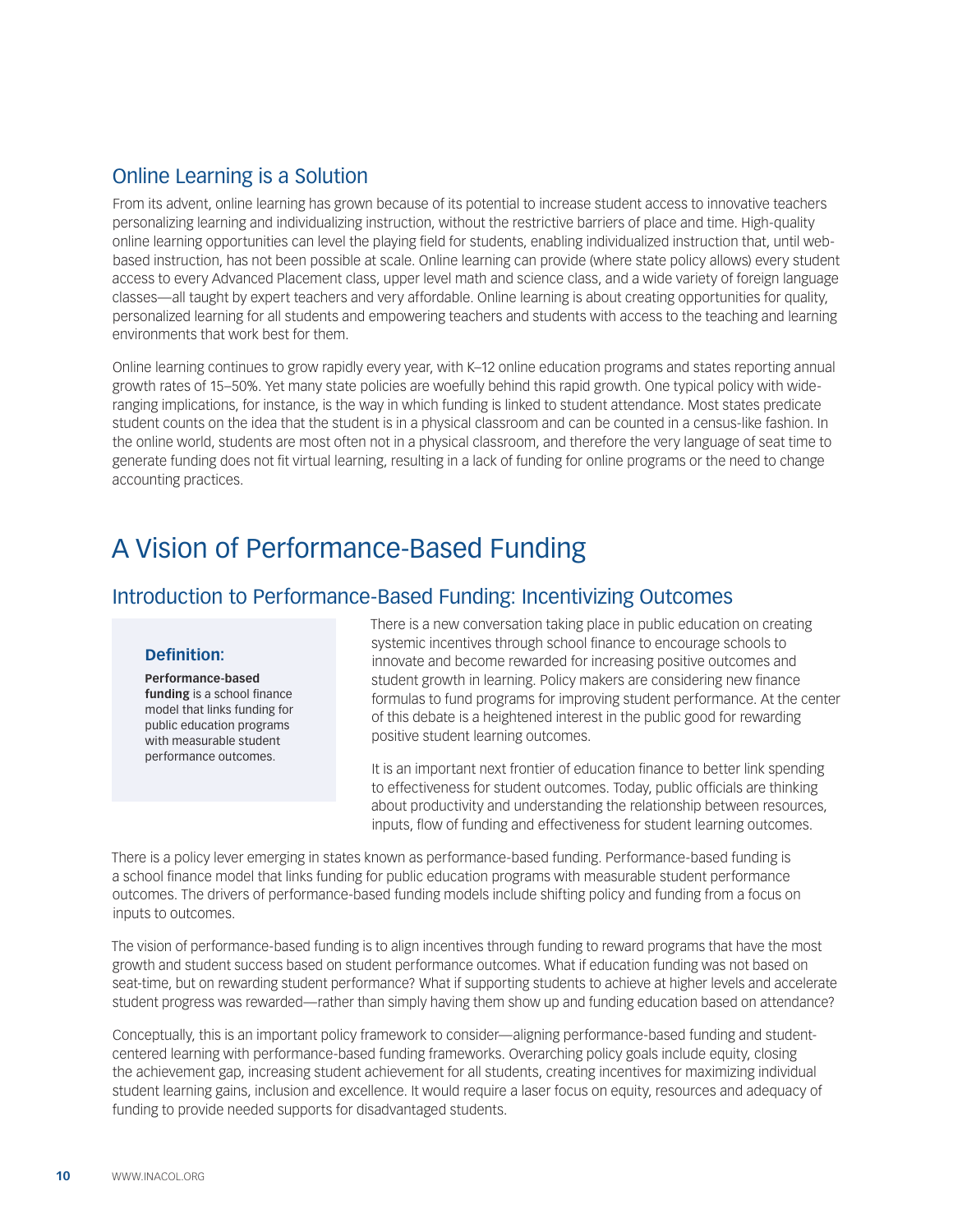### Online Learning is a Solution

From its advent, online learning has grown because of its potential to increase student access to innovative teachers personalizing learning and individualizing instruction, without the restrictive barriers of place and time. High-quality online learning opportunities can level the playing field for students, enabling individualized instruction that, until web-based instruction, has not been possible at scale. Online learning can provide (where state policy allows) every student access to every Advanced Placement class, upper level math and science class, and a wide variety of foreign language classes—all taught by expert teachers and very affordable. Online learning is about creating opportunities for quality, personalized learning for all students and empowering teachers and students with access to the teaching and learning environments that work best for them.

Online learning continues to grow rapidly every year, with K–12 online education programs and states reporting annual growth rates of 15–50%. Yet many state policies are woefully behind this rapid growth. One typical policy with wide-ranging implications, for instance, is the way in which funding is linked to student attendance. Most states predicate student counts on the idea that the student is in a physical classroom and can be counted in a census-like fashion. In the online world, students are most often not in a physical classroom, and therefore the very language of seat time to generate funding does not fit virtual learning, resulting in a lack of funding for online programs or the need to change accounting practices.

## A Vision of Performance-Based Funding

### Introduction to Performance-Based Funding: Incentivizing Outcomes

> **Definition:**
>
> **Performance-based funding** is a school finance model that links funding for public education programs with measurable student performance outcomes.

There is a new conversation taking place in public education on creating systemic incentives through school finance to encourage schools to innovate and become rewarded for increasing positive outcomes and student growth in learning. Policy makers are considering new finance formulas to fund programs for improving student performance. At the center of this debate is a heightened interest in the public good for rewarding positive student learning outcomes.

It is an important next frontier of education finance to better link spending to effectiveness for student outcomes. Today, public officials are thinking about productivity and understanding the relationship between resources, inputs, flow of funding and effectiveness for student learning outcomes.

There is a policy lever emerging in states known as performance-based funding. Performance-based funding is a school finance model that links funding for public education programs with measurable student performance outcomes. The drivers of performance-based funding models include shifting policy and funding from a focus on inputs to outcomes.

The vision of performance-based funding is to align incentives through funding to reward programs that have the most growth and student success based on student performance outcomes. What if education funding was not based on seat-time, but on rewarding student performance? What if supporting students to achieve at higher levels and accelerate student progress was rewarded—rather than simply having them show up and funding education based on attendance?

Conceptually, this is an important policy framework to consider—aligning performance-based funding and student-centered learning with performance-based funding frameworks. Overarching policy goals include equity, closing the achievement gap, increasing student achievement for all students, creating incentives for maximizing individual student learning gains, inclusion and excellence. It would require a laser focus on equity, resources and adequacy of funding to provide needed supports for disadvantaged students.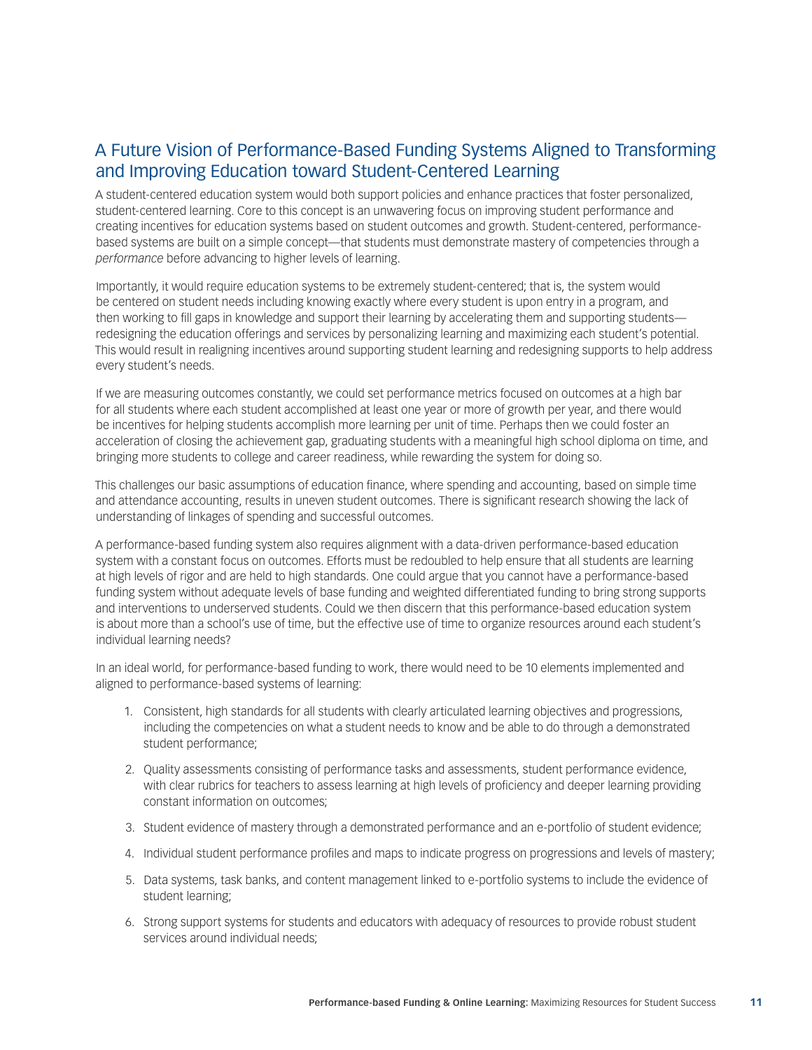## A Future Vision of Performance-Based Funding Systems Aligned to Transforming and Improving Education toward Student-Centered Learning

A student-centered education system would both support policies and enhance practices that foster personalized, student-centered learning. Core to this concept is an unwavering focus on improving student performance and creating incentives for education systems based on student outcomes and growth. Student-centered, performance-based systems are built on a simple concept—that students must demonstrate mastery of competencies through a *performance* before advancing to higher levels of learning.

Importantly, it would require education systems to be extremely student-centered; that is, the system would be centered on student needs including knowing exactly where every student is upon entry in a program, and then working to fill gaps in knowledge and support their learning by accelerating them and supporting students—redesigning the education offerings and services by personalizing learning and maximizing each student's potential. This would result in realigning incentives around supporting student learning and redesigning supports to help address every student's needs.

If we are measuring outcomes constantly, we could set performance metrics focused on outcomes at a high bar for all students where each student accomplished at least one year or more of growth per year, and there would be incentives for helping students accomplish more learning per unit of time. Perhaps then we could foster an acceleration of closing the achievement gap, graduating students with a meaningful high school diploma on time, and bringing more students to college and career readiness, while rewarding the system for doing so.

This challenges our basic assumptions of education finance, where spending and accounting, based on simple time and attendance accounting, results in uneven student outcomes. There is significant research showing the lack of understanding of linkages of spending and successful outcomes.

A performance-based funding system also requires alignment with a data-driven performance-based education system with a constant focus on outcomes. Efforts must be redoubled to help ensure that all students are learning at high levels of rigor and are held to high standards. One could argue that you cannot have a performance-based funding system without adequate levels of base funding and weighted differentiated funding to bring strong supports and interventions to underserved students. Could we then discern that this performance-based education system is about more than a school's use of time, but the effective use of time to organize resources around each student's individual learning needs?

In an ideal world, for performance-based funding to work, there would need to be 10 elements implemented and aligned to performance-based systems of learning:

1. Consistent, high standards for all students with clearly articulated learning objectives and progressions, including the competencies on what a student needs to know and be able to do through a demonstrated student performance;
2. Quality assessments consisting of performance tasks and assessments, student performance evidence, with clear rubrics for teachers to assess learning at high levels of proficiency and deeper learning providing constant information on outcomes;
3. Student evidence of mastery through a demonstrated performance and an e-portfolio of student evidence;
4. Individual student performance profiles and maps to indicate progress on progressions and levels of mastery;
5. Data systems, task banks, and content management linked to e-portfolio systems to include the evidence of student learning;
6. Strong support systems for students and educators with adequacy of resources to provide robust student services around individual needs;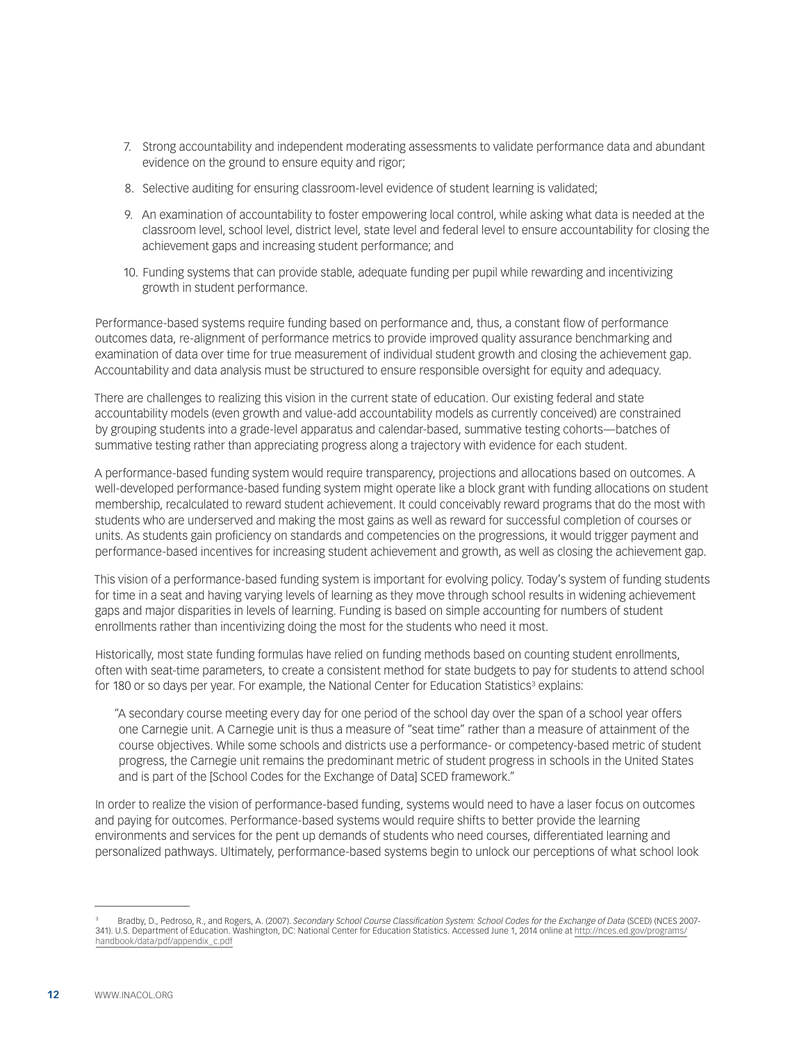7. Strong accountability and independent moderating assessments to validate performance data and abundant evidence on the ground to ensure equity and rigor;
8. Selective auditing for ensuring classroom-level evidence of student learning is validated;
9. An examination of accountability to foster empowering local control, while asking what data is needed at the classroom level, school level, district level, state level and federal level to ensure accountability for closing the achievement gaps and increasing student performance; and
10. Funding systems that can provide stable, adequate funding per pupil while rewarding and incentivizing growth in student performance.

Performance-based systems require funding based on performance and, thus, a constant flow of performance outcomes data, re-alignment of performance metrics to provide improved quality assurance benchmarking and examination of data over time for true measurement of individual student growth and closing the achievement gap. Accountability and data analysis must be structured to ensure responsible oversight for equity and adequacy.

There are challenges to realizing this vision in the current state of education. Our existing federal and state accountability models (even growth and value-add accountability models as currently conceived) are constrained by grouping students into a grade-level apparatus and calendar-based, summative testing cohorts—batches of summative testing rather than appreciating progress along a trajectory with evidence for each student.

A performance-based funding system would require transparency, projections and allocations based on outcomes. A well-developed performance-based funding system might operate like a block grant with funding allocations on student membership, recalculated to reward student achievement. It could conceivably reward programs that do the most with students who are underserved and making the most gains as well as reward for successful completion of courses or units. As students gain proficiency on standards and competencies on the progressions, it would trigger payment and performance-based incentives for increasing student achievement and growth, as well as closing the achievement gap.

This vision of a performance-based funding system is important for evolving policy. Today's system of funding students for time in a seat and having varying levels of learning as they move through school results in widening achievement gaps and major disparities in levels of learning. Funding is based on simple accounting for numbers of student enrollments rather than incentivizing doing the most for the students who need it most.

Historically, most state funding formulas have relied on funding methods based on counting student enrollments, often with seat-time parameters, to create a consistent method for state budgets to pay for students to attend school for 180 or so days per year. For example, the National Center for Education Statistics[3] explains:

> "A secondary course meeting every day for one period of the school day over the span of a school year offers one Carnegie unit. A Carnegie unit is thus a measure of "seat time" rather than a measure of attainment of the course objectives. While some schools and districts use a performance- or competency-based metric of student progress, the Carnegie unit remains the predominant metric of student progress in schools in the United States and is part of the [School Codes for the Exchange of Data] SCED framework."

In order to realize the vision of performance-based funding, systems would need to have a laser focus on outcomes and paying for outcomes. Performance-based systems would require shifts to better provide the learning environments and services for the pent up demands of students who need courses, differentiated learning and personalized pathways. Ultimately, performance-based systems begin to unlock our perceptions of what school look

---

[3] Bradby, D., Pedroso, R., and Rogers, A. (2007). *Secondary School Course Classification System: School Codes for the Exchange of Data* (SCED) (NCES 2007-341). U.S. Department of Education. Washington, DC: National Center for Education Statistics. Accessed June 1, 2014 online at http://nces.ed.gov/programs/handbook/data/pdf/appendix_c.pdf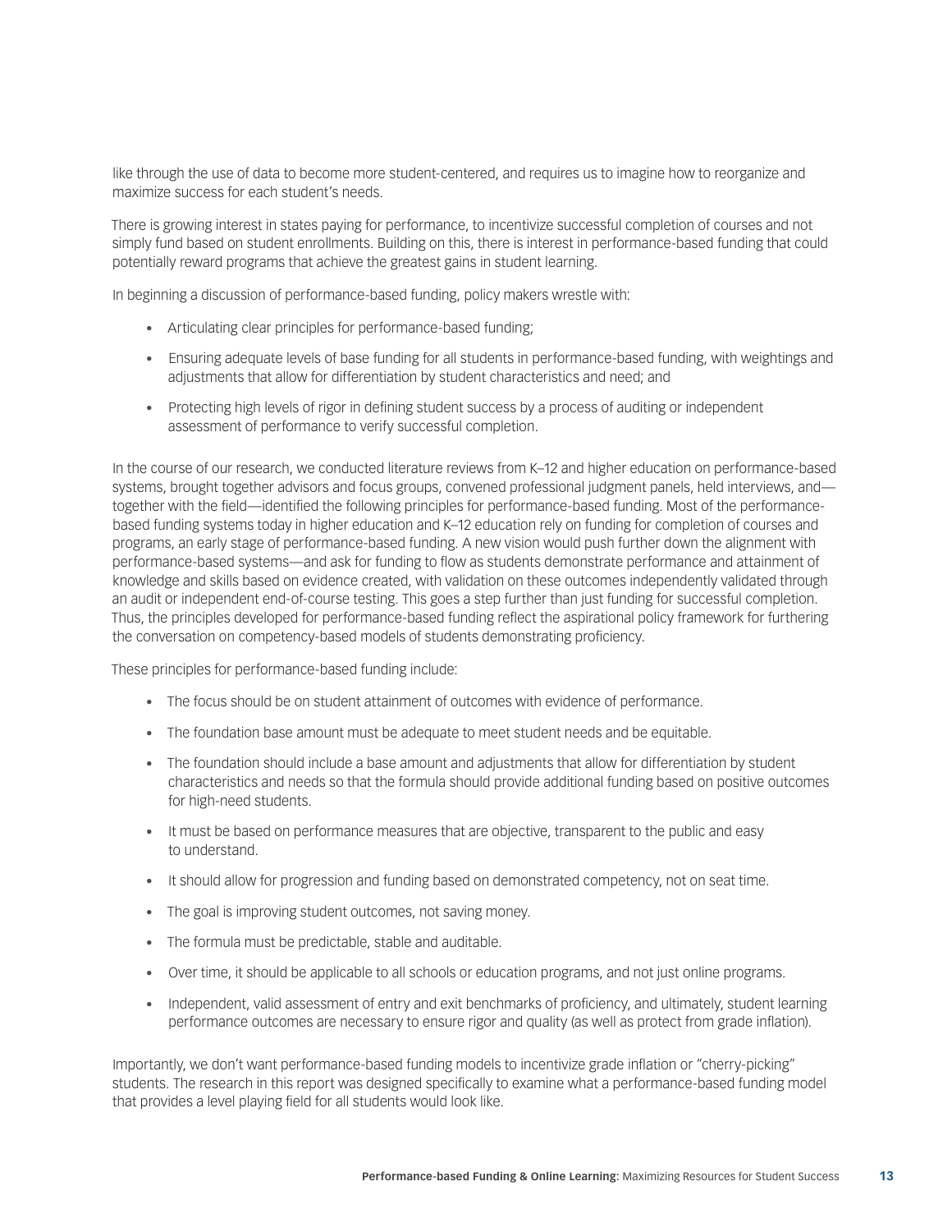like through the use of data to become more student-centered, and requires us to imagine how to reorganize and maximize success for each student's needs.

There is growing interest in states paying for performance, to incentivize successful completion of courses and not simply fund based on student enrollments. Building on this, there is interest in performance-based funding that could potentially reward programs that achieve the greatest gains in student learning.

In beginning a discussion of performance-based funding, policy makers wrestle with:

- Articulating clear principles for performance-based funding;
- Ensuring adequate levels of base funding for all students in performance-based funding, with weightings and adjustments that allow for differentiation by student characteristics and need; and
- Protecting high levels of rigor in defining student success by a process of auditing or independent assessment of performance to verify successful completion.

In the course of our research, we conducted literature reviews from K–12 and higher education on performance-based systems, brought together advisors and focus groups, convened professional judgment panels, held interviews, and—together with the field—identified the following principles for performance-based funding. Most of the performance-based funding systems today in higher education and K–12 education rely on funding for completion of courses and programs, an early stage of performance-based funding. A new vision would push further down the alignment with performance-based systems—and ask for funding to flow as students demonstrate performance and attainment of knowledge and skills based on evidence created, with validation on these outcomes independently validated through an audit or independent end-of-course testing. This goes a step further than just funding for successful completion. Thus, the principles developed for performance-based funding reflect the aspirational policy framework for furthering the conversation on competency-based models of students demonstrating proficiency.

These principles for performance-based funding include:

- The focus should be on student attainment of outcomes with evidence of performance.
- The foundation base amount must be adequate to meet student needs and be equitable.
- The foundation should include a base amount and adjustments that allow for differentiation by student characteristics and needs so that the formula should provide additional funding based on positive outcomes for high-need students.
- It must be based on performance measures that are objective, transparent to the public and easy to understand.
- It should allow for progression and funding based on demonstrated competency, not on seat time.
- The goal is improving student outcomes, not saving money.
- The formula must be predictable, stable and auditable.
- Over time, it should be applicable to all schools or education programs, and not just online programs.
- Independent, valid assessment of entry and exit benchmarks of proficiency, and ultimately, student learning performance outcomes are necessary to ensure rigor and quality (as well as protect from grade inflation).

Importantly, we don't want performance-based funding models to incentivize grade inflation or "cherry-picking" students. The research in this report was designed specifically to examine what a performance-based funding model that provides a level playing field for all students would look like.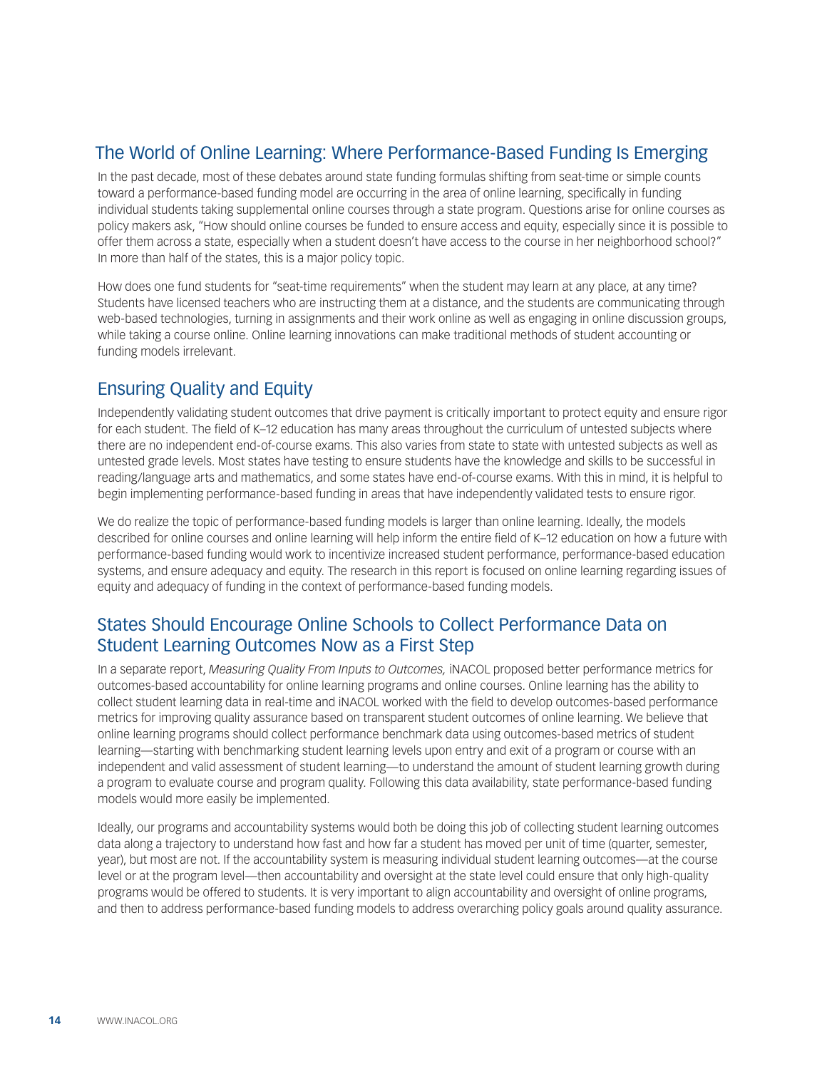## The World of Online Learning: Where Performance-Based Funding Is Emerging

In the past decade, most of these debates around state funding formulas shifting from seat-time or simple counts toward a performance-based funding model are occurring in the area of online learning, specifically in funding individual students taking supplemental online courses through a state program. Questions arise for online courses as policy makers ask, "How should online courses be funded to ensure access and equity, especially since it is possible to offer them across a state, especially when a student doesn't have access to the course in her neighborhood school?" In more than half of the states, this is a major policy topic.

How does one fund students for "seat-time requirements" when the student may learn at any place, at any time? Students have licensed teachers who are instructing them at a distance, and the students are communicating through web-based technologies, turning in assignments and their work online as well as engaging in online discussion groups, while taking a course online. Online learning innovations can make traditional methods of student accounting or funding models irrelevant.

## Ensuring Quality and Equity

Independently validating student outcomes that drive payment is critically important to protect equity and ensure rigor for each student. The field of K–12 education has many areas throughout the curriculum of untested subjects where there are no independent end-of-course exams. This also varies from state to state with untested subjects as well as untested grade levels. Most states have testing to ensure students have the knowledge and skills to be successful in reading/language arts and mathematics, and some states have end-of-course exams. With this in mind, it is helpful to begin implementing performance-based funding in areas that have independently validated tests to ensure rigor.

We do realize the topic of performance-based funding models is larger than online learning. Ideally, the models described for online courses and online learning will help inform the entire field of K–12 education on how a future with performance-based funding would work to incentivize increased student performance, performance-based education systems, and ensure adequacy and equity. The research in this report is focused on online learning regarding issues of equity and adequacy of funding in the context of performance-based funding models.

## States Should Encourage Online Schools to Collect Performance Data on Student Learning Outcomes Now as a First Step

In a separate report, *Measuring Quality From Inputs to Outcomes,* iNACOL proposed better performance metrics for outcomes-based accountability for online learning programs and online courses. Online learning has the ability to collect student learning data in real-time and iNACOL worked with the field to develop outcomes-based performance metrics for improving quality assurance based on transparent student outcomes of online learning. We believe that online learning programs should collect performance benchmark data using outcomes-based metrics of student learning—starting with benchmarking student learning levels upon entry and exit of a program or course with an independent and valid assessment of student learning—to understand the amount of student learning growth during a program to evaluate course and program quality. Following this data availability, state performance-based funding models would more easily be implemented.

Ideally, our programs and accountability systems would both be doing this job of collecting student learning outcomes data along a trajectory to understand how fast and how far a student has moved per unit of time (quarter, semester, year), but most are not. If the accountability system is measuring individual student learning outcomes—at the course level or at the program level—then accountability and oversight at the state level could ensure that only high-quality programs would be offered to students. It is very important to align accountability and oversight of online programs, and then to address performance-based funding models to address overarching policy goals around quality assurance.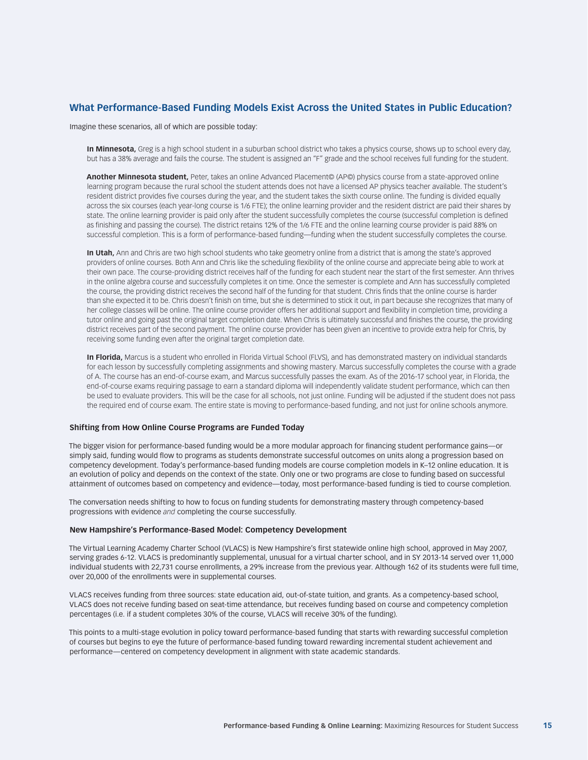## What Performance-Based Funding Models Exist Across the United States in Public Education?

Imagine these scenarios, all of which are possible today:

**In Minnesota,** Greg is a high school student in a suburban school district who takes a physics course, shows up to school every day, but has a 38% average and fails the course. The student is assigned an "F" grade and the school receives full funding for the student.

**Another Minnesota student,** Peter, takes an online Advanced Placement© (AP©) physics course from a state-approved online learning program because the rural school the student attends does not have a licensed AP physics teacher available. The student's resident district provides five courses during the year, and the student takes the sixth course online. The funding is divided equally across the six courses (each year-long course is 1/6 FTE); the online learning provider and the resident district are paid their shares by state. The online learning provider is paid only after the student successfully completes the course (successful completion is defined as finishing and passing the course). The district retains 12% of the 1/6 FTE and the online learning course provider is paid 88% on successful completion. This is a form of performance-based funding—funding when the student successfully completes the course.

**In Utah,** Ann and Chris are two high school students who take geometry online from a district that is among the state's approved providers of online courses. Both Ann and Chris like the scheduling flexibility of the online course and appreciate being able to work at their own pace. The course-providing district receives half of the funding for each student near the start of the first semester. Ann thrives in the online algebra course and successfully completes it on time. Once the semester is complete and Ann has successfully completed the course, the providing district receives the second half of the funding for that student. Chris finds that the online course is harder than she expected it to be. Chris doesn't finish on time, but she is determined to stick it out, in part because she recognizes that many of her college classes will be online. The online course provider offers her additional support and flexibility in completion time, providing a tutor online and going past the original target completion date. When Chris is ultimately successful and finishes the course, the providing district receives part of the second payment. The online course provider has been given an incentive to provide extra help for Chris, by receiving some funding even after the original target completion date.

**In Florida,** Marcus is a student who enrolled in Florida Virtual School (FLVS), and has demonstrated mastery on individual standards for each lesson by successfully completing assignments and showing mastery. Marcus successfully completes the course with a grade of A. The course has an end-of-course exam, and Marcus successfully passes the exam. As of the 2016-17 school year, in Florida, the end-of-course exams requiring passage to earn a standard diploma will independently validate student performance, which can then be used to evaluate providers. This will be the case for all schools, not just online. Funding will be adjusted if the student does not pass the required end of course exam. The entire state is moving to performance-based funding, and not just for online schools anymore.

### Shifting from How Online Course Programs are Funded Today

The bigger vision for performance-based funding would be a more modular approach for financing student performance gains—or simply said, funding would flow to programs as students demonstrate successful outcomes on units along a progression based on competency development. Today's performance-based funding models are course completion models in K–12 online education. It is an evolution of policy and depends on the context of the state. Only one or two programs are close to funding based on successful attainment of outcomes based on competency and evidence—today, most performance-based funding is tied to course completion.

The conversation needs shifting to how to focus on funding students for demonstrating mastery through competency-based progressions with evidence *and* completing the course successfully.

### New Hampshire's Performance-Based Model: Competency Development

The Virtual Learning Academy Charter School (VLACS) is New Hampshire's first statewide online high school, approved in May 2007, serving grades 6-12. VLACS is predominantly supplemental, unusual for a virtual charter school, and in SY 2013-14 served over 11,000 individual students with 22,731 course enrollments, a 29% increase from the previous year. Although 162 of its students were full time, over 20,000 of the enrollments were in supplemental courses.

VLACS receives funding from three sources: state education aid, out-of-state tuition, and grants. As a competency-based school, VLACS does not receive funding based on seat-time attendance, but receives funding based on course and competency completion percentages (i.e. if a student completes 30% of the course, VLACS will receive 30% of the funding).

This points to a multi-stage evolution in policy toward performance-based funding that starts with rewarding successful completion of courses but begins to eye the future of performance-based funding toward rewarding incremental student achievement and performance—centered on competency development in alignment with state academic standards.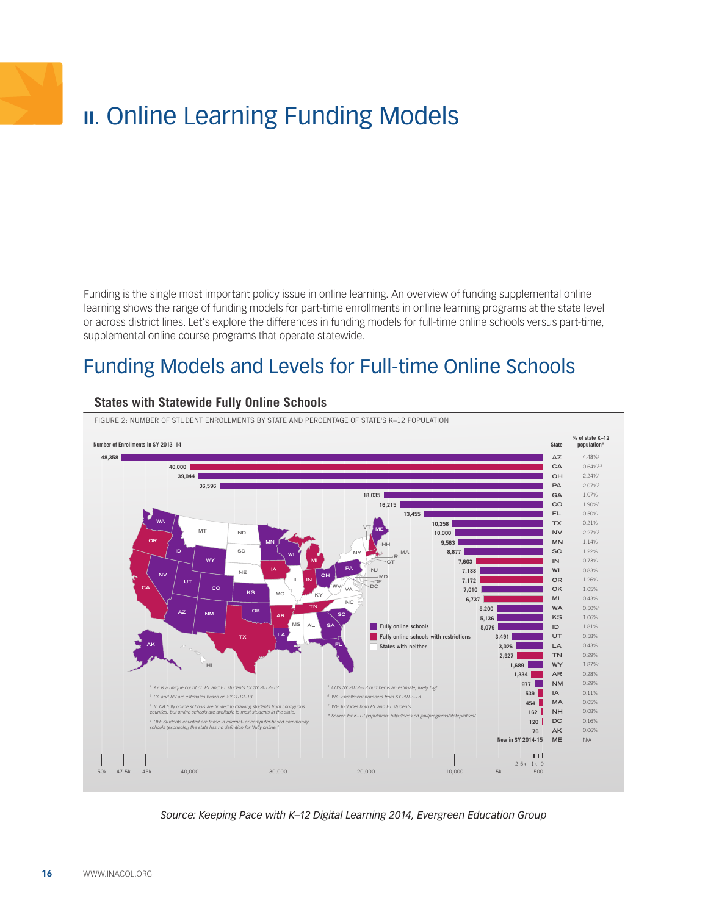# II. Online Learning Funding Models

Funding is the single most important policy issue in online learning. An overview of funding supplemental online learning shows the range of funding models for part-time enrollments in online learning programs at the state level or across district lines. Let's explore the differences in funding models for full-time online schools versus part-time, supplemental online course programs that operate statewide.

## Funding Models and Levels for Full-time Online Schools

### States with Statewide Fully Online Schools

FIGURE 2: NUMBER OF STUDENT ENROLLMENTS BY STATE AND PERCENTAGE OF STATE'S K–12 POPULATION

| Number of Enrollments in SY 2013–14 | State | % of state K–12 population* |
|---|---|---|
| 48,358 | AZ | 4.48%[1] |
| 40,000 | CA | 0.64%[2,3] |
| 39,044 | OH | 2.24%[4] |
| 36,596 | PA | 2.07%[5] |
| 18,035 | GA | 1.07% |
| 16,215 | CO | 1.90%[5] |
| 13,455 | FL | 0.50% |
| 10,258 | TX | 0.21% |
| 10,000 | NV | 2.27%[2] |
| 9,563 | MN | 1.14% |
| 8,877 | SC | 1.22% |
| 7,603 | IN | 0.73% |
| 7,188 | WI | 0.83% |
| 7,172 | OR | 1.26% |
| 7,010 | OK | 1.05% |
| 6,737 | MI | 0.43% |
| 5,200 | WA | 0.50%[6] |
| 5,136 | KS | 1.06% |
| 5,079 | ID | 1.81% |
| 3,491 | UT | 0.58% |
| 3,026 | LA | 0.43% |
| 2,927 | TN | 0.29% |
| 1,689 | WY | 1.87%[7] |
| 1,334 | AR | 0.28% |
| 977 | NM | 0.29% |
| 539 | IA | 0.11% |
| 454 | MA | 0.05% |
| 162 | NH | 0.08% |
| 120 | DC | 0.16% |
| 76 | AK | 0.06% |
| New in SY 2014-15 | ME | N/A |

Legend: Fully online schools; Fully online schools with restrictions; States with neither

[1] AZ is a unique count of PT and FT students for SY 2012–13.
[2] CA and NV are estimates based on SY 2012–13.
[3] In CA fully online schools are limited to drawing students from contiguous counties, but online schools are available to most students in the state.
[4] OH: Students counted are those in internet- or computer-based community schools (eschools); the state has no definition for "fully online."
[5] CO's SY 2012–13 number is an estimate, likely high.
[6] WA: Enrollment numbers from SY 2012–13.
[7] WY: Includes both PT and FT students.
* Source for K–12 population: http://nces.ed.gov/programs/stateprofiles/.

*Source: Keeping Pace with K–12 Digital Learning 2014, Evergreen Education Group*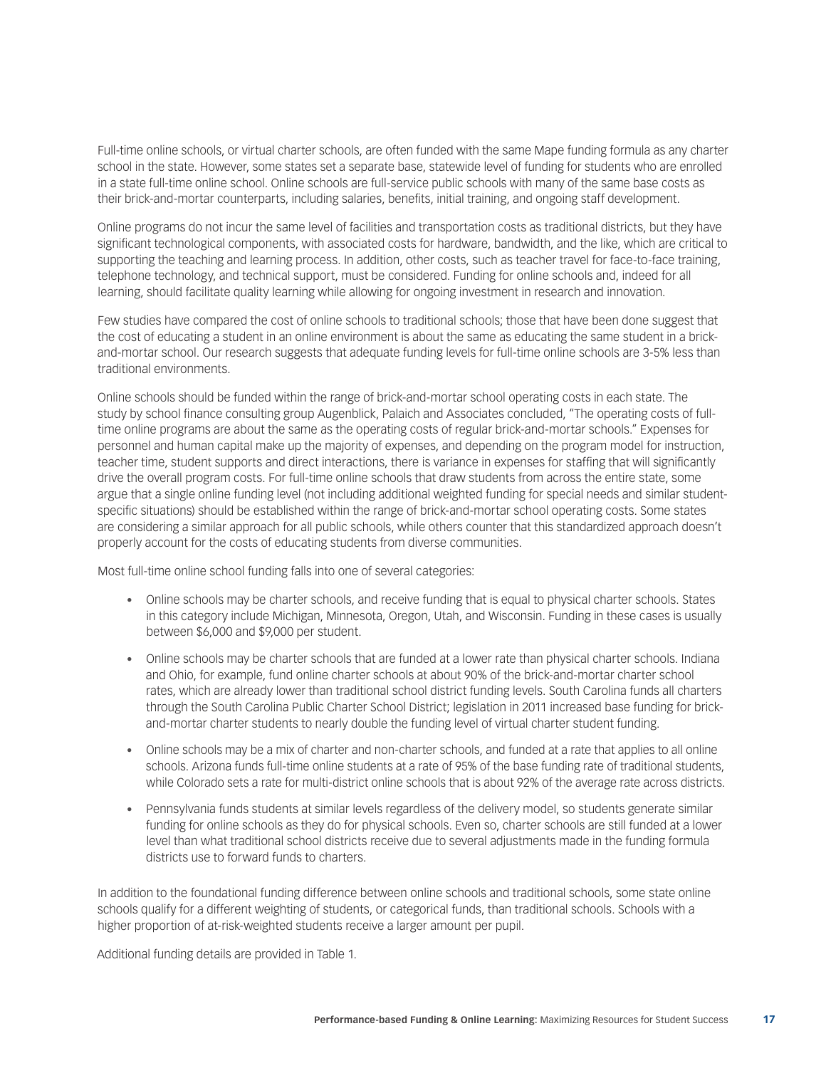Full-time online schools, or virtual charter schools, are often funded with the same Mape funding formula as any charter school in the state. However, some states set a separate base, statewide level of funding for students who are enrolled in a state full-time online school. Online schools are full-service public schools with many of the same base costs as their brick-and-mortar counterparts, including salaries, benefits, initial training, and ongoing staff development.

Online programs do not incur the same level of facilities and transportation costs as traditional districts, but they have significant technological components, with associated costs for hardware, bandwidth, and the like, which are critical to supporting the teaching and learning process. In addition, other costs, such as teacher travel for face-to-face training, telephone technology, and technical support, must be considered. Funding for online schools and, indeed for all learning, should facilitate quality learning while allowing for ongoing investment in research and innovation.

Few studies have compared the cost of online schools to traditional schools; those that have been done suggest that the cost of educating a student in an online environment is about the same as educating the same student in a brick-and-mortar school. Our research suggests that adequate funding levels for full-time online schools are 3-5% less than traditional environments.

Online schools should be funded within the range of brick-and-mortar school operating costs in each state. The study by school finance consulting group Augenblick, Palaich and Associates concluded, "The operating costs of full-time online programs are about the same as the operating costs of regular brick-and-mortar schools." Expenses for personnel and human capital make up the majority of expenses, and depending on the program model for instruction, teacher time, student supports and direct interactions, there is variance in expenses for staffing that will significantly drive the overall program costs. For full-time online schools that draw students from across the entire state, some argue that a single online funding level (not including additional weighted funding for special needs and similar student-specific situations) should be established within the range of brick-and-mortar school operating costs. Some states are considering a similar approach for all public schools, while others counter that this standardized approach doesn't properly account for the costs of educating students from diverse communities.

Most full-time online school funding falls into one of several categories:

- Online schools may be charter schools, and receive funding that is equal to physical charter schools. States in this category include Michigan, Minnesota, Oregon, Utah, and Wisconsin. Funding in these cases is usually between $6,000 and $9,000 per student.
- Online schools may be charter schools that are funded at a lower rate than physical charter schools. Indiana and Ohio, for example, fund online charter schools at about 90% of the brick-and-mortar charter school rates, which are already lower than traditional school district funding levels. South Carolina funds all charters through the South Carolina Public Charter School District; legislation in 2011 increased base funding for brick-and-mortar charter students to nearly double the funding level of virtual charter student funding.
- Online schools may be a mix of charter and non-charter schools, and funded at a rate that applies to all online schools. Arizona funds full-time online students at a rate of 95% of the base funding rate of traditional students, while Colorado sets a rate for multi-district online schools that is about 92% of the average rate across districts.
- Pennsylvania funds students at similar levels regardless of the delivery model, so students generate similar funding for online schools as they do for physical schools. Even so, charter schools are still funded at a lower level than what traditional school districts receive due to several adjustments made in the funding formula districts use to forward funds to charters.

In addition to the foundational funding difference between online schools and traditional schools, some state online schools qualify for a different weighting of students, or categorical funds, than traditional schools. Schools with a higher proportion of at-risk-weighted students receive a larger amount per pupil.

Additional funding details are provided in Table 1.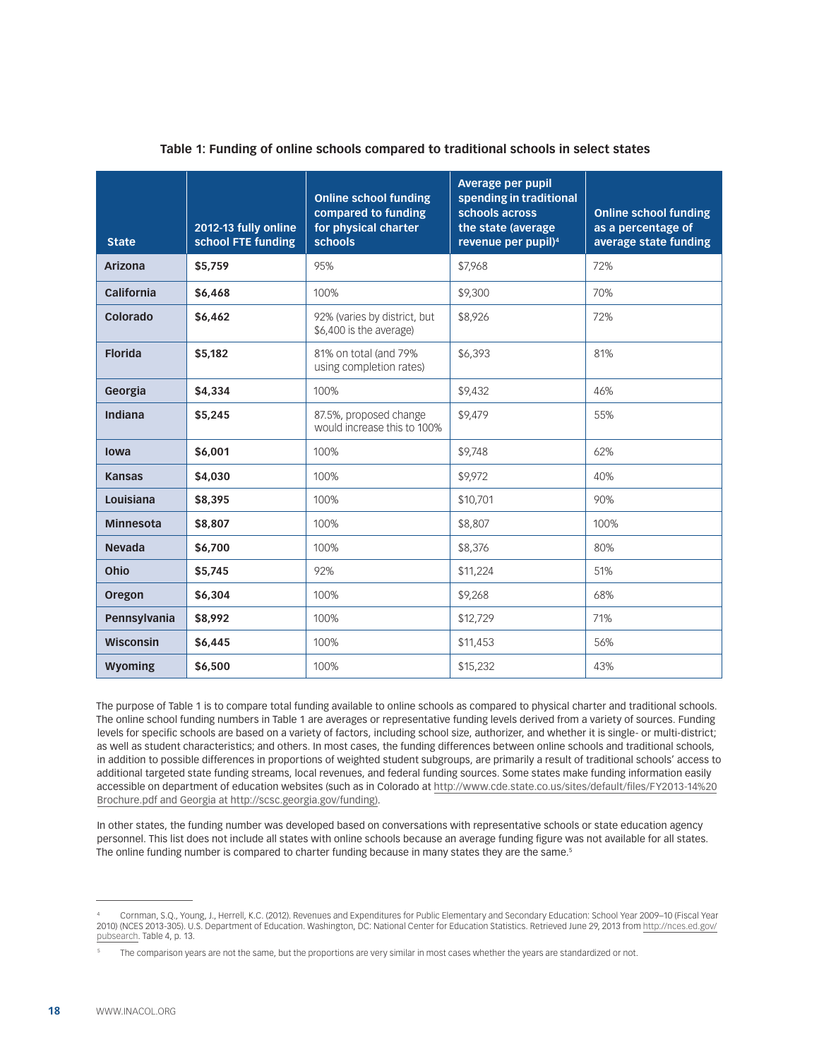**Table 1: Funding of online schools compared to traditional schools in select states**

| State | 2012-13 fully online school FTE funding | Online school funding compared to funding for physical charter schools | Average per pupil spending in traditional schools across the state (average revenue per pupil)[4] | Online school funding as a percentage of average state funding |
|---|---|---|---|---|
| **Arizona** | **$5,759** | 95% | $7,968 | 72% |
| **California** | **$6,468** | 100% | $9,300 | 70% |
| **Colorado** | **$6,462** | 92% (varies by district, but $6,400 is the average) | $8,926 | 72% |
| **Florida** | **$5,182** | 81% on total (and 79% using completion rates) | $6,393 | 81% |
| **Georgia** | **$4,334** | 100% | $9,432 | 46% |
| **Indiana** | **$5,245** | 87.5%, proposed change would increase this to 100% | $9,479 | 55% |
| **Iowa** | **$6,001** | 100% | $9,748 | 62% |
| **Kansas** | **$4,030** | 100% | $9,972 | 40% |
| **Louisiana** | **$8,395** | 100% | $10,701 | 90% |
| **Minnesota** | **$8,807** | 100% | $8,807 | 100% |
| **Nevada** | **$6,700** | 100% | $8,376 | 80% |
| **Ohio** | **$5,745** | 92% | $11,224 | 51% |
| **Oregon** | **$6,304** | 100% | $9,268 | 68% |
| **Pennsylvania** | **$8,992** | 100% | $12,729 | 71% |
| **Wisconsin** | **$6,445** | 100% | $11,453 | 56% |
| **Wyoming** | **$6,500** | 100% | $15,232 | 43% |

The purpose of Table 1 is to compare total funding available to online schools as compared to physical charter and traditional schools. The online school funding numbers in Table 1 are averages or representative funding levels derived from a variety of sources. Funding levels for specific schools are based on a variety of factors, including school size, authorizer, and whether it is single- or multi-district; as well as student characteristics; and others. In most cases, the funding differences between online schools and traditional schools, in addition to possible differences in proportions of weighted student subgroups, are primarily a result of traditional schools' access to additional targeted state funding streams, local revenues, and federal funding sources. Some states make funding information easily accessible on department of education websites (such as in Colorado at http://www.cde.state.co.us/sites/default/files/FY2013-14%20 Brochure.pdf and Georgia at http://scsc.georgia.gov/funding).

In other states, the funding number was developed based on conversations with representative schools or state education agency personnel. This list does not include all states with online schools because an average funding figure was not available for all states. The online funding number is compared to charter funding because in many states they are the same.[5]

---

[4] Cornman, S.Q., Young, J., Herrell, K.C. (2012). Revenues and Expenditures for Public Elementary and Secondary Education: School Year 2009–10 (Fiscal Year 2010) (NCES 2013-305). U.S. Department of Education. Washington, DC: National Center for Education Statistics. Retrieved June 29, 2013 from http://nces.ed.gov/pubsearch. Table 4, p. 13.

[5] The comparison years are not the same, but the proportions are very similar in most cases whether the years are standardized or not.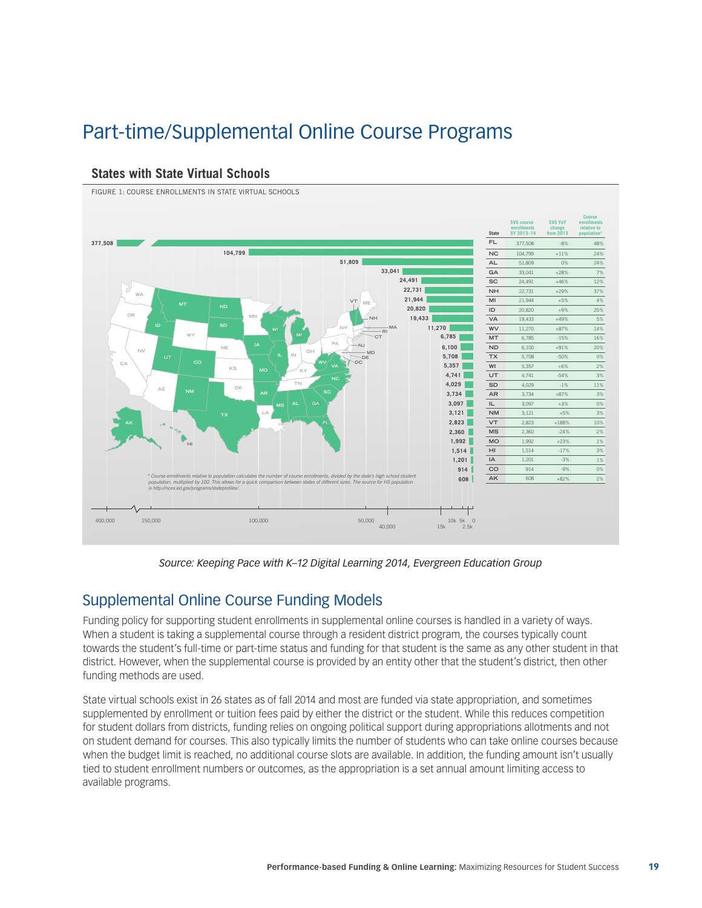# Part-time/Supplemental Online Course Programs

## States with State Virtual Schools

FIGURE 1: COURSE ENROLLMENTS IN STATE VIRTUAL SCHOOLS

| State | SVS course enrollments SY 2013–14 | SVS YoY change from 2013 | Course enrollments relative to population* |
|---|---|---|---|
| FL | 377,508 | -8% | 48% |
| NC | 104,799 | +11% | 24% |
| AL | 51,809 | 0% | 24% |
| GA | 33,041 | +28% | 7% |
| SC | 24,491 | +46% | 12% |
| NH | 22,731 | +29% | 37% |
| MI | 21,944 | +5% | 4% |
| ID | 20,820 | +9% | 25% |
| VA | 19,433 | +49% | 5% |
| WV | 11,270 | +87% | 14% |
| MT | 6,785 | -15% | 16% |
| ND | 6,100 | +91% | 20% |
| TX | 5,708 | -50% | 0% |
| WI | 5,357 | +6% | 2% |
| UT | 4,741 | -54% | 3% |
| SD | 4,029 | -1% | 11% |
| AR | 3,734 | +87% | 3% |
| IL | 3,097 | +3% | 0% |
| NM | 3,121 | +5% | 3% |
| VT | 2,823 | +188% | 10% |
| MS | 2,360 | -24% | 2% |
| MO | 1,992 | +23% | 1% |
| HI | 1,514 | -17% | 3% |
| IA | 1,201 | -3% | 1% |
| CO | 914 | -9% | 0% |
| AK | 608 | +82% | 2% |

\* Course enrollments relative to population calculates the number of course enrollments, divided by the state's high school student population, multiplied by 100. This allows for a quick comparison between states of different sizes. The source for HS population is http://nces.ed.gov/programs/stateprofiles/.

*Source: Keeping Pace with K–12 Digital Learning 2014, Evergreen Education Group*

## Supplemental Online Course Funding Models

Funding policy for supporting student enrollments in supplemental online courses is handled in a variety of ways. When a student is taking a supplemental course through a resident district program, the courses typically count towards the student's full-time or part-time status and funding for that student is the same as any other student in that district. However, when the supplemental course is provided by an entity other that the student's district, then other funding methods are used.

State virtual schools exist in 26 states as of fall 2014 and most are funded via state appropriation, and sometimes supplemented by enrollment or tuition fees paid by either the district or the student. While this reduces competition for student dollars from districts, funding relies on ongoing political support during appropriations allotments and not on student demand for courses. This also typically limits the number of students who can take online courses because when the budget limit is reached, no additional course slots are available. In addition, the funding amount isn't usually tied to student enrollment numbers or outcomes, as the appropriation is a set annual amount limiting access to available programs.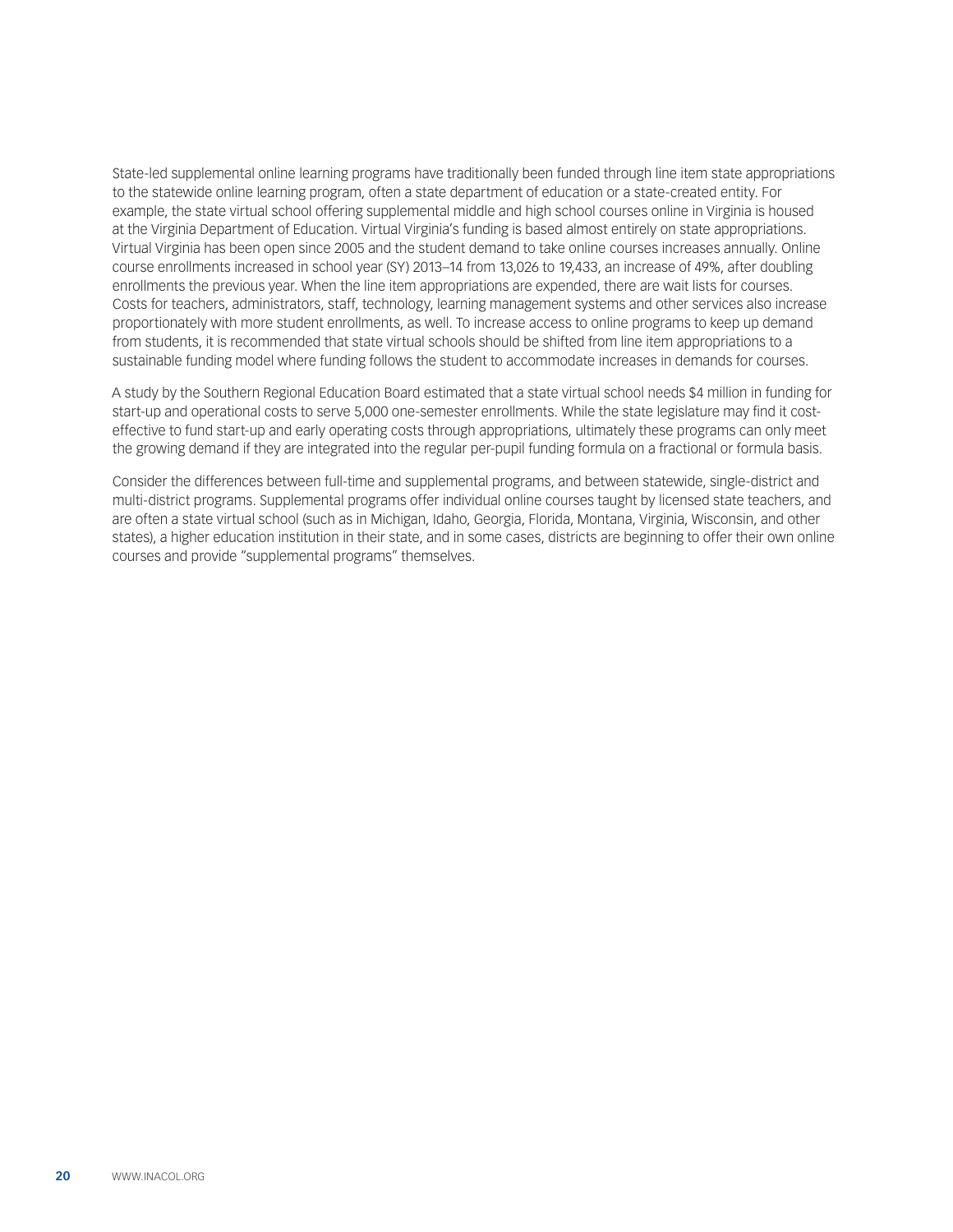State-led supplemental online learning programs have traditionally been funded through line item state appropriations to the statewide online learning program, often a state department of education or a state-created entity. For example, the state virtual school offering supplemental middle and high school courses online in Virginia is housed at the Virginia Department of Education. Virtual Virginia's funding is based almost entirely on state appropriations. Virtual Virginia has been open since 2005 and the student demand to take online courses increases annually. Online course enrollments increased in school year (SY) 2013–14 from 13,026 to 19,433, an increase of 49%, after doubling enrollments the previous year. When the line item appropriations are expended, there are wait lists for courses. Costs for teachers, administrators, staff, technology, learning management systems and other services also increase proportionately with more student enrollments, as well. To increase access to online programs to keep up demand from students, it is recommended that state virtual schools should be shifted from line item appropriations to a sustainable funding model where funding follows the student to accommodate increases in demands for courses.

A study by the Southern Regional Education Board estimated that a state virtual school needs $4 million in funding for start-up and operational costs to serve 5,000 one-semester enrollments. While the state legislature may find it cost-effective to fund start-up and early operating costs through appropriations, ultimately these programs can only meet the growing demand if they are integrated into the regular per-pupil funding formula on a fractional or formula basis.

Consider the differences between full-time and supplemental programs, and between statewide, single-district and multi-district programs. Supplemental programs offer individual online courses taught by licensed state teachers, and are often a state virtual school (such as in Michigan, Idaho, Georgia, Florida, Montana, Virginia, Wisconsin, and other states), a higher education institution in their state, and in some cases, districts are beginning to offer their own online courses and provide "supplemental programs" themselves.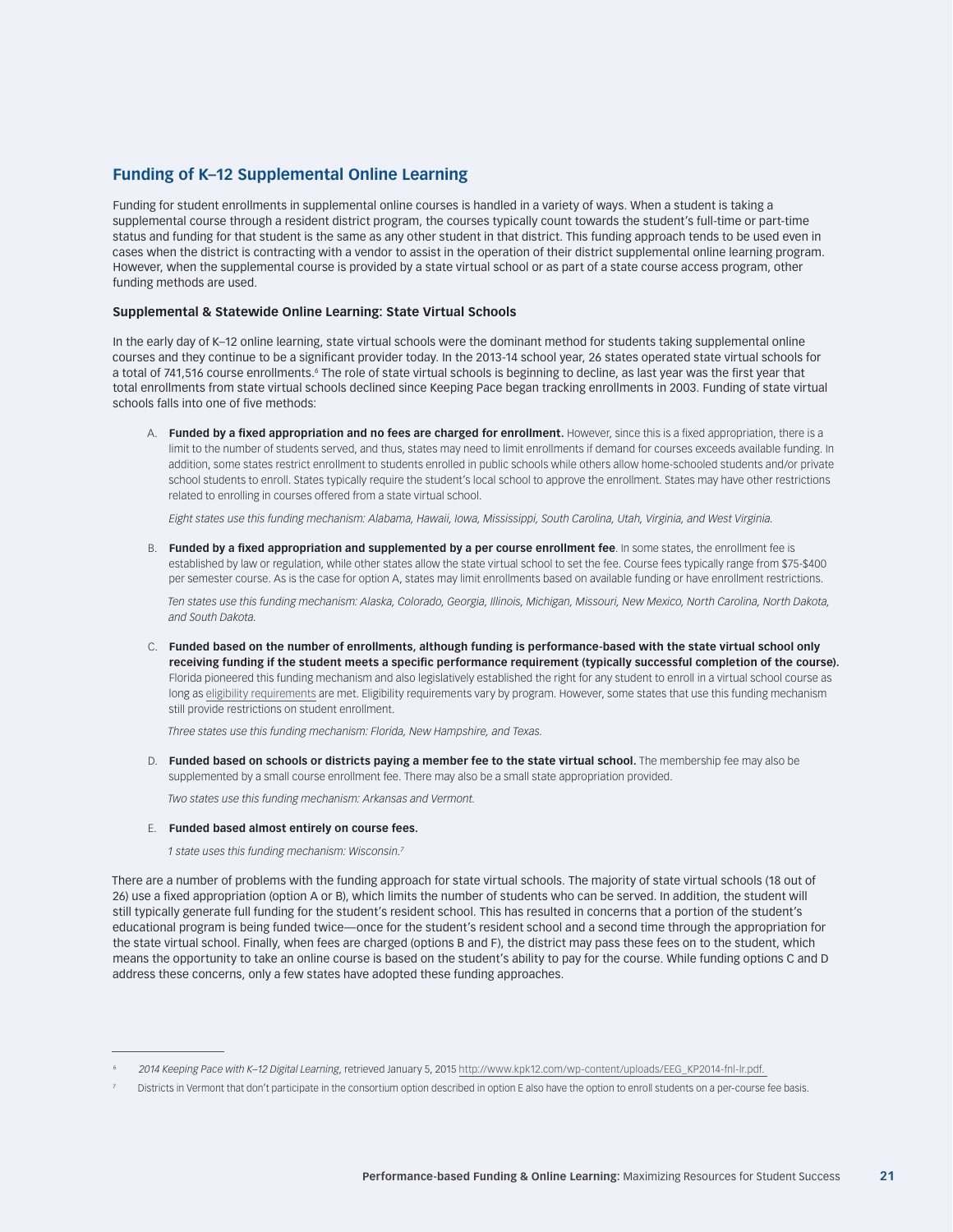## Funding of K–12 Supplemental Online Learning

Funding for student enrollments in supplemental online courses is handled in a variety of ways. When a student is taking a supplemental course through a resident district program, the courses typically count towards the student's full-time or part-time status and funding for that student is the same as any other student in that district. This funding approach tends to be used even in cases when the district is contracting with a vendor to assist in the operation of their district supplemental online learning program. However, when the supplemental course is provided by a state virtual school or as part of a state course access program, other funding methods are used.

### Supplemental & Statewide Online Learning: State Virtual Schools

In the early day of K–12 online learning, state virtual schools were the dominant method for students taking supplemental online courses and they continue to be a significant provider today. In the 2013-14 school year, 26 states operated state virtual schools for a total of 741,516 course enrollments.[6] The role of state virtual schools is beginning to decline, as last year was the first year that total enrollments from state virtual schools declined since Keeping Pace began tracking enrollments in 2003. Funding of state virtual schools falls into one of five methods:

A. **Funded by a fixed appropriation and no fees are charged for enrollment.** However, since this is a fixed appropriation, there is a limit to the number of students served, and thus, states may need to limit enrollments if demand for courses exceeds available funding. In addition, some states restrict enrollment to students enrolled in public schools while others allow home-schooled students and/or private school students to enroll. States typically require the student's local school to approve the enrollment. States may have other restrictions related to enrolling in courses offered from a state virtual school.

   *Eight states use this funding mechanism: Alabama, Hawaii, Iowa, Mississippi, South Carolina, Utah, Virginia, and West Virginia.*

B. **Funded by a fixed appropriation and supplemented by a per course enrollment fee**. In some states, the enrollment fee is established by law or regulation, while other states allow the state virtual school to set the fee. Course fees typically range from $75-$400 per semester course. As is the case for option A, states may limit enrollments based on available funding or have enrollment restrictions.

   *Ten states use this funding mechanism: Alaska, Colorado, Georgia, Illinois, Michigan, Missouri, New Mexico, North Carolina, North Dakota, and South Dakota.*

C. **Funded based on the number of enrollments, although funding is performance-based with the state virtual school only receiving funding if the student meets a specific performance requirement (typically successful completion of the course).** Florida pioneered this funding mechanism and also legislatively established the right for any student to enroll in a virtual school course as long as eligibility requirements are met. Eligibility requirements vary by program. However, some states that use this funding mechanism still provide restrictions on student enrollment.

   *Three states use this funding mechanism: Florida, New Hampshire, and Texas.*

D. **Funded based on schools or districts paying a member fee to the state virtual school.** The membership fee may also be supplemented by a small course enrollment fee. There may also be a small state appropriation provided.

   *Two states use this funding mechanism: Arkansas and Vermont.*

E. **Funded based almost entirely on course fees.**

   *1 state uses this funding mechanism: Wisconsin.*[7]

There are a number of problems with the funding approach for state virtual schools. The majority of state virtual schools (18 out of 26) use a fixed appropriation (option A or B), which limits the number of students who can be served. In addition, the student will still typically generate full funding for the student's resident school. This has resulted in concerns that a portion of the student's educational program is being funded twice—once for the student's resident school and a second time through the appropriation for the state virtual school. Finally, when fees are charged (options B and F), the district may pass these fees on to the student, which means the opportunity to take an online course is based on the student's ability to pay for the course. While funding options C and D address these concerns, only a few states have adopted these funding approaches.

---

[6] *2014 Keeping Pace with K–12 Digital Learning*, retrieved January 5, 2015 http://www.kpk12.com/wp-content/uploads/EEG_KP2014-fnl-lr.pdf.

[7] Districts in Vermont that don't participate in the consortium option described in option E also have the option to enroll students on a per-course fee basis.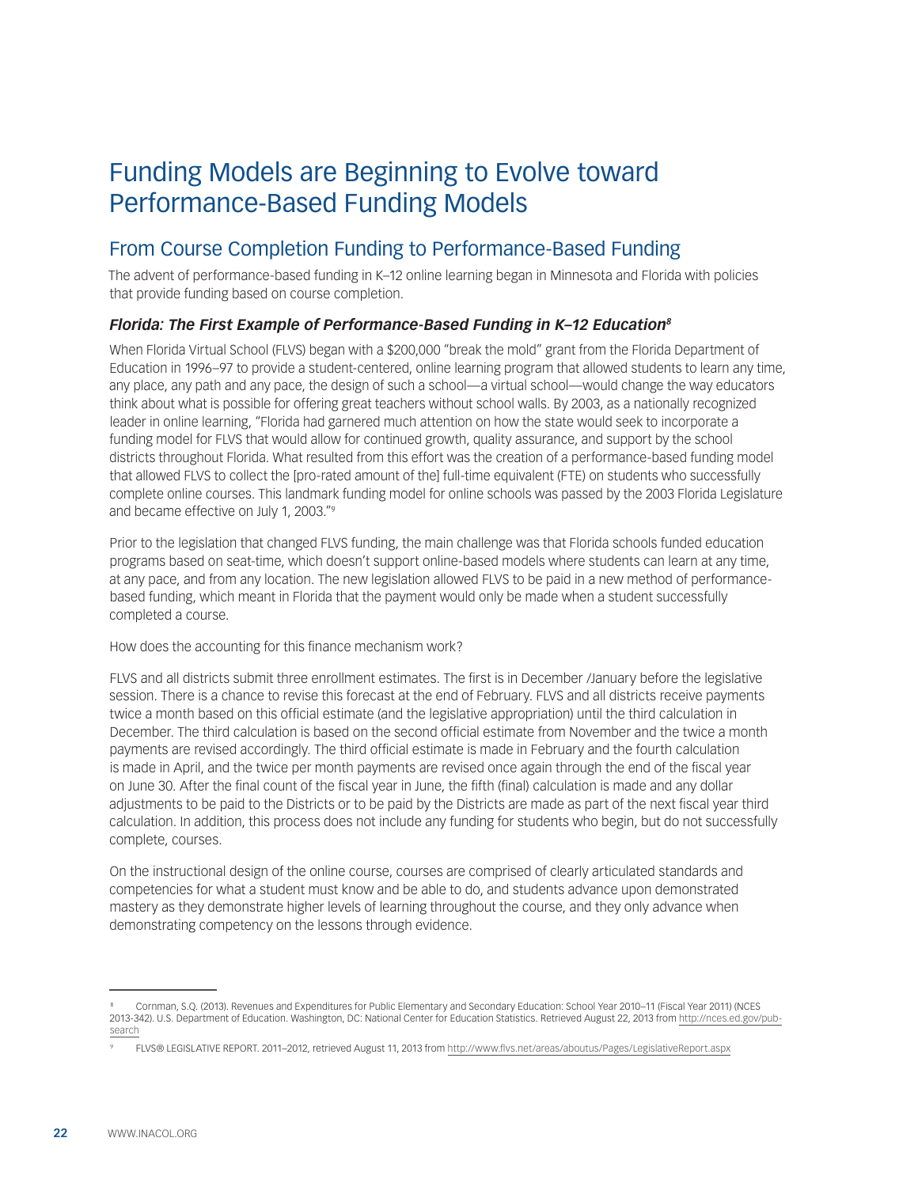# Funding Models are Beginning to Evolve toward Performance-Based Funding Models

## From Course Completion Funding to Performance-Based Funding

The advent of performance-based funding in K–12 online learning began in Minnesota and Florida with policies that provide funding based on course completion.

### *Florida: The First Example of Performance-Based Funding in K–12 Education*[8]

When Florida Virtual School (FLVS) began with a $200,000 "break the mold" grant from the Florida Department of Education in 1996–97 to provide a student-centered, online learning program that allowed students to learn any time, any place, any path and any pace, the design of such a school—a virtual school—would change the way educators think about what is possible for offering great teachers without school walls. By 2003, as a nationally recognized leader in online learning, "Florida had garnered much attention on how the state would seek to incorporate a funding model for FLVS that would allow for continued growth, quality assurance, and support by the school districts throughout Florida. What resulted from this effort was the creation of a performance-based funding model that allowed FLVS to collect the [pro-rated amount of the] full-time equivalent (FTE) on students who successfully complete online courses. This landmark funding model for online schools was passed by the 2003 Florida Legislature and became effective on July 1, 2003."[9]

Prior to the legislation that changed FLVS funding, the main challenge was that Florida schools funded education programs based on seat-time, which doesn't support online-based models where students can learn at any time, at any pace, and from any location. The new legislation allowed FLVS to be paid in a new method of performance-based funding, which meant in Florida that the payment would only be made when a student successfully completed a course.

How does the accounting for this finance mechanism work?

FLVS and all districts submit three enrollment estimates. The first is in December /January before the legislative session. There is a chance to revise this forecast at the end of February. FLVS and all districts receive payments twice a month based on this official estimate (and the legislative appropriation) until the third calculation in December. The third calculation is based on the second official estimate from November and the twice a month payments are revised accordingly. The third official estimate is made in February and the fourth calculation is made in April, and the twice per month payments are revised once again through the end of the fiscal year on June 30. After the final count of the fiscal year in June, the fifth (final) calculation is made and any dollar adjustments to be paid to the Districts or to be paid by the Districts are made as part of the next fiscal year third calculation. In addition, this process does not include any funding for students who begin, but do not successfully complete, courses.

On the instructional design of the online course, courses are comprised of clearly articulated standards and competencies for what a student must know and be able to do, and students advance upon demonstrated mastery as they demonstrate higher levels of learning throughout the course, and they only advance when demonstrating competency on the lessons through evidence.

---

[8] Cornman, S.Q. (2013). Revenues and Expenditures for Public Elementary and Secondary Education: School Year 2010–11 (Fiscal Year 2011) (NCES 2013-342). U.S. Department of Education. Washington, DC: National Center for Education Statistics. Retrieved August 22, 2013 from http://nces.ed.gov/pub-search

[9] FLVS® LEGISLATIVE REPORT. 2011–2012, retrieved August 11, 2013 from http://www.flvs.net/areas/aboutus/Pages/LegislativeReport.aspx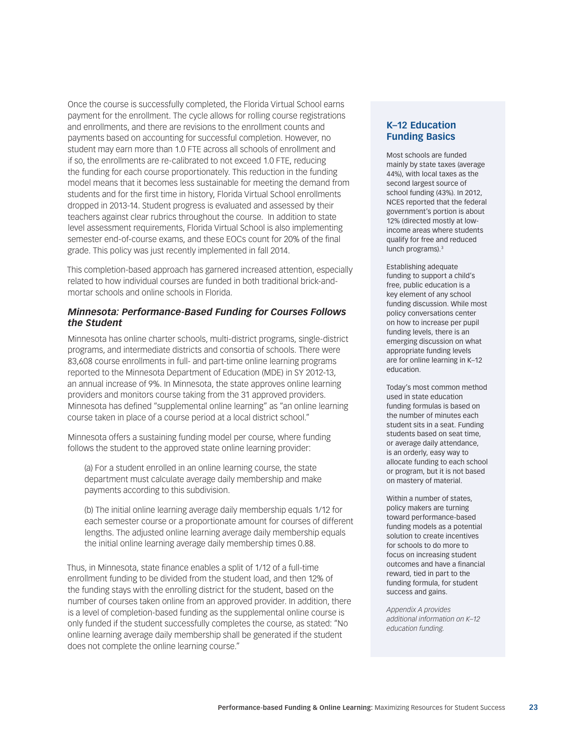Once the course is successfully completed, the Florida Virtual School earns payment for the enrollment. The cycle allows for rolling course registrations and enrollments, and there are revisions to the enrollment counts and payments based on accounting for successful completion. However, no student may earn more than 1.0 FTE across all schools of enrollment and if so, the enrollments are re-calibrated to not exceed 1.0 FTE, reducing the funding for each course proportionately. This reduction in the funding model means that it becomes less sustainable for meeting the demand from students and for the first time in history, Florida Virtual School enrollments dropped in 2013-14. Student progress is evaluated and assessed by their teachers against clear rubrics throughout the course. In addition to state level assessment requirements, Florida Virtual School is also implementing semester end-of-course exams, and these EOCs count for 20% of the final grade. This policy was just recently implemented in fall 2014.

This completion-based approach has garnered increased attention, especially related to how individual courses are funded in both traditional brick-and-mortar schools and online schools in Florida.

### *Minnesota: Performance-Based Funding for Courses Follows the Student*

Minnesota has online charter schools, multi-district programs, single-district programs, and intermediate districts and consortia of schools. There were 83,608 course enrollments in full- and part-time online learning programs reported to the Minnesota Department of Education (MDE) in SY 2012-13, an annual increase of 9%. In Minnesota, the state approves online learning providers and monitors course taking from the 31 approved providers. Minnesota has defined "supplemental online learning" as "an online learning course taken in place of a course period at a local district school."

Minnesota offers a sustaining funding model per course, where funding follows the student to the approved state online learning provider:

> (a) For a student enrolled in an online learning course, the state department must calculate average daily membership and make payments according to this subdivision.
>
> (b) The initial online learning average daily membership equals 1/12 for each semester course or a proportionate amount for courses of different lengths. The adjusted online learning average daily membership equals the initial online learning average daily membership times 0.88.

Thus, in Minnesota, state finance enables a split of 1/12 of a full-time enrollment funding to be divided from the student load, and then 12% of the funding stays with the enrolling district for the student, based on the number of courses taken online from an approved provider. In addition, there is a level of completion-based funding as the supplemental online course is only funded if the student successfully completes the course, as stated: "No online learning average daily membership shall be generated if the student does not complete the online learning course."

### K–12 Education Funding Basics

Most schools are funded mainly by state taxes (average 44%), with local taxes as the second largest source of school funding (43%). In 2012, NCES reported that the federal government's portion is about 12% (directed mostly at low-income areas where students qualify for free and reduced lunch programs).[3]

Establishing adequate funding to support a child's free, public education is a key element of any school funding discussion. While most policy conversations center on how to increase per pupil funding levels, there is an emerging discussion on what appropriate funding levels are for online learning in K–12 education.

Today's most common method used in state education funding formulas is based on the number of minutes each student sits in a seat. Funding students based on seat time, or average daily attendance, is an orderly, easy way to allocate funding to each school or program, but it is not based on mastery of material.

Within a number of states, policy makers are turning toward performance-based funding models as a potential solution to create incentives for schools to do more to focus on increasing student outcomes and have a financial reward, tied in part to the funding formula, for student success and gains.

*Appendix A provides additional information on K–12 education funding.*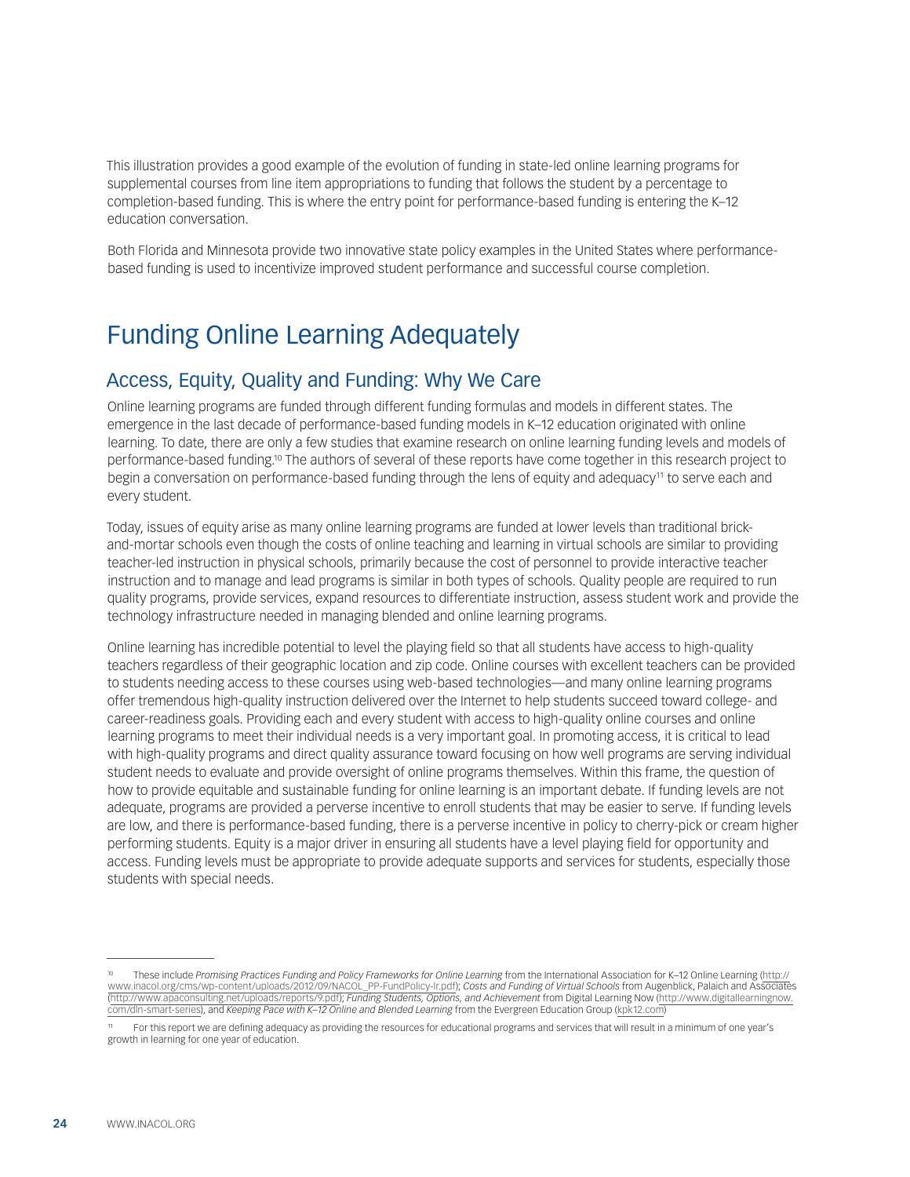This illustration provides a good example of the evolution of funding in state-led online learning programs for supplemental courses from line item appropriations to funding that follows the student by a percentage to completion-based funding. This is where the entry point for performance-based funding is entering the K–12 education conversation.

Both Florida and Minnesota provide two innovative state policy examples in the United States where performance-based funding is used to incentivize improved student performance and successful course completion.

# Funding Online Learning Adequately

## Access, Equity, Quality and Funding: Why We Care

Online learning programs are funded through different funding formulas and models in different states. The emergence in the last decade of performance-based funding models in K–12 education originated with online learning. To date, there are only a few studies that examine research on online learning funding levels and models of performance-based funding.[10] The authors of several of these reports have come together in this research project to begin a conversation on performance-based funding through the lens of equity and adequacy[11] to serve each and every student.

Today, issues of equity arise as many online learning programs are funded at lower levels than traditional brick-and-mortar schools even though the costs of online teaching and learning in virtual schools are similar to providing teacher-led instruction in physical schools, primarily because the cost of personnel to provide interactive teacher instruction and to manage and lead programs is similar in both types of schools. Quality people are required to run quality programs, provide services, expand resources to differentiate instruction, assess student work and provide the technology infrastructure needed in managing blended and online learning programs.

Online learning has incredible potential to level the playing field so that all students have access to high-quality teachers regardless of their geographic location and zip code. Online courses with excellent teachers can be provided to students needing access to these courses using web-based technologies—and many online learning programs offer tremendous high-quality instruction delivered over the Internet to help students succeed toward college- and career-readiness goals. Providing each and every student with access to high-quality online courses and online learning programs to meet their individual needs is a very important goal. In promoting access, it is critical to lead with high-quality programs and direct quality assurance toward focusing on how well programs are serving individual student needs to evaluate and provide oversight of online programs themselves. Within this frame, the question of how to provide equitable and sustainable funding for online learning is an important debate. If funding levels are not adequate, programs are provided a perverse incentive to enroll students that may be easier to serve. If funding levels are low, and there is performance-based funding, there is a perverse incentive in policy to cherry-pick or cream higher performing students. Equity is a major driver in ensuring all students have a level playing field for opportunity and access. Funding levels must be appropriate to provide adequate supports and services for students, especially those students with special needs.

---

[10] These include *Promising Practices Funding and Policy Frameworks for Online Learning* from the International Association for K–12 Online Learning (http://www.inacol.org/cms/wp-content/uploads/2012/09/NACOL_PP-FundPolicy-lr.pdf); *Costs and Funding of Virtual Schools* from Augenblick, Palaich and Associates (http://www.apaconsulting.net/uploads/reports/9.pdf); *Funding Students, Options, and Achievement* from Digital Learning Now (http://www.digitallearningnow.com/dln-smart-series), and *Keeping Pace with K–12 Online and Blended Learning* from the Evergreen Education Group (kpk12.com)

[11] For this report we are defining adequacy as providing the resources for educational programs and services that will result in a minimum of one year's growth in learning for one year of education.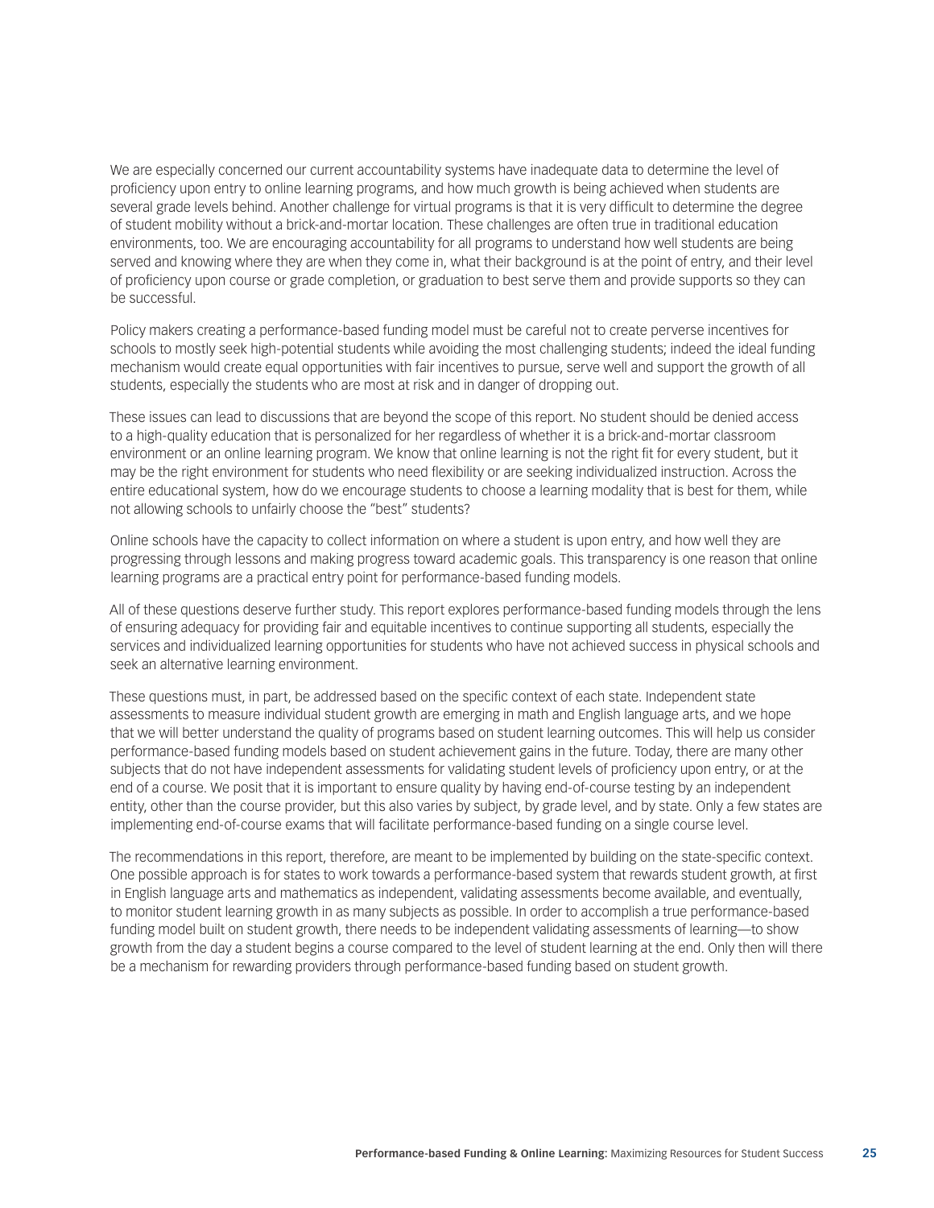We are especially concerned our current accountability systems have inadequate data to determine the level of proficiency upon entry to online learning programs, and how much growth is being achieved when students are several grade levels behind. Another challenge for virtual programs is that it is very difficult to determine the degree of student mobility without a brick-and-mortar location. These challenges are often true in traditional education environments, too. We are encouraging accountability for all programs to understand how well students are being served and knowing where they are when they come in, what their background is at the point of entry, and their level of proficiency upon course or grade completion, or graduation to best serve them and provide supports so they can be successful.

Policy makers creating a performance-based funding model must be careful not to create perverse incentives for schools to mostly seek high-potential students while avoiding the most challenging students; indeed the ideal funding mechanism would create equal opportunities with fair incentives to pursue, serve well and support the growth of all students, especially the students who are most at risk and in danger of dropping out.

These issues can lead to discussions that are beyond the scope of this report. No student should be denied access to a high-quality education that is personalized for her regardless of whether it is a brick-and-mortar classroom environment or an online learning program. We know that online learning is not the right fit for every student, but it may be the right environment for students who need flexibility or are seeking individualized instruction. Across the entire educational system, how do we encourage students to choose a learning modality that is best for them, while not allowing schools to unfairly choose the "best" students?

Online schools have the capacity to collect information on where a student is upon entry, and how well they are progressing through lessons and making progress toward academic goals. This transparency is one reason that online learning programs are a practical entry point for performance-based funding models.

All of these questions deserve further study. This report explores performance-based funding models through the lens of ensuring adequacy for providing fair and equitable incentives to continue supporting all students, especially the services and individualized learning opportunities for students who have not achieved success in physical schools and seek an alternative learning environment.

These questions must, in part, be addressed based on the specific context of each state. Independent state assessments to measure individual student growth are emerging in math and English language arts, and we hope that we will better understand the quality of programs based on student learning outcomes. This will help us consider performance-based funding models based on student achievement gains in the future. Today, there are many other subjects that do not have independent assessments for validating student levels of proficiency upon entry, or at the end of a course. We posit that it is important to ensure quality by having end-of-course testing by an independent entity, other than the course provider, but this also varies by subject, by grade level, and by state. Only a few states are implementing end-of-course exams that will facilitate performance-based funding on a single course level.

The recommendations in this report, therefore, are meant to be implemented by building on the state-specific context. One possible approach is for states to work towards a performance-based system that rewards student growth, at first in English language arts and mathematics as independent, validating assessments become available, and eventually, to monitor student learning growth in as many subjects as possible. In order to accomplish a true performance-based funding model built on student growth, there needs to be independent validating assessments of learning—to show growth from the day a student begins a course compared to the level of student learning at the end. Only then will there be a mechanism for rewarding providers through performance-based funding based on student growth.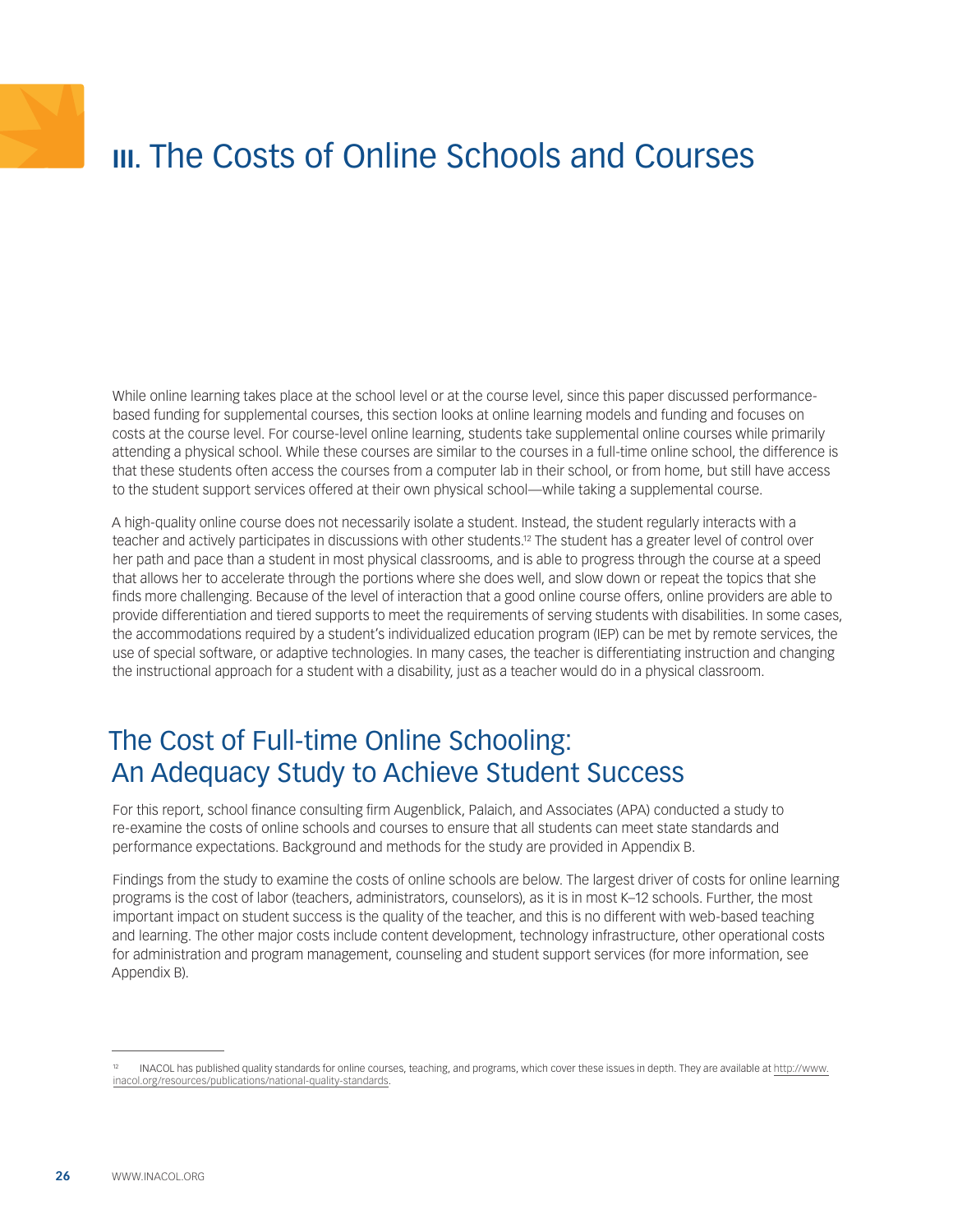# III. The Costs of Online Schools and Courses

While online learning takes place at the school level or at the course level, since this paper discussed performance-based funding for supplemental courses, this section looks at online learning models and funding and focuses on costs at the course level. For course-level online learning, students take supplemental online courses while primarily attending a physical school. While these courses are similar to the courses in a full-time online school, the difference is that these students often access the courses from a computer lab in their school, or from home, but still have access to the student support services offered at their own physical school—while taking a supplemental course.

A high-quality online course does not necessarily isolate a student. Instead, the student regularly interacts with a teacher and actively participates in discussions with other students.[12] The student has a greater level of control over her path and pace than a student in most physical classrooms, and is able to progress through the course at a speed that allows her to accelerate through the portions where she does well, and slow down or repeat the topics that she finds more challenging. Because of the level of interaction that a good online course offers, online providers are able to provide differentiation and tiered supports to meet the requirements of serving students with disabilities. In some cases, the accommodations required by a student's individualized education program (IEP) can be met by remote services, the use of special software, or adaptive technologies. In many cases, the teacher is differentiating instruction and changing the instructional approach for a student with a disability, just as a teacher would do in a physical classroom.

## The Cost of Full-time Online Schooling: An Adequacy Study to Achieve Student Success

For this report, school finance consulting firm Augenblick, Palaich, and Associates (APA) conducted a study to re-examine the costs of online schools and courses to ensure that all students can meet state standards and performance expectations. Background and methods for the study are provided in Appendix B.

Findings from the study to examine the costs of online schools are below. The largest driver of costs for online learning programs is the cost of labor (teachers, administrators, counselors), as it is in most K–12 schools. Further, the most important impact on student success is the quality of the teacher, and this is no different with web-based teaching and learning. The other major costs include content development, technology infrastructure, other operational costs for administration and program management, counseling and student support services (for more information, see Appendix B).

---

[12] INACOL has published quality standards for online courses, teaching, and programs, which cover these issues in depth. They are available at http://www.inacol.org/resources/publications/national-quality-standards.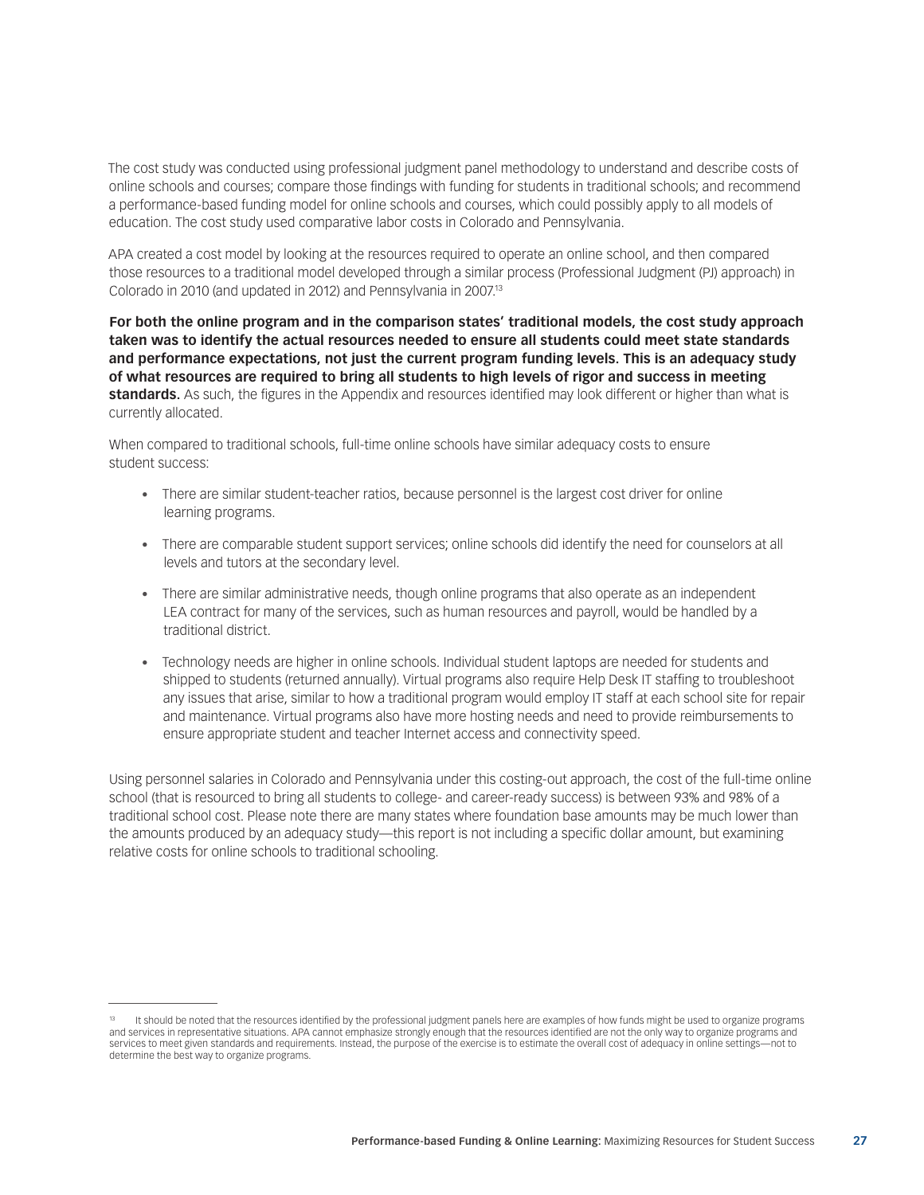The cost study was conducted using professional judgment panel methodology to understand and describe costs of online schools and courses; compare those findings with funding for students in traditional schools; and recommend a performance-based funding model for online schools and courses, which could possibly apply to all models of education. The cost study used comparative labor costs in Colorado and Pennsylvania.

APA created a cost model by looking at the resources required to operate an online school, and then compared those resources to a traditional model developed through a similar process (Professional Judgment (PJ) approach) in Colorado in 2010 (and updated in 2012) and Pennsylvania in 2007.[13]

**For both the online program and in the comparison states' traditional models, the cost study approach taken was to identify the actual resources needed to ensure all students could meet state standards and performance expectations, not just the current program funding levels. This is an adequacy study of what resources are required to bring all students to high levels of rigor and success in meeting standards.** As such, the figures in the Appendix and resources identified may look different or higher than what is currently allocated.

When compared to traditional schools, full-time online schools have similar adequacy costs to ensure student success:

- There are similar student-teacher ratios, because personnel is the largest cost driver for online learning programs.
- There are comparable student support services; online schools did identify the need for counselors at all levels and tutors at the secondary level.
- There are similar administrative needs, though online programs that also operate as an independent LEA contract for many of the services, such as human resources and payroll, would be handled by a traditional district.
- Technology needs are higher in online schools. Individual student laptops are needed for students and shipped to students (returned annually). Virtual programs also require Help Desk IT staffing to troubleshoot any issues that arise, similar to how a traditional program would employ IT staff at each school site for repair and maintenance. Virtual programs also have more hosting needs and need to provide reimbursements to ensure appropriate student and teacher Internet access and connectivity speed.

Using personnel salaries in Colorado and Pennsylvania under this costing-out approach, the cost of the full-time online school (that is resourced to bring all students to college- and career-ready success) is between 93% and 98% of a traditional school cost. Please note there are many states where foundation base amounts may be much lower than the amounts produced by an adequacy study—this report is not including a specific dollar amount, but examining relative costs for online schools to traditional schooling.

[13] It should be noted that the resources identified by the professional judgment panels here are examples of how funds might be used to organize programs and services in representative situations. APA cannot emphasize strongly enough that the resources identified are not the only way to organize programs and services to meet given standards and requirements. Instead, the purpose of the exercise is to estimate the overall cost of adequacy in online settings—not to determine the best way to organize programs.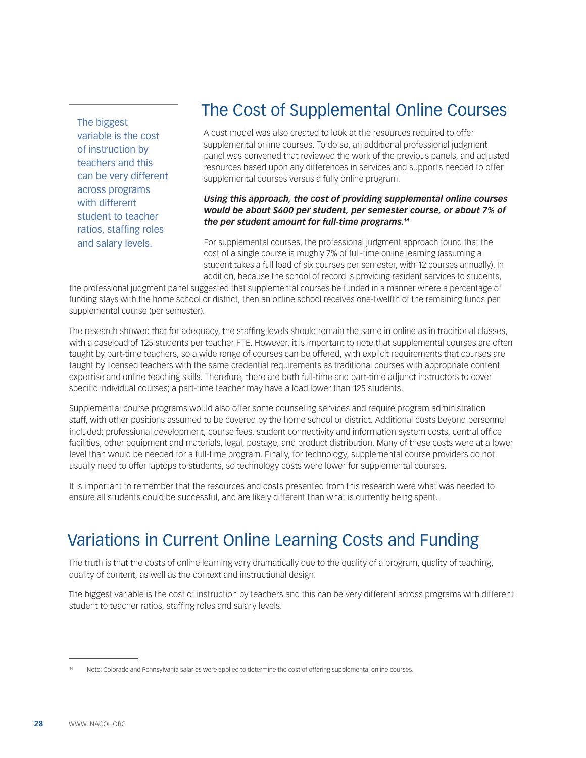> The biggest variable is the cost of instruction by teachers and this can be very different across programs with different student to teacher ratios, staffing roles and salary levels.

## The Cost of Supplemental Online Courses

A cost model was also created to look at the resources required to offer supplemental online courses. To do so, an additional professional judgment panel was convened that reviewed the work of the previous panels, and adjusted resources based upon any differences in services and supports needed to offer supplemental courses versus a fully online program.

***Using this approach, the cost of providing supplemental online courses would be about $600 per student, per semester course, or about 7% of the per student amount for full-time programs.[14]***

For supplemental courses, the professional judgment approach found that the cost of a single course is roughly 7% of full-time online learning (assuming a student takes a full load of six courses per semester, with 12 courses annually). In addition, because the school of record is providing resident services to students, the professional judgment panel suggested that supplemental courses be funded in a manner where a percentage of funding stays with the home school or district, then an online school receives one-twelfth of the remaining funds per supplemental course (per semester).

The research showed that for adequacy, the staffing levels should remain the same in online as in traditional classes, with a caseload of 125 students per teacher FTE. However, it is important to note that supplemental courses are often taught by part-time teachers, so a wide range of courses can be offered, with explicit requirements that courses are taught by licensed teachers with the same credential requirements as traditional courses with appropriate content expertise and online teaching skills. Therefore, there are both full-time and part-time adjunct instructors to cover specific individual courses; a part-time teacher may have a load lower than 125 students.

Supplemental course programs would also offer some counseling services and require program administration staff, with other positions assumed to be covered by the home school or district. Additional costs beyond personnel included: professional development, course fees, student connectivity and information system costs, central office facilities, other equipment and materials, legal, postage, and product distribution. Many of these costs were at a lower level than would be needed for a full-time program. Finally, for technology, supplemental course providers do not usually need to offer laptops to students, so technology costs were lower for supplemental courses.

It is important to remember that the resources and costs presented from this research were what was needed to ensure all students could be successful, and are likely different than what is currently being spent.

## Variations in Current Online Learning Costs and Funding

The truth is that the costs of online learning vary dramatically due to the quality of a program, quality of teaching, quality of content, as well as the context and instructional design.

The biggest variable is the cost of instruction by teachers and this can be very different across programs with different student to teacher ratios, staffing roles and salary levels.

---

[14] Note: Colorado and Pennsylvania salaries were applied to determine the cost of offering supplemental online courses.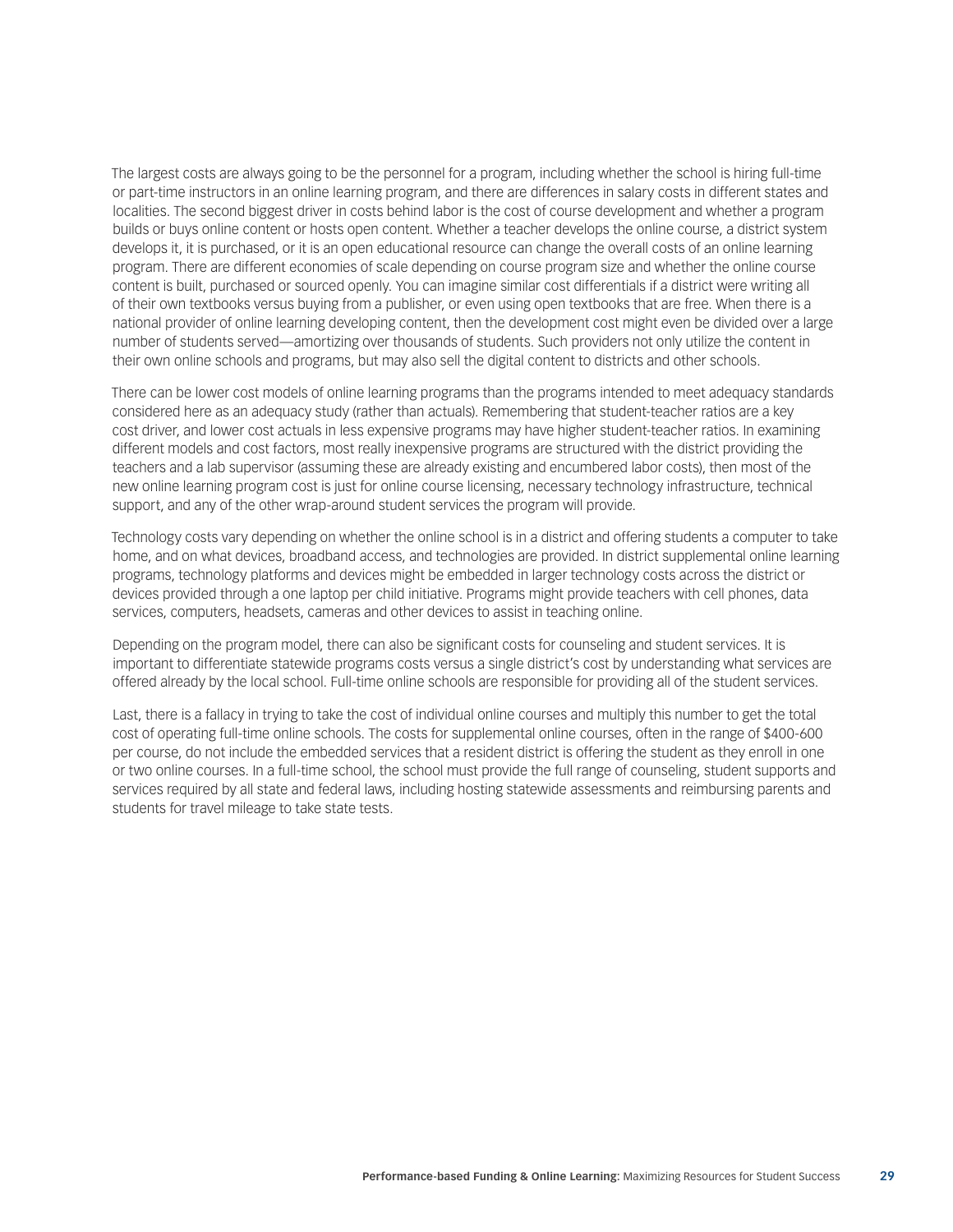The largest costs are always going to be the personnel for a program, including whether the school is hiring full-time or part-time instructors in an online learning program, and there are differences in salary costs in different states and localities. The second biggest driver in costs behind labor is the cost of course development and whether a program builds or buys online content or hosts open content. Whether a teacher develops the online course, a district system develops it, it is purchased, or it is an open educational resource can change the overall costs of an online learning program. There are different economies of scale depending on course program size and whether the online course content is built, purchased or sourced openly. You can imagine similar cost differentials if a district were writing all of their own textbooks versus buying from a publisher, or even using open textbooks that are free. When there is a national provider of online learning developing content, then the development cost might even be divided over a large number of students served—amortizing over thousands of students. Such providers not only utilize the content in their own online schools and programs, but may also sell the digital content to districts and other schools.

There can be lower cost models of online learning programs than the programs intended to meet adequacy standards considered here as an adequacy study (rather than actuals). Remembering that student-teacher ratios are a key cost driver, and lower cost actuals in less expensive programs may have higher student-teacher ratios. In examining different models and cost factors, most really inexpensive programs are structured with the district providing the teachers and a lab supervisor (assuming these are already existing and encumbered labor costs), then most of the new online learning program cost is just for online course licensing, necessary technology infrastructure, technical support, and any of the other wrap-around student services the program will provide.

Technology costs vary depending on whether the online school is in a district and offering students a computer to take home, and on what devices, broadband access, and technologies are provided. In district supplemental online learning programs, technology platforms and devices might be embedded in larger technology costs across the district or devices provided through a one laptop per child initiative. Programs might provide teachers with cell phones, data services, computers, headsets, cameras and other devices to assist in teaching online.

Depending on the program model, there can also be significant costs for counseling and student services. It is important to differentiate statewide programs costs versus a single district's cost by understanding what services are offered already by the local school. Full-time online schools are responsible for providing all of the student services.

Last, there is a fallacy in trying to take the cost of individual online courses and multiply this number to get the total cost of operating full-time online schools. The costs for supplemental online courses, often in the range of $400-600 per course, do not include the embedded services that a resident district is offering the student as they enroll in one or two online courses. In a full-time school, the school must provide the full range of counseling, student supports and services required by all state and federal laws, including hosting statewide assessments and reimbursing parents and students for travel mileage to take state tests.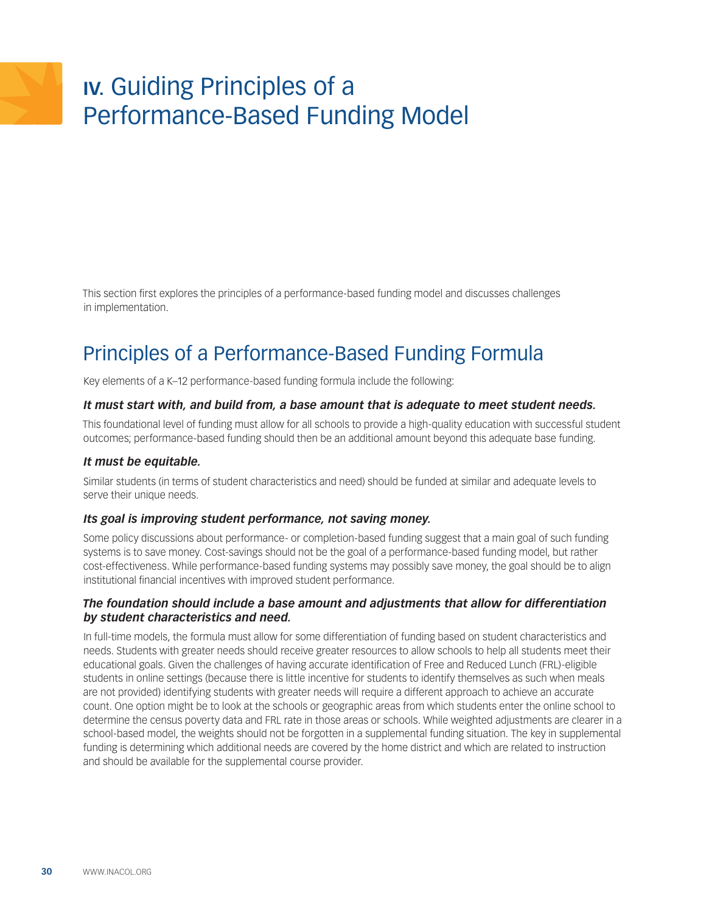# IV. Guiding Principles of a Performance-Based Funding Model

This section first explores the principles of a performance-based funding model and discusses challenges in implementation.

## Principles of a Performance-Based Funding Formula

Key elements of a K–12 performance-based funding formula include the following:

### *It must start with, and build from, a base amount that is adequate to meet student needs.*

This foundational level of funding must allow for all schools to provide a high-quality education with successful student outcomes; performance-based funding should then be an additional amount beyond this adequate base funding.

### *It must be equitable.*

Similar students (in terms of student characteristics and need) should be funded at similar and adequate levels to serve their unique needs.

### *Its goal is improving student performance, not saving money.*

Some policy discussions about performance- or completion-based funding suggest that a main goal of such funding systems is to save money. Cost-savings should not be the goal of a performance-based funding model, but rather cost-effectiveness. While performance-based funding systems may possibly save money, the goal should be to align institutional financial incentives with improved student performance.

### *The foundation should include a base amount and adjustments that allow for differentiation by student characteristics and need.*

In full-time models, the formula must allow for some differentiation of funding based on student characteristics and needs. Students with greater needs should receive greater resources to allow schools to help all students meet their educational goals. Given the challenges of having accurate identification of Free and Reduced Lunch (FRL)-eligible students in online settings (because there is little incentive for students to identify themselves as such when meals are not provided) identifying students with greater needs will require a different approach to achieve an accurate count. One option might be to look at the schools or geographic areas from which students enter the online school to determine the census poverty data and FRL rate in those areas or schools. While weighted adjustments are clearer in a school-based model, the weights should not be forgotten in a supplemental funding situation. The key in supplemental funding is determining which additional needs are covered by the home district and which are related to instruction and should be available for the supplemental course provider.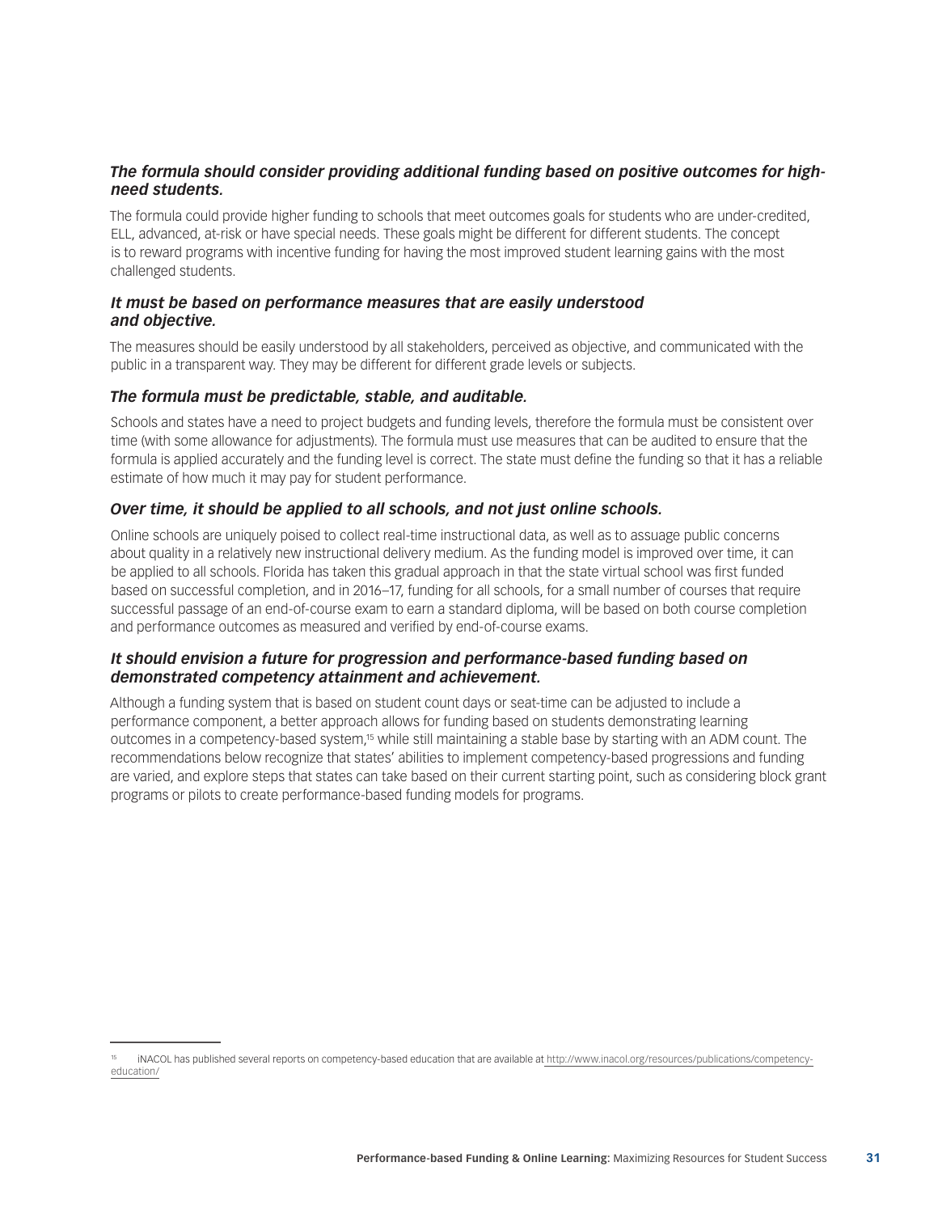### *The formula should consider providing additional funding based on positive outcomes for high-need students.*

The formula could provide higher funding to schools that meet outcomes goals for students who are under-credited, ELL, advanced, at-risk or have special needs. These goals might be different for different students. The concept is to reward programs with incentive funding for having the most improved student learning gains with the most challenged students.

### *It must be based on performance measures that are easily understood and objective.*

The measures should be easily understood by all stakeholders, perceived as objective, and communicated with the public in a transparent way. They may be different for different grade levels or subjects.

### *The formula must be predictable, stable, and auditable.*

Schools and states have a need to project budgets and funding levels, therefore the formula must be consistent over time (with some allowance for adjustments). The formula must use measures that can be audited to ensure that the formula is applied accurately and the funding level is correct. The state must define the funding so that it has a reliable estimate of how much it may pay for student performance.

### *Over time, it should be applied to all schools, and not just online schools.*

Online schools are uniquely poised to collect real-time instructional data, as well as to assuage public concerns about quality in a relatively new instructional delivery medium. As the funding model is improved over time, it can be applied to all schools. Florida has taken this gradual approach in that the state virtual school was first funded based on successful completion, and in 2016–17, funding for all schools, for a small number of courses that require successful passage of an end-of-course exam to earn a standard diploma, will be based on both course completion and performance outcomes as measured and verified by end-of-course exams.

### *It should envision a future for progression and performance-based funding based on demonstrated competency attainment and achievement.*

Although a funding system that is based on student count days or seat-time can be adjusted to include a performance component, a better approach allows for funding based on students demonstrating learning outcomes in a competency-based system,[15] while still maintaining a stable base by starting with an ADM count. The recommendations below recognize that states' abilities to implement competency-based progressions and funding are varied, and explore steps that states can take based on their current starting point, such as considering block grant programs or pilots to create performance-based funding models for programs.

---

[15] iNACOL has published several reports on competency-based education that are available at http://www.inacol.org/resources/publications/competency-education/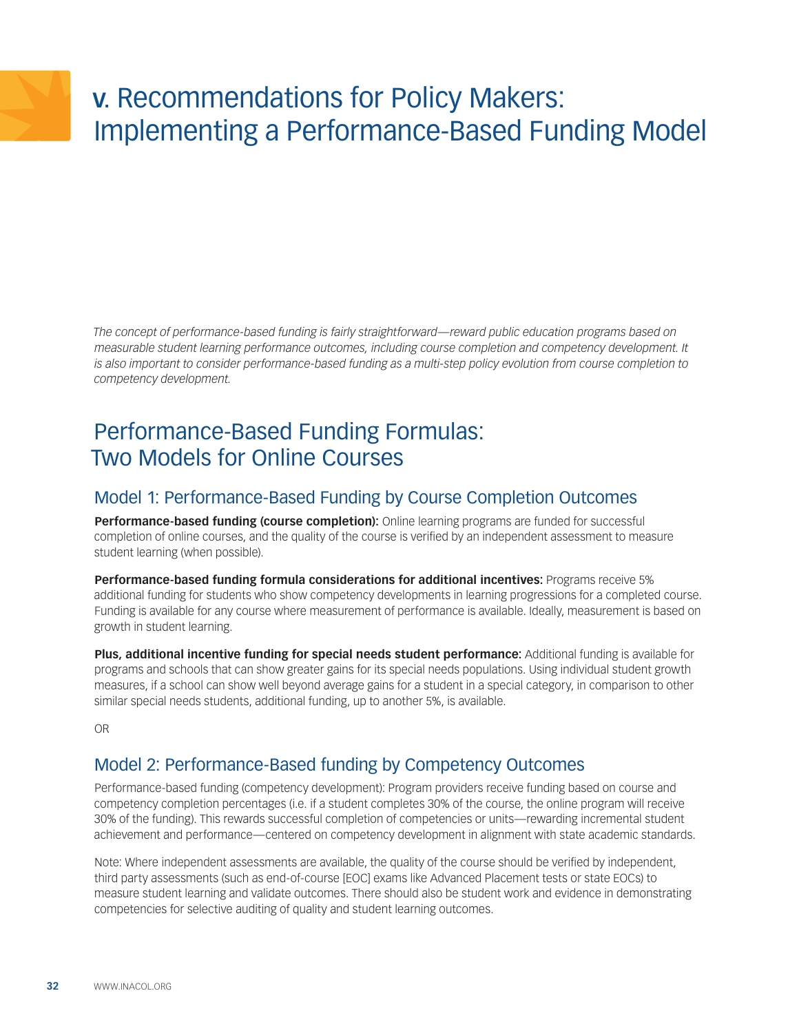# V. Recommendations for Policy Makers: Implementing a Performance-Based Funding Model

*The concept of performance-based funding is fairly straightforward—reward public education programs based on measurable student learning performance outcomes, including course completion and competency development. It is also important to consider performance-based funding as a multi-step policy evolution from course completion to competency development.*

## Performance-Based Funding Formulas: Two Models for Online Courses

### Model 1: Performance-Based Funding by Course Completion Outcomes

**Performance-based funding (course completion):** Online learning programs are funded for successful completion of online courses, and the quality of the course is verified by an independent assessment to measure student learning (when possible).

**Performance-based funding formula considerations for additional incentives:** Programs receive 5% additional funding for students who show competency developments in learning progressions for a completed course. Funding is available for any course where measurement of performance is available. Ideally, measurement is based on growth in student learning.

**Plus, additional incentive funding for special needs student performance:** Additional funding is available for programs and schools that can show greater gains for its special needs populations. Using individual student growth measures, if a school can show well beyond average gains for a student in a special category, in comparison to other similar special needs students, additional funding, up to another 5%, is available.

OR

### Model 2: Performance-Based funding by Competency Outcomes

Performance-based funding (competency development): Program providers receive funding based on course and competency completion percentages (i.e. if a student completes 30% of the course, the online program will receive 30% of the funding). This rewards successful completion of competencies or units—rewarding incremental student achievement and performance—centered on competency development in alignment with state academic standards.

Note: Where independent assessments are available, the quality of the course should be verified by independent, third party assessments (such as end-of-course [EOC] exams like Advanced Placement tests or state EOCs) to measure student learning and validate outcomes. There should also be student work and evidence in demonstrating competencies for selective auditing of quality and student learning outcomes.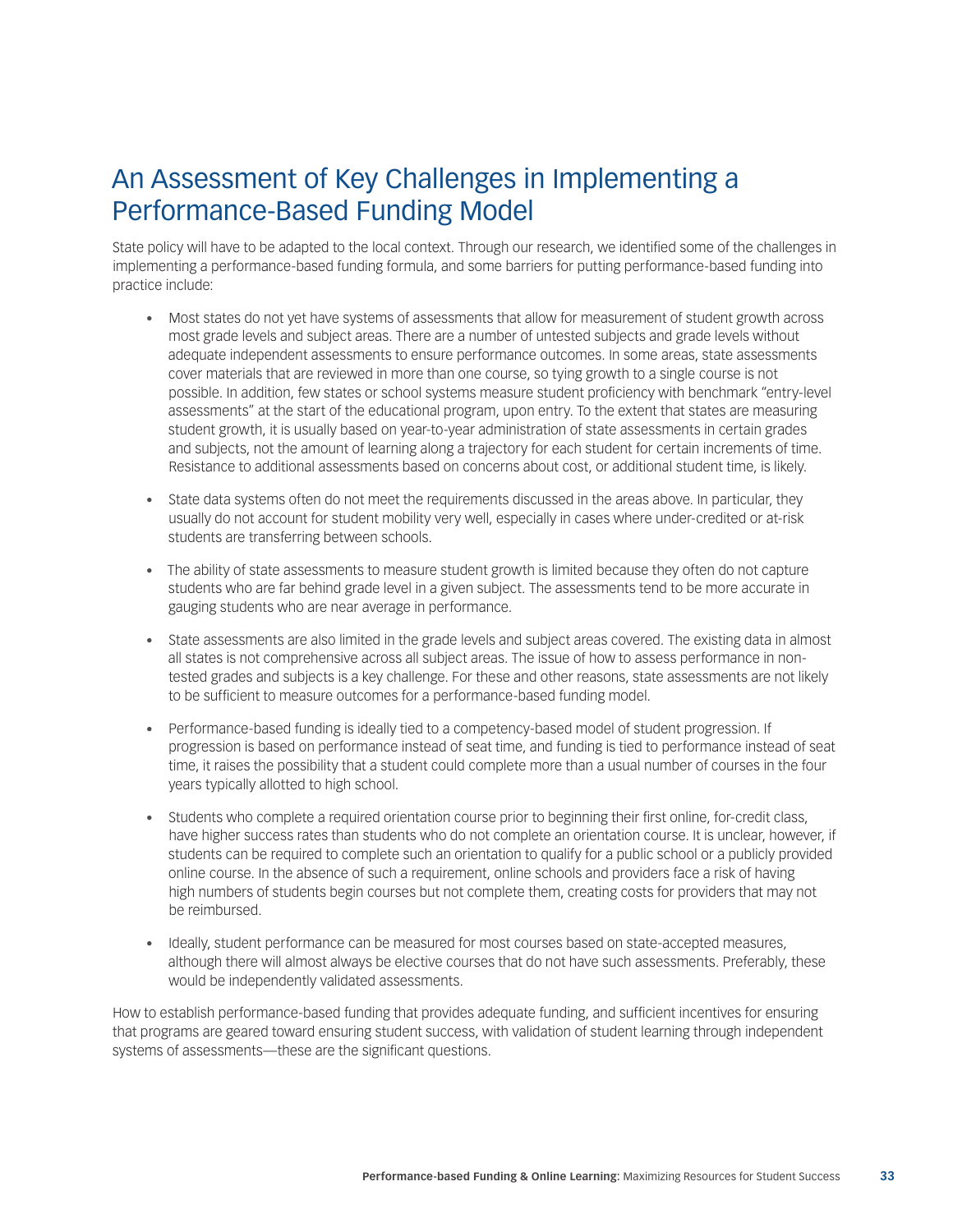# An Assessment of Key Challenges in Implementing a Performance-Based Funding Model

State policy will have to be adapted to the local context. Through our research, we identified some of the challenges in implementing a performance-based funding formula, and some barriers for putting performance-based funding into practice include:

- Most states do not yet have systems of assessments that allow for measurement of student growth across most grade levels and subject areas. There are a number of untested subjects and grade levels without adequate independent assessments to ensure performance outcomes. In some areas, state assessments cover materials that are reviewed in more than one course, so tying growth to a single course is not possible. In addition, few states or school systems measure student proficiency with benchmark "entry-level assessments" at the start of the educational program, upon entry. To the extent that states are measuring student growth, it is usually based on year-to-year administration of state assessments in certain grades and subjects, not the amount of learning along a trajectory for each student for certain increments of time. Resistance to additional assessments based on concerns about cost, or additional student time, is likely.

- State data systems often do not meet the requirements discussed in the areas above. In particular, they usually do not account for student mobility very well, especially in cases where under-credited or at-risk students are transferring between schools.

- The ability of state assessments to measure student growth is limited because they often do not capture students who are far behind grade level in a given subject. The assessments tend to be more accurate in gauging students who are near average in performance.

- State assessments are also limited in the grade levels and subject areas covered. The existing data in almost all states is not comprehensive across all subject areas. The issue of how to assess performance in non-tested grades and subjects is a key challenge. For these and other reasons, state assessments are not likely to be sufficient to measure outcomes for a performance-based funding model.

- Performance-based funding is ideally tied to a competency-based model of student progression. If progression is based on performance instead of seat time, and funding is tied to performance instead of seat time, it raises the possibility that a student could complete more than a usual number of courses in the four years typically allotted to high school.

- Students who complete a required orientation course prior to beginning their first online, for-credit class, have higher success rates than students who do not complete an orientation course. It is unclear, however, if students can be required to complete such an orientation to qualify for a public school or a publicly provided online course. In the absence of such a requirement, online schools and providers face a risk of having high numbers of students begin courses but not complete them, creating costs for providers that may not be reimbursed.

- Ideally, student performance can be measured for most courses based on state-accepted measures, although there will almost always be elective courses that do not have such assessments. Preferably, these would be independently validated assessments.

How to establish performance-based funding that provides adequate funding, and sufficient incentives for ensuring that programs are geared toward ensuring student success, with validation of student learning through independent systems of assessments—these are the significant questions.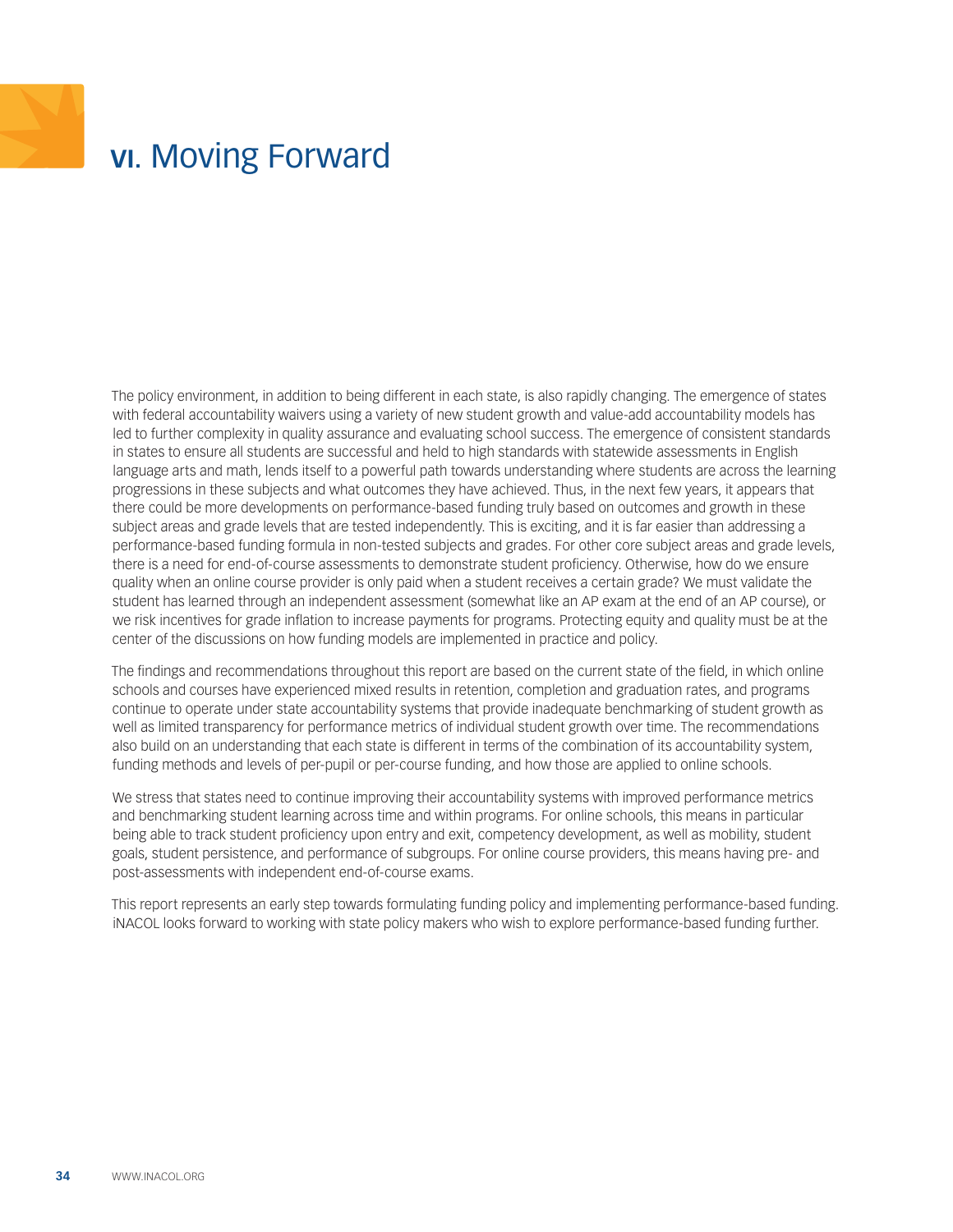# VI. Moving Forward

The policy environment, in addition to being different in each state, is also rapidly changing. The emergence of states with federal accountability waivers using a variety of new student growth and value-add accountability models has led to further complexity in quality assurance and evaluating school success. The emergence of consistent standards in states to ensure all students are successful and held to high standards with statewide assessments in English language arts and math, lends itself to a powerful path towards understanding where students are across the learning progressions in these subjects and what outcomes they have achieved. Thus, in the next few years, it appears that there could be more developments on performance-based funding truly based on outcomes and growth in these subject areas and grade levels that are tested independently. This is exciting, and it is far easier than addressing a performance-based funding formula in non-tested subjects and grades. For other core subject areas and grade levels, there is a need for end-of-course assessments to demonstrate student proficiency. Otherwise, how do we ensure quality when an online course provider is only paid when a student receives a certain grade? We must validate the student has learned through an independent assessment (somewhat like an AP exam at the end of an AP course), or we risk incentives for grade inflation to increase payments for programs. Protecting equity and quality must be at the center of the discussions on how funding models are implemented in practice and policy.

The findings and recommendations throughout this report are based on the current state of the field, in which online schools and courses have experienced mixed results in retention, completion and graduation rates, and programs continue to operate under state accountability systems that provide inadequate benchmarking of student growth as well as limited transparency for performance metrics of individual student growth over time. The recommendations also build on an understanding that each state is different in terms of the combination of its accountability system, funding methods and levels of per-pupil or per-course funding, and how those are applied to online schools.

We stress that states need to continue improving their accountability systems with improved performance metrics and benchmarking student learning across time and within programs. For online schools, this means in particular being able to track student proficiency upon entry and exit, competency development, as well as mobility, student goals, student persistence, and performance of subgroups. For online course providers, this means having pre- and post-assessments with independent end-of-course exams.

This report represents an early step towards formulating funding policy and implementing performance-based funding. iNACOL looks forward to working with state policy makers who wish to explore performance-based funding further.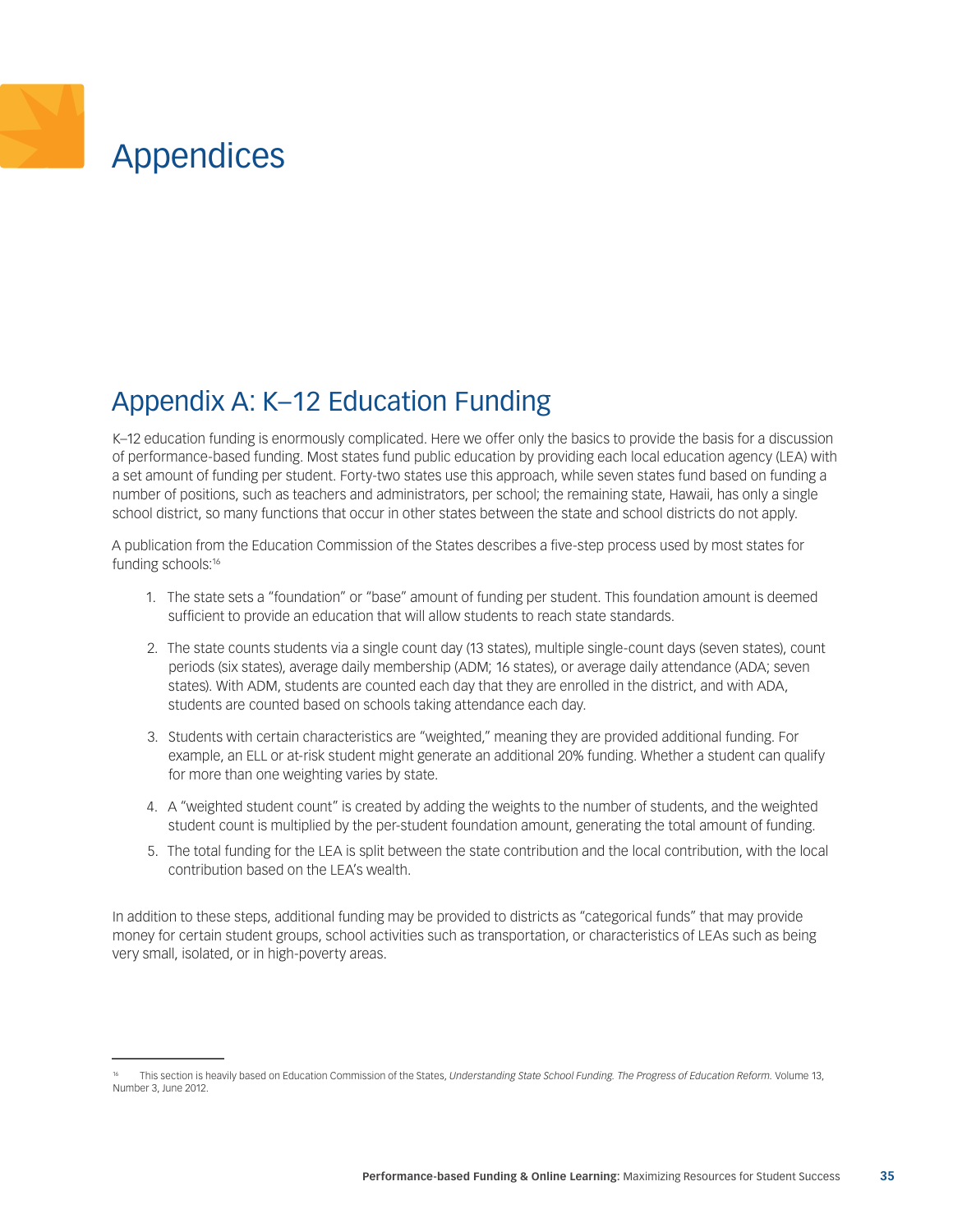# Appendices

## Appendix A: K–12 Education Funding

K–12 education funding is enormously complicated. Here we offer only the basics to provide the basis for a discussion of performance-based funding. Most states fund public education by providing each local education agency (LEA) with a set amount of funding per student. Forty-two states use this approach, while seven states fund based on funding a number of positions, such as teachers and administrators, per school; the remaining state, Hawaii, has only a single school district, so many functions that occur in other states between the state and school districts do not apply.

A publication from the Education Commission of the States describes a five-step process used by most states for funding schools:[16]

1. The state sets a "foundation" or "base" amount of funding per student. This foundation amount is deemed sufficient to provide an education that will allow students to reach state standards.
2. The state counts students via a single count day (13 states), multiple single-count days (seven states), count periods (six states), average daily membership (ADM; 16 states), or average daily attendance (ADA; seven states). With ADM, students are counted each day that they are enrolled in the district, and with ADA, students are counted based on schools taking attendance each day.
3. Students with certain characteristics are "weighted," meaning they are provided additional funding. For example, an ELL or at-risk student might generate an additional 20% funding. Whether a student can qualify for more than one weighting varies by state.
4. A "weighted student count" is created by adding the weights to the number of students, and the weighted student count is multiplied by the per-student foundation amount, generating the total amount of funding.
5. The total funding for the LEA is split between the state contribution and the local contribution, with the local contribution based on the LEA's wealth.

In addition to these steps, additional funding may be provided to districts as "categorical funds" that may provide money for certain student groups, school activities such as transportation, or characteristics of LEAs such as being very small, isolated, or in high-poverty areas.

---

[16] This section is heavily based on Education Commission of the States, *Understanding State School Funding. The Progress of Education Reform.* Volume 13, Number 3, June 2012.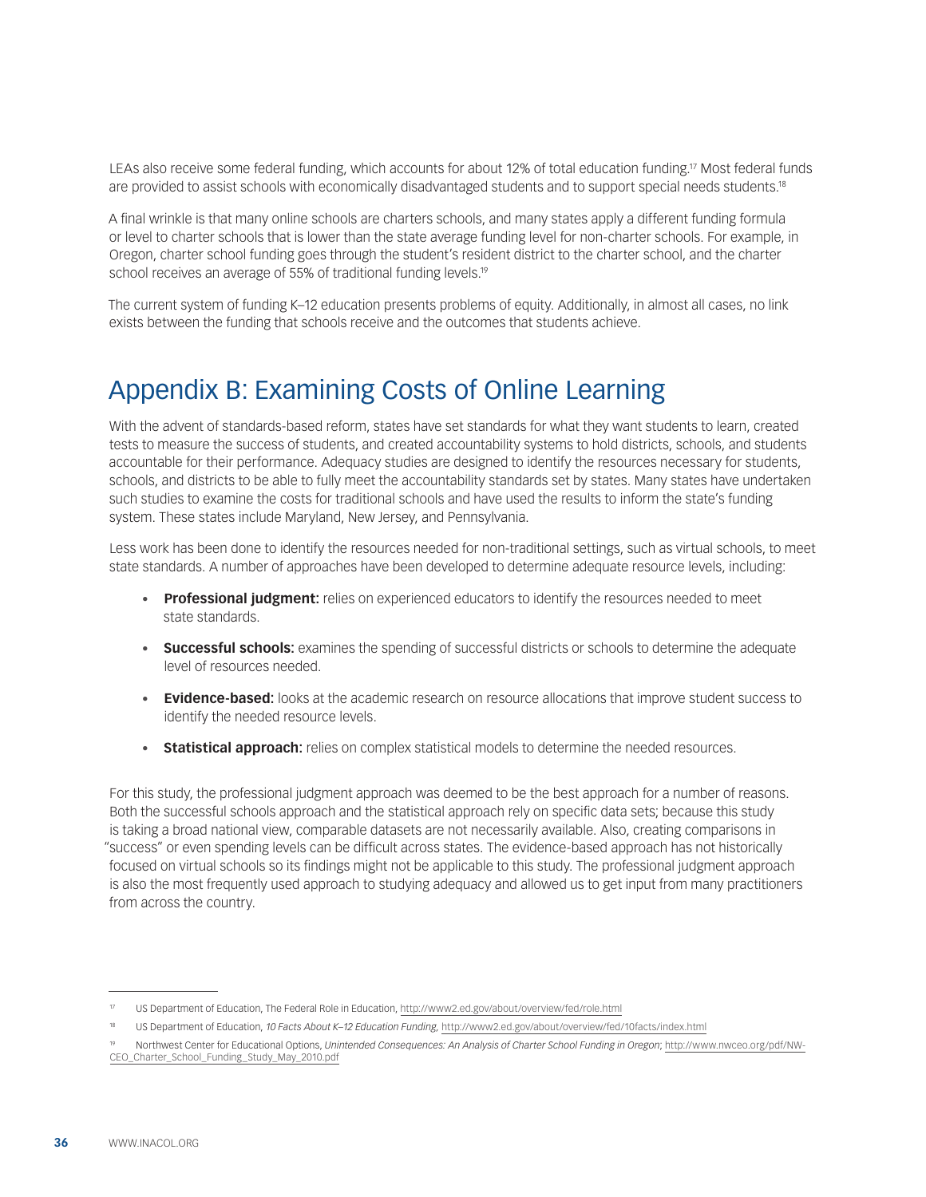LEAs also receive some federal funding, which accounts for about 12% of total education funding.[17] Most federal funds are provided to assist schools with economically disadvantaged students and to support special needs students.[18]

A final wrinkle is that many online schools are charters schools, and many states apply a different funding formula or level to charter schools that is lower than the state average funding level for non-charter schools. For example, in Oregon, charter school funding goes through the student's resident district to the charter school, and the charter school receives an average of 55% of traditional funding levels.[19]

The current system of funding K–12 education presents problems of equity. Additionally, in almost all cases, no link exists between the funding that schools receive and the outcomes that students achieve.

## Appendix B: Examining Costs of Online Learning

With the advent of standards-based reform, states have set standards for what they want students to learn, created tests to measure the success of students, and created accountability systems to hold districts, schools, and students accountable for their performance. Adequacy studies are designed to identify the resources necessary for students, schools, and districts to be able to fully meet the accountability standards set by states. Many states have undertaken such studies to examine the costs for traditional schools and have used the results to inform the state's funding system. These states include Maryland, New Jersey, and Pennsylvania.

Less work has been done to identify the resources needed for non-traditional settings, such as virtual schools, to meet state standards. A number of approaches have been developed to determine adequate resource levels, including:

- **Professional judgment:** relies on experienced educators to identify the resources needed to meet state standards.
- **Successful schools:** examines the spending of successful districts or schools to determine the adequate level of resources needed.
- **Evidence-based:** looks at the academic research on resource allocations that improve student success to identify the needed resource levels.
- **Statistical approach:** relies on complex statistical models to determine the needed resources.

For this study, the professional judgment approach was deemed to be the best approach for a number of reasons. Both the successful schools approach and the statistical approach rely on specific data sets; because this study is taking a broad national view, comparable datasets are not necessarily available. Also, creating comparisons in "success" or even spending levels can be difficult across states. The evidence-based approach has not historically focused on virtual schools so its findings might not be applicable to this study. The professional judgment approach is also the most frequently used approach to studying adequacy and allowed us to get input from many practitioners from across the country.

---

[17] US Department of Education, The Federal Role in Education, http://www2.ed.gov/about/overview/fed/role.html

[18] US Department of Education, *10 Facts About K–12 Education Funding,* http://www2.ed.gov/about/overview/fed/10facts/index.html

[19] Northwest Center for Educational Options, *Unintended Consequences: An Analysis of Charter School Funding in Oregon*; http://www.nwceo.org/pdf/NW-CEO_Charter_School_Funding_Study_May_2010.pdf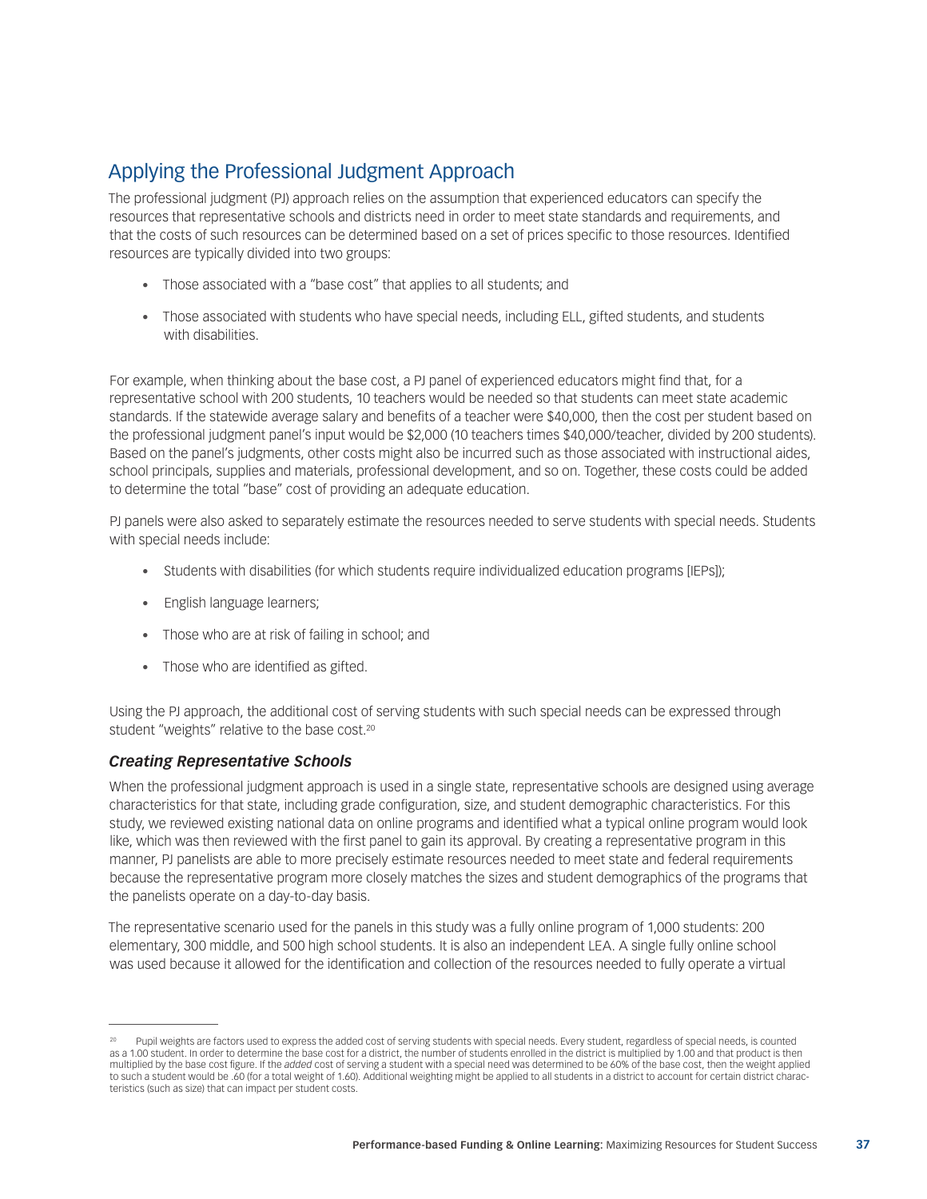## Applying the Professional Judgment Approach

The professional judgment (PJ) approach relies on the assumption that experienced educators can specify the resources that representative schools and districts need in order to meet state standards and requirements, and that the costs of such resources can be determined based on a set of prices specific to those resources. Identified resources are typically divided into two groups:

- Those associated with a "base cost" that applies to all students; and
- Those associated with students who have special needs, including ELL, gifted students, and students with disabilities.

For example, when thinking about the base cost, a PJ panel of experienced educators might find that, for a representative school with 200 students, 10 teachers would be needed so that students can meet state academic standards. If the statewide average salary and benefits of a teacher were $40,000, then the cost per student based on the professional judgment panel's input would be $2,000 (10 teachers times $40,000/teacher, divided by 200 students). Based on the panel's judgments, other costs might also be incurred such as those associated with instructional aides, school principals, supplies and materials, professional development, and so on. Together, these costs could be added to determine the total "base" cost of providing an adequate education.

PJ panels were also asked to separately estimate the resources needed to serve students with special needs. Students with special needs include:

- Students with disabilities (for which students require individualized education programs [IEPs]);
- English language learners;
- Those who are at risk of failing in school; and
- Those who are identified as gifted.

Using the PJ approach, the additional cost of serving students with such special needs can be expressed through student "weights" relative to the base cost.[20]

### *Creating Representative Schools*

When the professional judgment approach is used in a single state, representative schools are designed using average characteristics for that state, including grade configuration, size, and student demographic characteristics. For this study, we reviewed existing national data on online programs and identified what a typical online program would look like, which was then reviewed with the first panel to gain its approval. By creating a representative program in this manner, PJ panelists are able to more precisely estimate resources needed to meet state and federal requirements because the representative program more closely matches the sizes and student demographics of the programs that the panelists operate on a day-to-day basis.

The representative scenario used for the panels in this study was a fully online program of 1,000 students: 200 elementary, 300 middle, and 500 high school students. It is also an independent LEA. A single fully online school was used because it allowed for the identification and collection of the resources needed to fully operate a virtual

---

[20] Pupil weights are factors used to express the added cost of serving students with special needs. Every student, regardless of special needs, is counted as a 1.00 student. In order to determine the base cost for a district, the number of students enrolled in the district is multiplied by 1.00 and that product is then multiplied by the base cost figure. If the *added* cost of serving a student with a special need was determined to be 60% of the base cost, then the weight applied to such a student would be .60 (for a total weight of 1.60). Additional weighting might be applied to all students in a district to account for certain district characteristics (such as size) that can impact per student costs.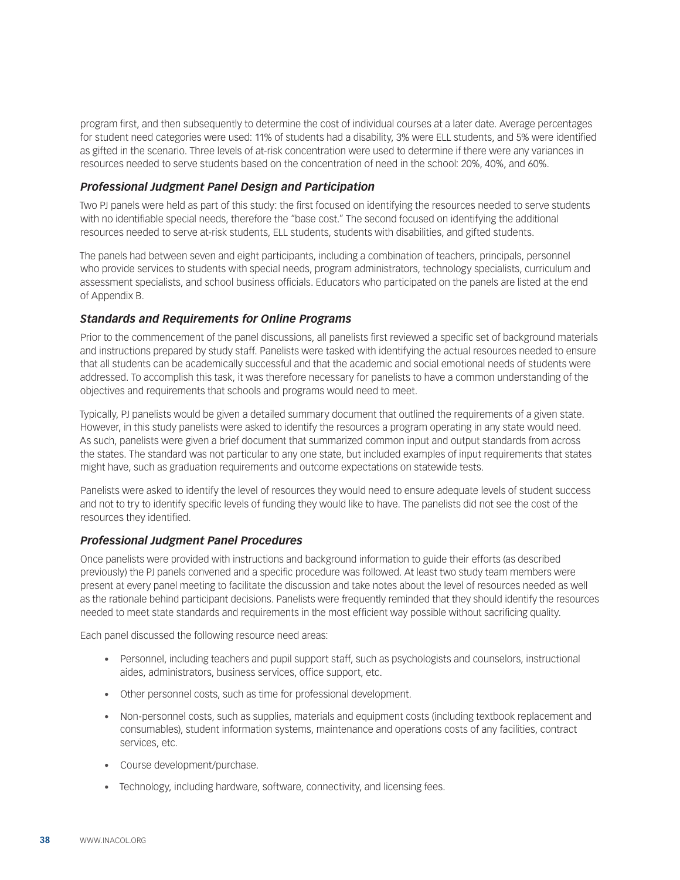program first, and then subsequently to determine the cost of individual courses at a later date. Average percentages for student need categories were used: 11% of students had a disability, 3% were ELL students, and 5% were identified as gifted in the scenario. Three levels of at-risk concentration were used to determine if there were any variances in resources needed to serve students based on the concentration of need in the school: 20%, 40%, and 60%.

### *Professional Judgment Panel Design and Participation*

Two PJ panels were held as part of this study: the first focused on identifying the resources needed to serve students with no identifiable special needs, therefore the "base cost." The second focused on identifying the additional resources needed to serve at-risk students, ELL students, students with disabilities, and gifted students.

The panels had between seven and eight participants, including a combination of teachers, principals, personnel who provide services to students with special needs, program administrators, technology specialists, curriculum and assessment specialists, and school business officials. Educators who participated on the panels are listed at the end of Appendix B.

### *Standards and Requirements for Online Programs*

Prior to the commencement of the panel discussions, all panelists first reviewed a specific set of background materials and instructions prepared by study staff. Panelists were tasked with identifying the actual resources needed to ensure that all students can be academically successful and that the academic and social emotional needs of students were addressed. To accomplish this task, it was therefore necessary for panelists to have a common understanding of the objectives and requirements that schools and programs would need to meet.

Typically, PJ panelists would be given a detailed summary document that outlined the requirements of a given state. However, in this study panelists were asked to identify the resources a program operating in any state would need. As such, panelists were given a brief document that summarized common input and output standards from across the states. The standard was not particular to any one state, but included examples of input requirements that states might have, such as graduation requirements and outcome expectations on statewide tests.

Panelists were asked to identify the level of resources they would need to ensure adequate levels of student success and not to try to identify specific levels of funding they would like to have. The panelists did not see the cost of the resources they identified.

### *Professional Judgment Panel Procedures*

Once panelists were provided with instructions and background information to guide their efforts (as described previously) the PJ panels convened and a specific procedure was followed. At least two study team members were present at every panel meeting to facilitate the discussion and take notes about the level of resources needed as well as the rationale behind participant decisions. Panelists were frequently reminded that they should identify the resources needed to meet state standards and requirements in the most efficient way possible without sacrificing quality.

Each panel discussed the following resource need areas:

- Personnel, including teachers and pupil support staff, such as psychologists and counselors, instructional aides, administrators, business services, office support, etc.
- Other personnel costs, such as time for professional development.
- Non-personnel costs, such as supplies, materials and equipment costs (including textbook replacement and consumables), student information systems, maintenance and operations costs of any facilities, contract services, etc.
- Course development/purchase.
- Technology, including hardware, software, connectivity, and licensing fees.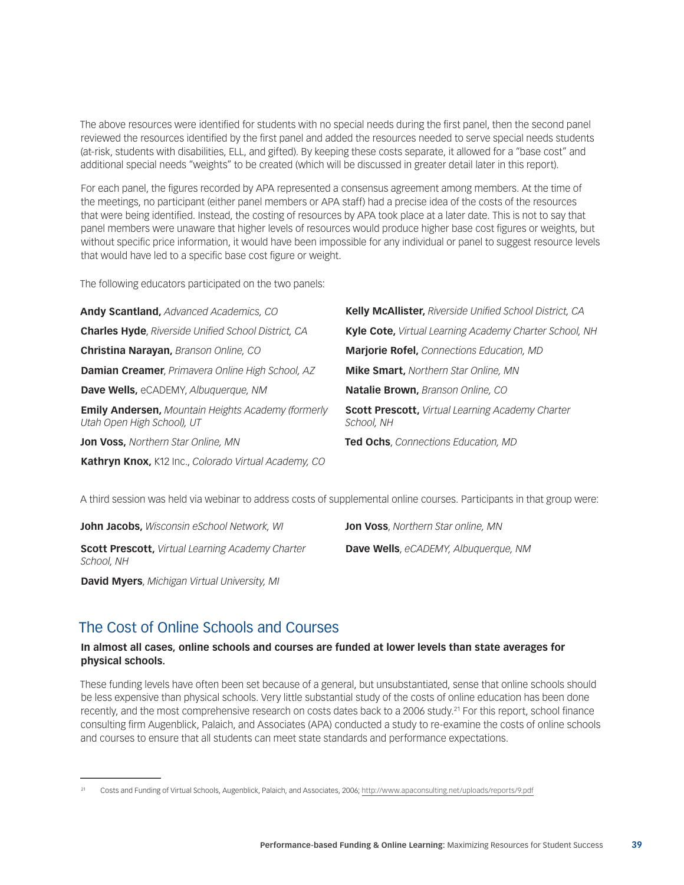The above resources were identified for students with no special needs during the first panel, then the second panel reviewed the resources identified by the first panel and added the resources needed to serve special needs students (at-risk, students with disabilities, ELL, and gifted). By keeping these costs separate, it allowed for a "base cost" and additional special needs "weights" to be created (which will be discussed in greater detail later in this report).

For each panel, the figures recorded by APA represented a consensus agreement among members. At the time of the meetings, no participant (either panel members or APA staff) had a precise idea of the costs of the resources that were being identified. Instead, the costing of resources by APA took place at a later date. This is not to say that panel members were unaware that higher levels of resources would produce higher base cost figures or weights, but without specific price information, it would have been impossible for any individual or panel to suggest resource levels that would have led to a specific base cost figure or weight.

The following educators participated on the two panels:

**Andy Scantland,** *Advanced Academics, CO*

**Charles Hyde**, *Riverside Unified School District, CA*

**Christina Narayan,** *Branson Online, CO*

**Damian Creamer**, *Primavera Online High School, AZ*

**Dave Wells,** eCADEMY, *Albuquerque, NM*

**Emily Andersen,** *Mountain Heights Academy (formerly Utah Open High School), UT*

**Jon Voss,** *Northern Star Online, MN*

**Kathryn Knox,** K12 Inc., *Colorado Virtual Academy, CO*

**Kelly McAllister,** *Riverside Unified School District, CA*

**Kyle Cote,** *Virtual Learning Academy Charter School, NH*

**Marjorie Rofel,** *Connections Education, MD*

**Mike Smart,** *Northern Star Online, MN*

**Natalie Brown,** *Branson Online, CO*

**Scott Prescott,** *Virtual Learning Academy Charter School, NH*

**Ted Ochs**, *Connections Education, MD*

A third session was held via webinar to address costs of supplemental online courses. Participants in that group were:

**John Jacobs,** *Wisconsin eSchool Network, WI*

**Scott Prescott,** *Virtual Learning Academy Charter School, NH*

**David Myers**, *Michigan Virtual University, MI*

**Jon Voss**, *Northern Star online, MN*

**Dave Wells**, *eCADEMY, Albuquerque, NM*

## The Cost of Online Schools and Courses

**In almost all cases, online schools and courses are funded at lower levels than state averages for physical schools.**

These funding levels have often been set because of a general, but unsubstantiated, sense that online schools should be less expensive than physical schools. Very little substantial study of the costs of online education has been done recently, and the most comprehensive research on costs dates back to a 2006 study.[21] For this report, school finance consulting firm Augenblick, Palaich, and Associates (APA) conducted a study to re-examine the costs of online schools and courses to ensure that all students can meet state standards and performance expectations.

[21] Costs and Funding of Virtual Schools, Augenblick, Palaich, and Associates, 2006; http://www.apaconsulting.net/uploads/reports/9.pdf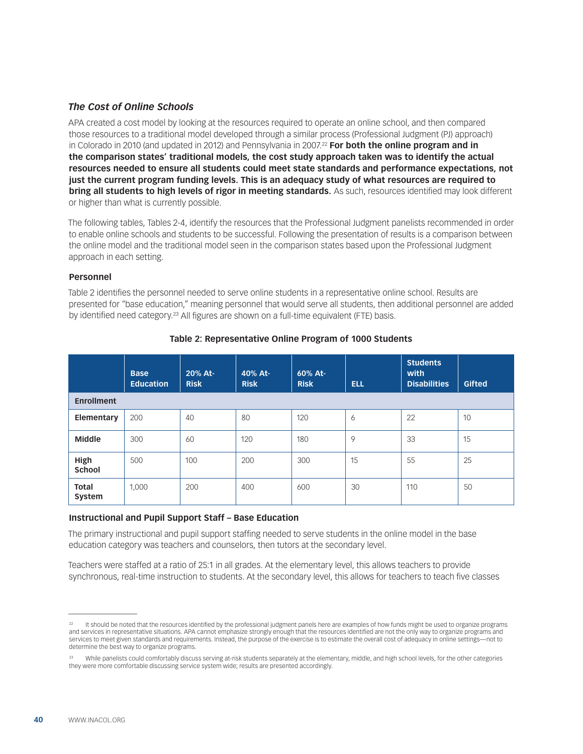### *The Cost of Online Schools*

APA created a cost model by looking at the resources required to operate an online school, and then compared those resources to a traditional model developed through a similar process (Professional Judgment (PJ) approach) in Colorado in 2010 (and updated in 2012) and Pennsylvania in 2007.[22] **For both the online program and in the comparison states' traditional models, the cost study approach taken was to identify the actual resources needed to ensure all students could meet state standards and performance expectations, not just the current program funding levels. This is an adequacy study of what resources are required to bring all students to high levels of rigor in meeting standards.** As such, resources identified may look different or higher than what is currently possible.

The following tables, Tables 2-4, identify the resources that the Professional Judgment panelists recommended in order to enable online schools and students to be successful. Following the presentation of results is a comparison between the online model and the traditional model seen in the comparison states based upon the Professional Judgment approach in each setting.

#### Personnel

Table 2 identifies the personnel needed to serve online students in a representative online school. Results are presented for "base education," meaning personnel that would serve all students, then additional personnel are added by identified need category.[23] All figures are shown on a full-time equivalent (FTE) basis.

**Table 2: Representative Online Program of 1000 Students**

| | Base Education | 20% At-Risk | 40% At-Risk | 60% At-Risk | ELL | Students with Disabilities | Gifted |
|---|---|---|---|---|---|---|---|
| **Enrollment** | | | | | | | |
| **Elementary** | 200 | 40 | 80 | 120 | 6 | 22 | 10 |
| **Middle** | 300 | 60 | 120 | 180 | 9 | 33 | 15 |
| **High School** | 500 | 100 | 200 | 300 | 15 | 55 | 25 |
| **Total System** | 1,000 | 200 | 400 | 600 | 30 | 110 | 50 |

#### Instructional and Pupil Support Staff – Base Education

The primary instructional and pupil support staffing needed to serve students in the online model in the base education category was teachers and counselors, then tutors at the secondary level.

Teachers were staffed at a ratio of 25:1 in all grades. At the elementary level, this allows teachers to provide synchronous, real-time instruction to students. At the secondary level, this allows for teachers to teach five classes

---

[22] It should be noted that the resources identified by the professional judgment panels here are examples of how funds might be used to organize programs and services in representative situations. APA cannot emphasize strongly enough that the resources identified are not the only way to organize programs and services to meet given standards and requirements. Instead, the purpose of the exercise is to estimate the overall cost of adequacy in online settings—not to determine the best way to organize programs.

[23] While panelists could comfortably discuss serving at-risk students separately at the elementary, middle, and high school levels, for the other categories they were more comfortable discussing service system wide; results are presented accordingly.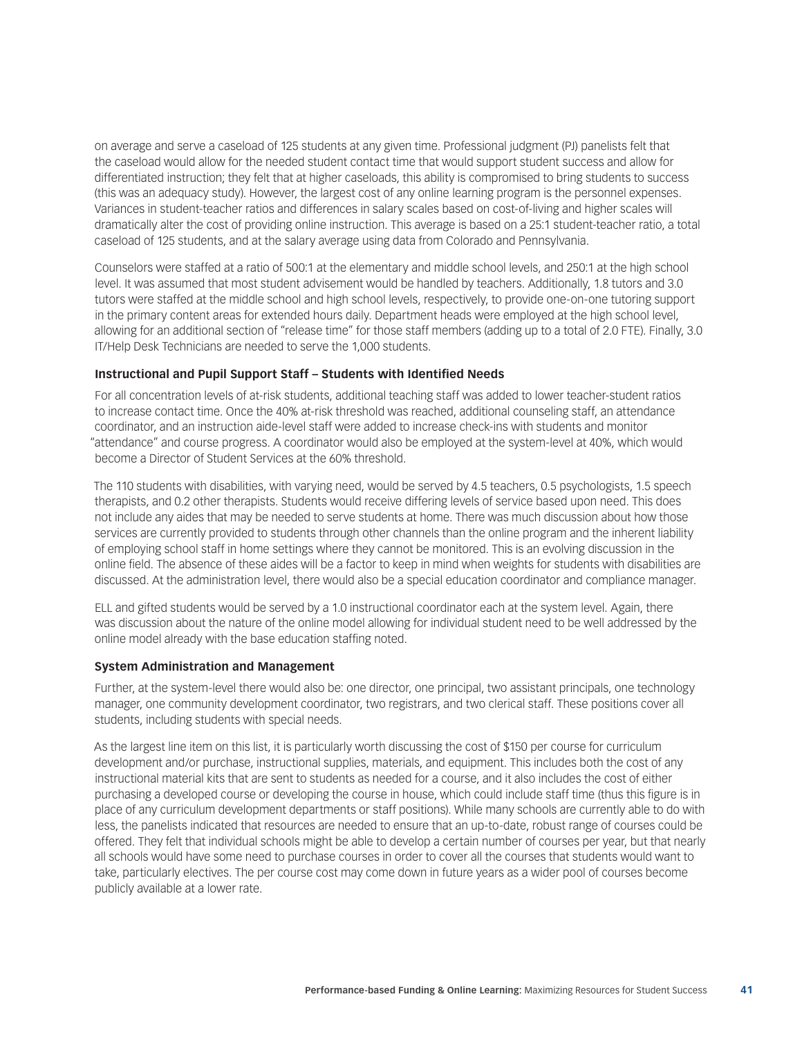on average and serve a caseload of 125 students at any given time. Professional judgment (PJ) panelists felt that the caseload would allow for the needed student contact time that would support student success and allow for differentiated instruction; they felt that at higher caseloads, this ability is compromised to bring students to success (this was an adequacy study). However, the largest cost of any online learning program is the personnel expenses. Variances in student-teacher ratios and differences in salary scales based on cost-of-living and higher scales will dramatically alter the cost of providing online instruction. This average is based on a 25:1 student-teacher ratio, a total caseload of 125 students, and at the salary average using data from Colorado and Pennsylvania.

Counselors were staffed at a ratio of 500:1 at the elementary and middle school levels, and 250:1 at the high school level. It was assumed that most student advisement would be handled by teachers. Additionally, 1.8 tutors and 3.0 tutors were staffed at the middle school and high school levels, respectively, to provide one-on-one tutoring support in the primary content areas for extended hours daily. Department heads were employed at the high school level, allowing for an additional section of "release time" for those staff members (adding up to a total of 2.0 FTE). Finally, 3.0 IT/Help Desk Technicians are needed to serve the 1,000 students.

### Instructional and Pupil Support Staff – Students with Identified Needs

For all concentration levels of at-risk students, additional teaching staff was added to lower teacher-student ratios to increase contact time. Once the 40% at-risk threshold was reached, additional counseling staff, an attendance coordinator, and an instruction aide-level staff were added to increase check-ins with students and monitor "attendance" and course progress. A coordinator would also be employed at the system-level at 40%, which would become a Director of Student Services at the 60% threshold.

The 110 students with disabilities, with varying need, would be served by 4.5 teachers, 0.5 psychologists, 1.5 speech therapists, and 0.2 other therapists. Students would receive differing levels of service based upon need. This does not include any aides that may be needed to serve students at home. There was much discussion about how those services are currently provided to students through other channels than the online program and the inherent liability of employing school staff in home settings where they cannot be monitored. This is an evolving discussion in the online field. The absence of these aides will be a factor to keep in mind when weights for students with disabilities are discussed. At the administration level, there would also be a special education coordinator and compliance manager.

ELL and gifted students would be served by a 1.0 instructional coordinator each at the system level. Again, there was discussion about the nature of the online model allowing for individual student need to be well addressed by the online model already with the base education staffing noted.

### System Administration and Management

Further, at the system-level there would also be: one director, one principal, two assistant principals, one technology manager, one community development coordinator, two registrars, and two clerical staff. These positions cover all students, including students with special needs.

As the largest line item on this list, it is particularly worth discussing the cost of $150 per course for curriculum development and/or purchase, instructional supplies, materials, and equipment. This includes both the cost of any instructional material kits that are sent to students as needed for a course, and it also includes the cost of either purchasing a developed course or developing the course in house, which could include staff time (thus this figure is in place of any curriculum development departments or staff positions). While many schools are currently able to do with less, the panelists indicated that resources are needed to ensure that an up-to-date, robust range of courses could be offered. They felt that individual schools might be able to develop a certain number of courses per year, but that nearly all schools would have some need to purchase courses in order to cover all the courses that students would want to take, particularly electives. The per course cost may come down in future years as a wider pool of courses become publicly available at a lower rate.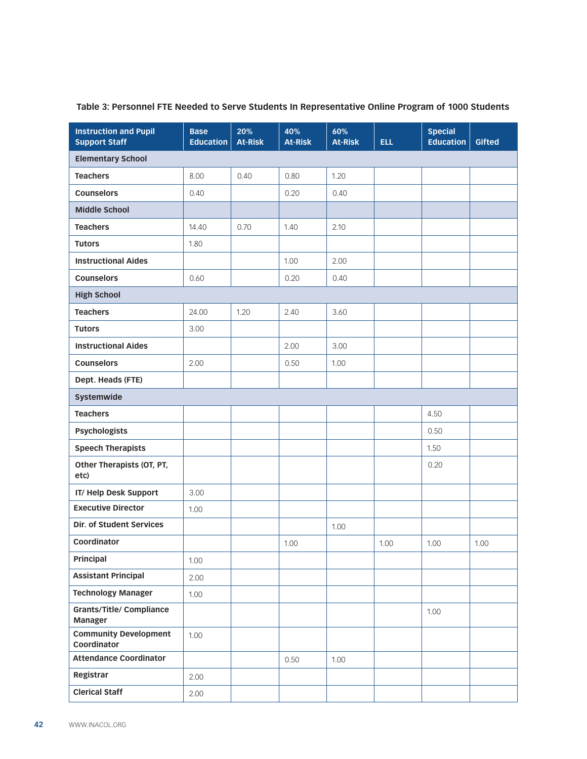**Table 3: Personnel FTE Needed to Serve Students In Representative Online Program of 1000 Students**

| Instruction and Pupil Support Staff | Base Education | 20% At-Risk | 40% At-Risk | 60% At-Risk | ELL | Special Education | Gifted |
|---|---|---|---|---|---|---|---|
| **Elementary School** | | | | | | | |
| **Teachers** | 8.00 | 0.40 | 0.80 | 1.20 | | | |
| **Counselors** | 0.40 | | 0.20 | 0.40 | | | |
| **Middle School** | | | | | | | |
| **Teachers** | 14.40 | 0.70 | 1.40 | 2.10 | | | |
| **Tutors** | 1.80 | | | | | | |
| **Instructional Aides** | | | 1.00 | 2.00 | | | |
| **Counselors** | 0.60 | | 0.20 | 0.40 | | | |
| **High School** | | | | | | | |
| **Teachers** | 24.00 | 1.20 | 2.40 | 3.60 | | | |
| **Tutors** | 3.00 | | | | | | |
| **Instructional Aides** | | | 2.00 | 3.00 | | | |
| **Counselors** | 2.00 | | 0.50 | 1.00 | | | |
| **Dept. Heads (FTE)** | | | | | | | |
| **Systemwide** | | | | | | | |
| **Teachers** | | | | | | 4.50 | |
| **Psychologists** | | | | | | 0.50 | |
| **Speech Therapists** | | | | | | 1.50 | |
| **Other Therapists (OT, PT, etc)** | | | | | | 0.20 | |
| **IT/ Help Desk Support** | 3.00 | | | | | | |
| **Executive Director** | 1.00 | | | | | | |
| **Dir. of Student Services** | | | | 1.00 | | | |
| **Coordinator** | | | 1.00 | | 1.00 | 1.00 | 1.00 |
| **Principal** | 1.00 | | | | | | |
| **Assistant Principal** | 2.00 | | | | | | |
| **Technology Manager** | 1.00 | | | | | | |
| **Grants/Title/ Compliance Manager** | | | | | | 1.00 | |
| **Community Development Coordinator** | 1.00 | | | | | | |
| **Attendance Coordinator** | | | 0.50 | 1.00 | | | |
| **Registrar** | 2.00 | | | | | | |
| **Clerical Staff** | 2.00 | | | | | | |

WWW.INACOL.ORG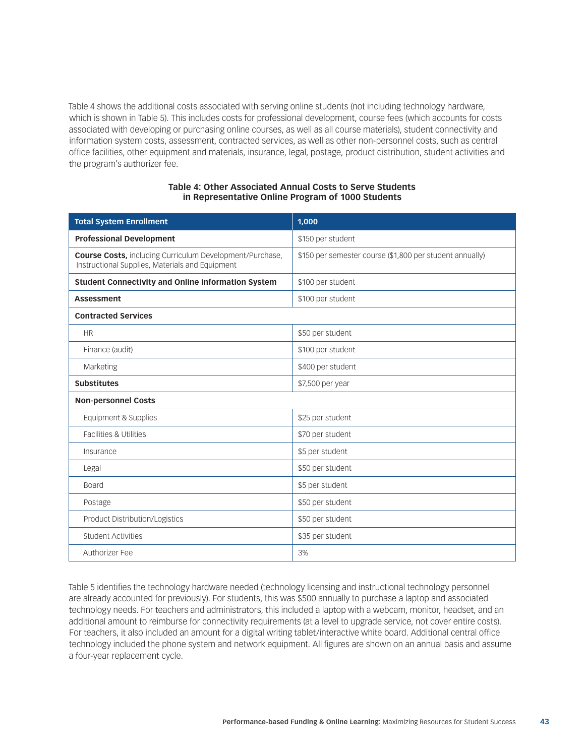Table 4 shows the additional costs associated with serving online students (not including technology hardware, which is shown in Table 5). This includes costs for professional development, course fees (which accounts for costs associated with developing or purchasing online courses, as well as all course materials), student connectivity and information system costs, assessment, contracted services, as well as other non-personnel costs, such as central office facilities, other equipment and materials, insurance, legal, postage, product distribution, student activities and the program's authorizer fee.

**Table 4: Other Associated Annual Costs to Serve Students in Representative Online Program of 1000 Students**

| Total System Enrollment | 1,000 |
|---|---|
| **Professional Development** | $150 per student |
| **Course Costs,** including Curriculum Development/Purchase, Instructional Supplies, Materials and Equipment | $150 per semester course ($1,800 per student annually) |
| **Student Connectivity and Online Information System** | $100 per student |
| **Assessment** | $100 per student |
| **Contracted Services** | |
| HR | $50 per student |
| Finance (audit) | $100 per student |
| Marketing | $400 per student |
| **Substitutes** | $7,500 per year |
| **Non-personnel Costs** | |
| Equipment & Supplies | $25 per student |
| Facilities & Utilities | $70 per student |
| Insurance | $5 per student |
| Legal | $50 per student |
| Board | $5 per student |
| Postage | $50 per student |
| Product Distribution/Logistics | $50 per student |
| Student Activities | $35 per student |
| Authorizer Fee | 3% |

Table 5 identifies the technology hardware needed (technology licensing and instructional technology personnel are already accounted for previously). For students, this was $500 annually to purchase a laptop and associated technology needs. For teachers and administrators, this included a laptop with a webcam, monitor, headset, and an additional amount to reimburse for connectivity requirements (at a level to upgrade service, not cover entire costs). For teachers, it also included an amount for a digital writing tablet/interactive white board. Additional central office technology included the phone system and network equipment. All figures are shown on an annual basis and assume a four-year replacement cycle.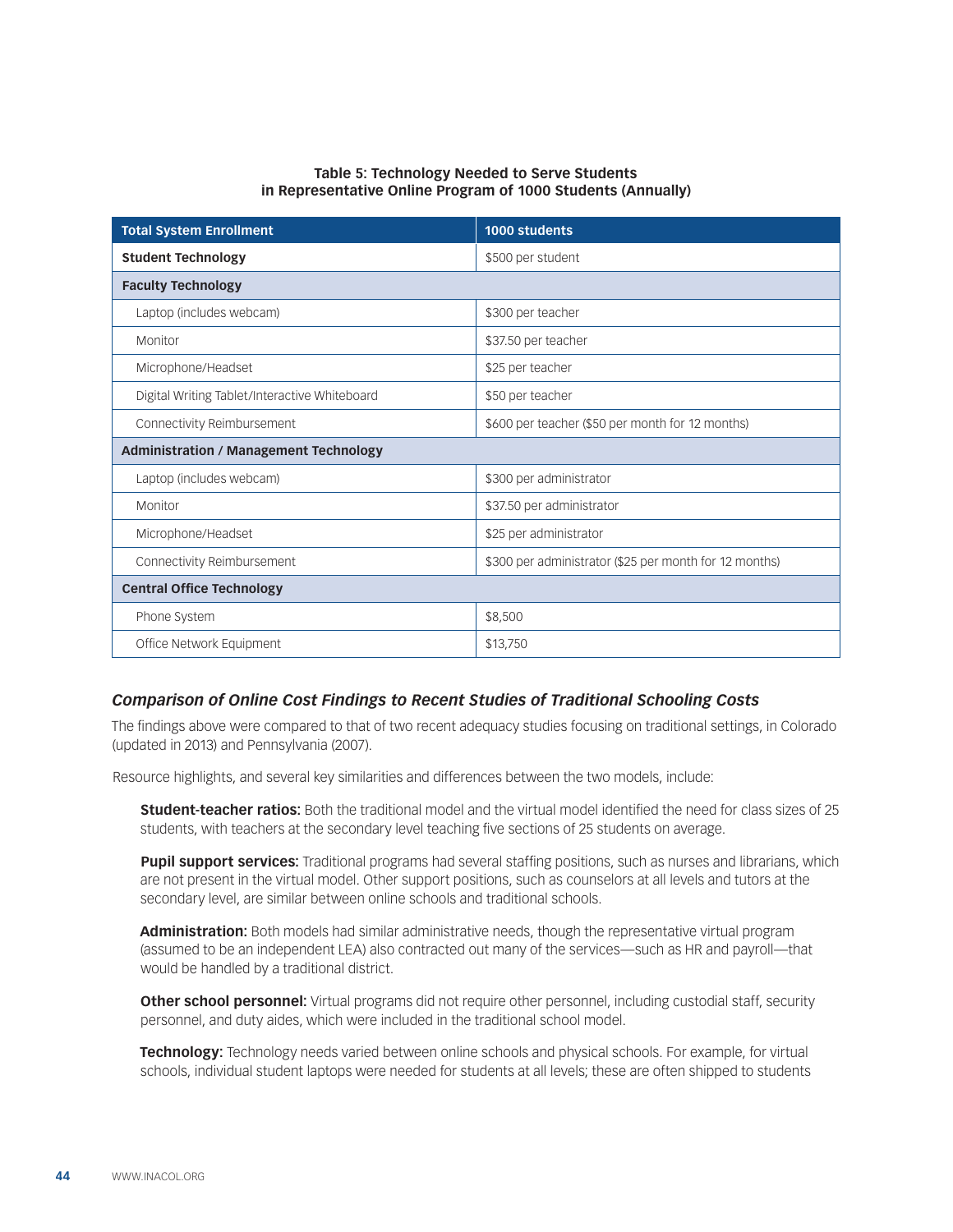**Table 5: Technology Needed to Serve Students in Representative Online Program of 1000 Students (Annually)**

| Total System Enrollment | 1000 students |
|---|---|
| **Student Technology** | $500 per student |
| **Faculty Technology** | |
| Laptop (includes webcam) | $300 per teacher |
| Monitor | $37.50 per teacher |
| Microphone/Headset | $25 per teacher |
| Digital Writing Tablet/Interactive Whiteboard | $50 per teacher |
| Connectivity Reimbursement | $600 per teacher ($50 per month for 12 months) |
| **Administration / Management Technology** | |
| Laptop (includes webcam) | $300 per administrator |
| Monitor | $37.50 per administrator |
| Microphone/Headset | $25 per administrator |
| Connectivity Reimbursement | $300 per administrator ($25 per month for 12 months) |
| **Central Office Technology** | |
| Phone System | $8,500 |
| Office Network Equipment | $13,750 |

### *Comparison of Online Cost Findings to Recent Studies of Traditional Schooling Costs*

The findings above were compared to that of two recent adequacy studies focusing on traditional settings, in Colorado (updated in 2013) and Pennsylvania (2007).

Resource highlights, and several key similarities and differences between the two models, include:

**Student-teacher ratios:** Both the traditional model and the virtual model identified the need for class sizes of 25 students, with teachers at the secondary level teaching five sections of 25 students on average.

**Pupil support services:** Traditional programs had several staffing positions, such as nurses and librarians, which are not present in the virtual model. Other support positions, such as counselors at all levels and tutors at the secondary level, are similar between online schools and traditional schools.

**Administration:** Both models had similar administrative needs, though the representative virtual program (assumed to be an independent LEA) also contracted out many of the services—such as HR and payroll—that would be handled by a traditional district.

**Other school personnel:** Virtual programs did not require other personnel, including custodial staff, security personnel, and duty aides, which were included in the traditional school model.

**Technology:** Technology needs varied between online schools and physical schools. For example, for virtual schools, individual student laptops were needed for students at all levels; these are often shipped to students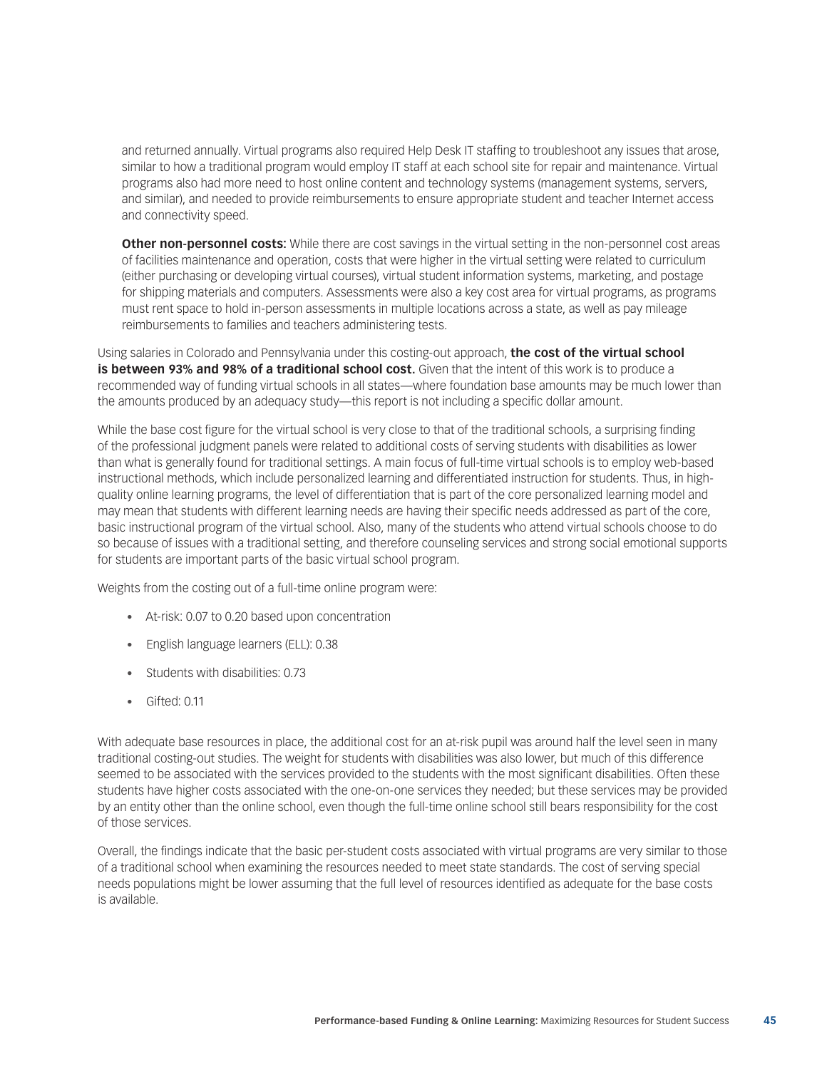and returned annually. Virtual programs also required Help Desk IT staffing to troubleshoot any issues that arose, similar to how a traditional program would employ IT staff at each school site for repair and maintenance. Virtual programs also had more need to host online content and technology systems (management systems, servers, and similar), and needed to provide reimbursements to ensure appropriate student and teacher Internet access and connectivity speed.

**Other non-personnel costs:** While there are cost savings in the virtual setting in the non-personnel cost areas of facilities maintenance and operation, costs that were higher in the virtual setting were related to curriculum (either purchasing or developing virtual courses), virtual student information systems, marketing, and postage for shipping materials and computers. Assessments were also a key cost area for virtual programs, as programs must rent space to hold in-person assessments in multiple locations across a state, as well as pay mileage reimbursements to families and teachers administering tests.

Using salaries in Colorado and Pennsylvania under this costing-out approach, **the cost of the virtual school is between 93% and 98% of a traditional school cost.** Given that the intent of this work is to produce a recommended way of funding virtual schools in all states—where foundation base amounts may be much lower than the amounts produced by an adequacy study—this report is not including a specific dollar amount.

While the base cost figure for the virtual school is very close to that of the traditional schools, a surprising finding of the professional judgment panels were related to additional costs of serving students with disabilities as lower than what is generally found for traditional settings. A main focus of full-time virtual schools is to employ web-based instructional methods, which include personalized learning and differentiated instruction for students. Thus, in high-quality online learning programs, the level of differentiation that is part of the core personalized learning model and may mean that students with different learning needs are having their specific needs addressed as part of the core, basic instructional program of the virtual school. Also, many of the students who attend virtual schools choose to do so because of issues with a traditional setting, and therefore counseling services and strong social emotional supports for students are important parts of the basic virtual school program.

Weights from the costing out of a full-time online program were:

- At-risk: 0.07 to 0.20 based upon concentration
- English language learners (ELL): 0.38
- Students with disabilities: 0.73
- Gifted: 0.11

With adequate base resources in place, the additional cost for an at-risk pupil was around half the level seen in many traditional costing-out studies. The weight for students with disabilities was also lower, but much of this difference seemed to be associated with the services provided to the students with the most significant disabilities. Often these students have higher costs associated with the one-on-one services they needed; but these services may be provided by an entity other than the online school, even though the full-time online school still bears responsibility for the cost of those services.

Overall, the findings indicate that the basic per-student costs associated with virtual programs are very similar to those of a traditional school when examining the resources needed to meet state standards. The cost of serving special needs populations might be lower assuming that the full level of resources identified as adequate for the base costs is available.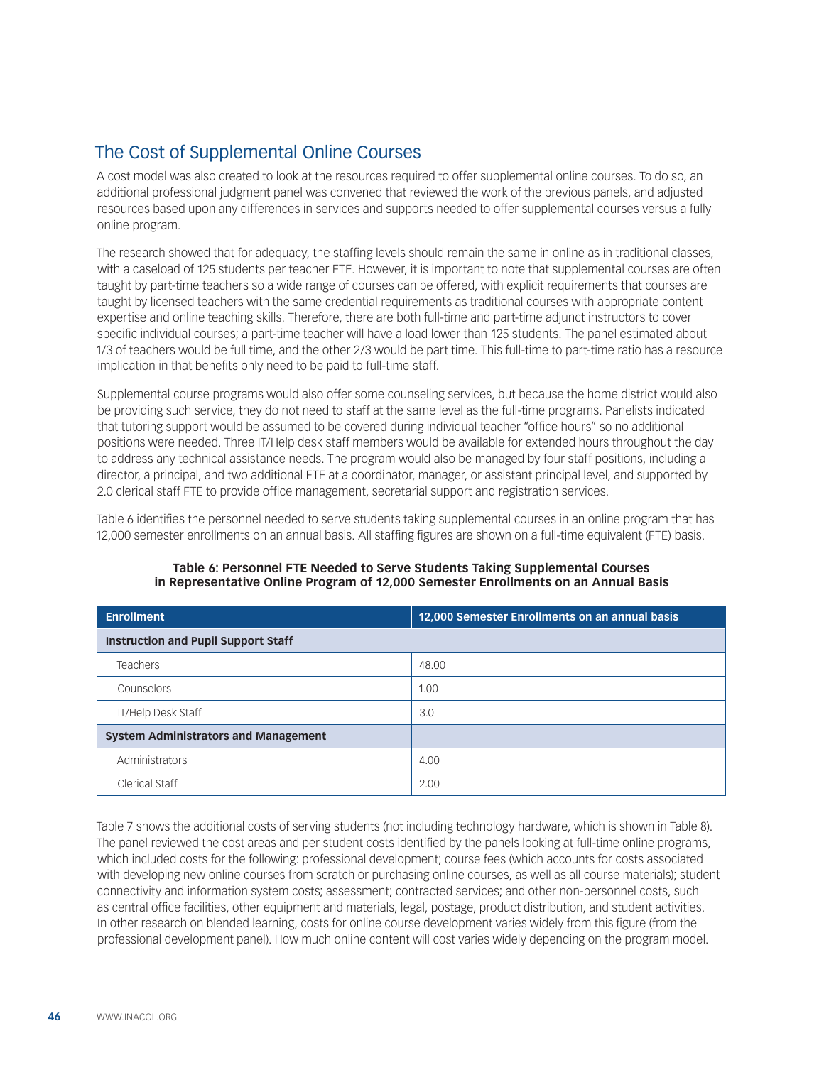## The Cost of Supplemental Online Courses

A cost model was also created to look at the resources required to offer supplemental online courses. To do so, an additional professional judgment panel was convened that reviewed the work of the previous panels, and adjusted resources based upon any differences in services and supports needed to offer supplemental courses versus a fully online program.

The research showed that for adequacy, the staffing levels should remain the same in online as in traditional classes, with a caseload of 125 students per teacher FTE. However, it is important to note that supplemental courses are often taught by part-time teachers so a wide range of courses can be offered, with explicit requirements that courses are taught by licensed teachers with the same credential requirements as traditional courses with appropriate content expertise and online teaching skills. Therefore, there are both full-time and part-time adjunct instructors to cover specific individual courses; a part-time teacher will have a load lower than 125 students. The panel estimated about 1/3 of teachers would be full time, and the other 2/3 would be part time. This full-time to part-time ratio has a resource implication in that benefits only need to be paid to full-time staff.

Supplemental course programs would also offer some counseling services, but because the home district would also be providing such service, they do not need to staff at the same level as the full-time programs. Panelists indicated that tutoring support would be assumed to be covered during individual teacher "office hours" so no additional positions were needed. Three IT/Help desk staff members would be available for extended hours throughout the day to address any technical assistance needs. The program would also be managed by four staff positions, including a director, a principal, and two additional FTE at a coordinator, manager, or assistant principal level, and supported by 2.0 clerical staff FTE to provide office management, secretarial support and registration services.

Table 6 identifies the personnel needed to serve students taking supplemental courses in an online program that has 12,000 semester enrollments on an annual basis. All staffing figures are shown on a full-time equivalent (FTE) basis.

**Table 6: Personnel FTE Needed to Serve Students Taking Supplemental Courses in Representative Online Program of 12,000 Semester Enrollments on an Annual Basis**

| Enrollment | 12,000 Semester Enrollments on an annual basis |
|---|---|
| **Instruction and Pupil Support Staff** | |
| Teachers | 48.00 |
| Counselors | 1.00 |
| IT/Help Desk Staff | 3.0 |
| **System Administrators and Management** | |
| Administrators | 4.00 |
| Clerical Staff | 2.00 |

Table 7 shows the additional costs of serving students (not including technology hardware, which is shown in Table 8). The panel reviewed the cost areas and per student costs identified by the panels looking at full-time online programs, which included costs for the following: professional development; course fees (which accounts for costs associated with developing new online courses from scratch or purchasing online courses, as well as all course materials); student connectivity and information system costs; assessment; contracted services; and other non-personnel costs, such as central office facilities, other equipment and materials, legal, postage, product distribution, and student activities. In other research on blended learning, costs for online course development varies widely from this figure (from the professional development panel). How much online content will cost varies widely depending on the program model.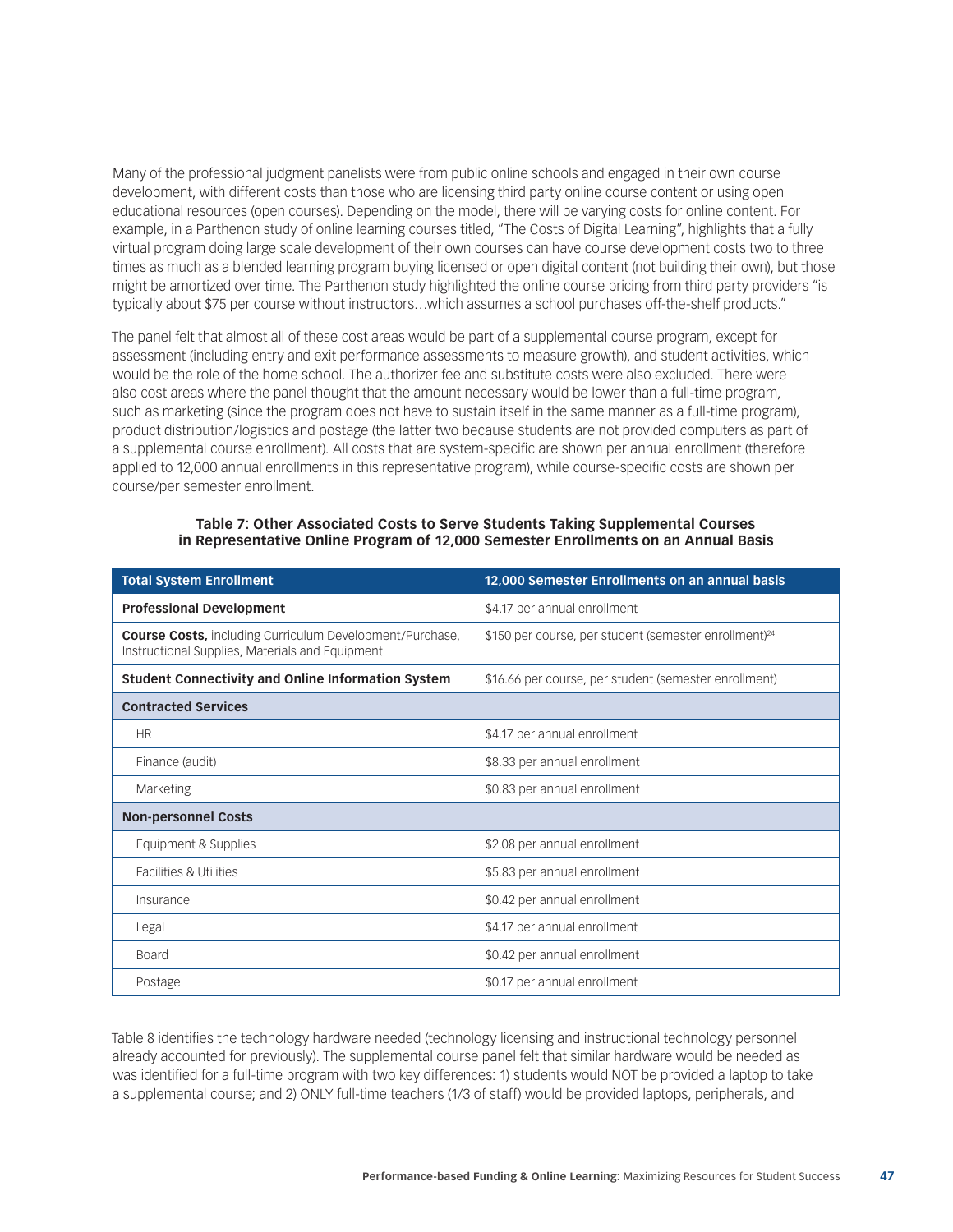Many of the professional judgment panelists were from public online schools and engaged in their own course development, with different costs than those who are licensing third party online course content or using open educational resources (open courses). Depending on the model, there will be varying costs for online content. For example, in a Parthenon study of online learning courses titled, "The Costs of Digital Learning", highlights that a fully virtual program doing large scale development of their own courses can have course development costs two to three times as much as a blended learning program buying licensed or open digital content (not building their own), but those might be amortized over time. The Parthenon study highlighted the online course pricing from third party providers "is typically about $75 per course without instructors…which assumes a school purchases off-the-shelf products."

The panel felt that almost all of these cost areas would be part of a supplemental course program, except for assessment (including entry and exit performance assessments to measure growth), and student activities, which would be the role of the home school. The authorizer fee and substitute costs were also excluded. There were also cost areas where the panel thought that the amount necessary would be lower than a full-time program, such as marketing (since the program does not have to sustain itself in the same manner as a full-time program), product distribution/logistics and postage (the latter two because students are not provided computers as part of a supplemental course enrollment). All costs that are system-specific are shown per annual enrollment (therefore applied to 12,000 annual enrollments in this representative program), while course-specific costs are shown per course/per semester enrollment.

**Table 7: Other Associated Costs to Serve Students Taking Supplemental Courses in Representative Online Program of 12,000 Semester Enrollments on an Annual Basis**

| Total System Enrollment | 12,000 Semester Enrollments on an annual basis |
|---|---|
| **Professional Development** | $4.17 per annual enrollment |
| **Course Costs,** including Curriculum Development/Purchase, Instructional Supplies, Materials and Equipment | $150 per course, per student (semester enrollment)[24] |
| **Student Connectivity and Online Information System** | $16.66 per course, per student (semester enrollment) |
| **Contracted Services** | |
| HR | $4.17 per annual enrollment |
| Finance (audit) | $8.33 per annual enrollment |
| Marketing | $0.83 per annual enrollment |
| **Non-personnel Costs** | |
| Equipment & Supplies | $2.08 per annual enrollment |
| Facilities & Utilities | $5.83 per annual enrollment |
| Insurance | $0.42 per annual enrollment |
| Legal | $4.17 per annual enrollment |
| Board | $0.42 per annual enrollment |
| Postage | $0.17 per annual enrollment |

Table 8 identifies the technology hardware needed (technology licensing and instructional technology personnel already accounted for previously). The supplemental course panel felt that similar hardware would be needed as was identified for a full-time program with two key differences: 1) students would NOT be provided a laptop to take a supplemental course; and 2) ONLY full-time teachers (1/3 of staff) would be provided laptops, peripherals, and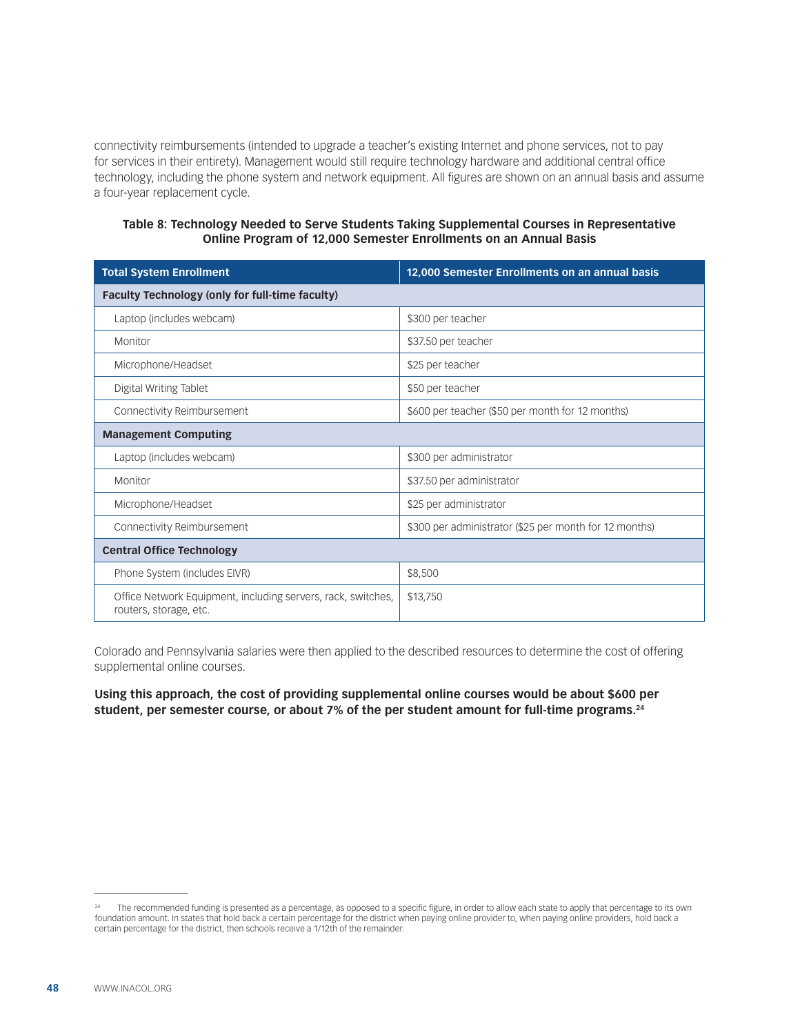connectivity reimbursements (intended to upgrade a teacher's existing Internet and phone services, not to pay for services in their entirety). Management would still require technology hardware and additional central office technology, including the phone system and network equipment. All figures are shown on an annual basis and assume a four-year replacement cycle.

**Table 8: Technology Needed to Serve Students Taking Supplemental Courses in Representative Online Program of 12,000 Semester Enrollments on an Annual Basis**

| Total System Enrollment | 12,000 Semester Enrollments on an annual basis |
|---|---|
| **Faculty Technology (only for full-time faculty)** | |
| Laptop (includes webcam) | $300 per teacher |
| Monitor | $37.50 per teacher |
| Microphone/Headset | $25 per teacher |
| Digital Writing Tablet | $50 per teacher |
| Connectivity Reimbursement | $600 per teacher ($50 per month for 12 months) |
| **Management Computing** | |
| Laptop (includes webcam) | $300 per administrator |
| Monitor | $37.50 per administrator |
| Microphone/Headset | $25 per administrator |
| Connectivity Reimbursement | $300 per administrator ($25 per month for 12 months) |
| **Central Office Technology** | |
| Phone System (includes EIVR) | $8,500 |
| Office Network Equipment, including servers, rack, switches, routers, storage, etc. | $13,750 |

Colorado and Pennsylvania salaries were then applied to the described resources to determine the cost of offering supplemental online courses.

**Using this approach, the cost of providing supplemental online courses would be about $600 per student, per semester course, or about 7% of the per student amount for full-time programs.[24]**

[24] The recommended funding is presented as a percentage, as opposed to a specific figure, in order to allow each state to apply that percentage to its own foundation amount. In states that hold back a certain percentage for the district when paying online provider to, when paying online providers, hold back a certain percentage for the district, then schools receive a 1/12th of the remainder.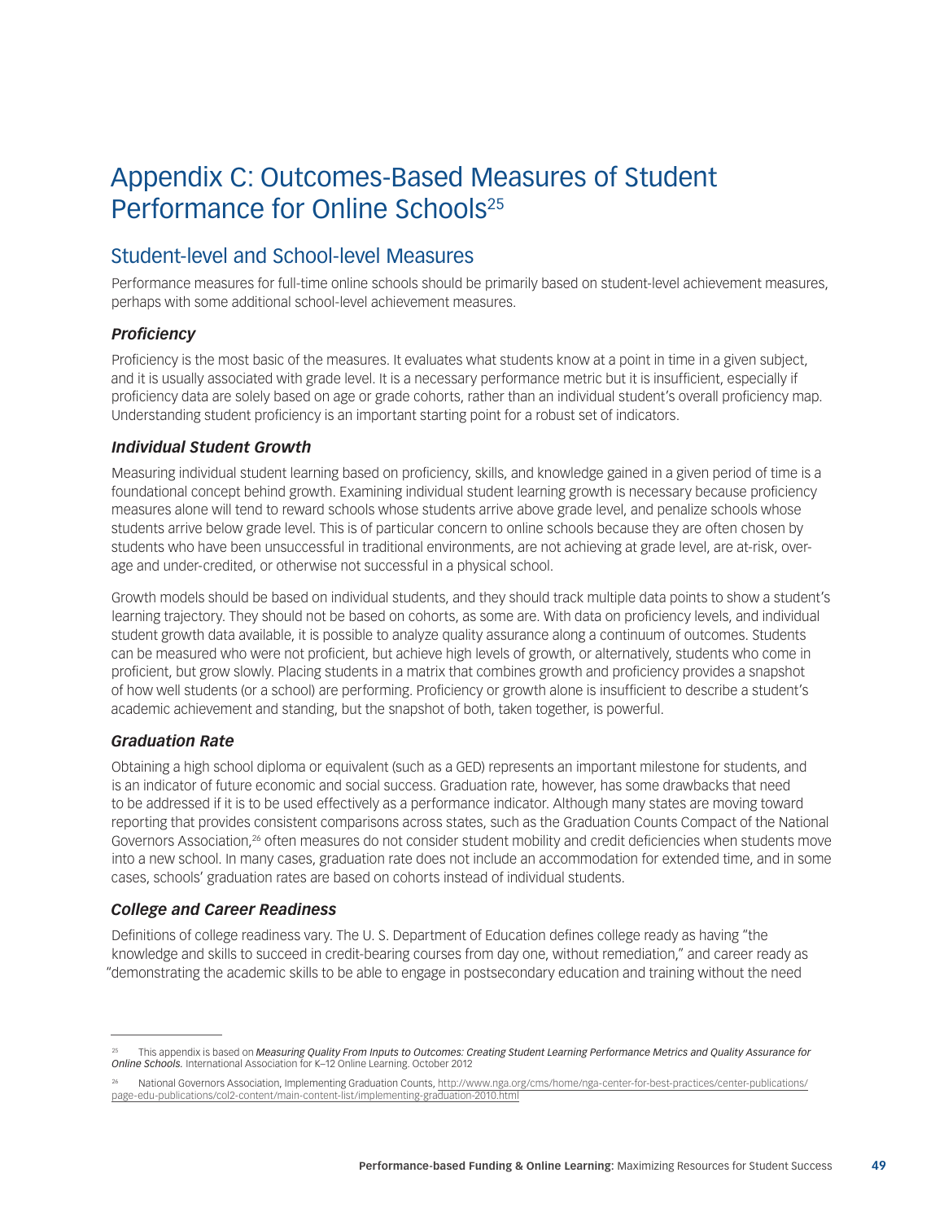# Appendix C: Outcomes-Based Measures of Student Performance for Online Schools[25]

## Student-level and School-level Measures

Performance measures for full-time online schools should be primarily based on student-level achievement measures, perhaps with some additional school-level achievement measures.

### *Proficiency*

Proficiency is the most basic of the measures. It evaluates what students know at a point in time in a given subject, and it is usually associated with grade level. It is a necessary performance metric but it is insufficient, especially if proficiency data are solely based on age or grade cohorts, rather than an individual student's overall proficiency map. Understanding student proficiency is an important starting point for a robust set of indicators.

### *Individual Student Growth*

Measuring individual student learning based on proficiency, skills, and knowledge gained in a given period of time is a foundational concept behind growth. Examining individual student learning growth is necessary because proficiency measures alone will tend to reward schools whose students arrive above grade level, and penalize schools whose students arrive below grade level. This is of particular concern to online schools because they are often chosen by students who have been unsuccessful in traditional environments, are not achieving at grade level, are at-risk, over-age and under-credited, or otherwise not successful in a physical school.

Growth models should be based on individual students, and they should track multiple data points to show a student's learning trajectory. They should not be based on cohorts, as some are. With data on proficiency levels, and individual student growth data available, it is possible to analyze quality assurance along a continuum of outcomes. Students can be measured who were not proficient, but achieve high levels of growth, or alternatively, students who come in proficient, but grow slowly. Placing students in a matrix that combines growth and proficiency provides a snapshot of how well students (or a school) are performing. Proficiency or growth alone is insufficient to describe a student's academic achievement and standing, but the snapshot of both, taken together, is powerful.

### *Graduation Rate*

Obtaining a high school diploma or equivalent (such as a GED) represents an important milestone for students, and is an indicator of future economic and social success. Graduation rate, however, has some drawbacks that need to be addressed if it is to be used effectively as a performance indicator. Although many states are moving toward reporting that provides consistent comparisons across states, such as the Graduation Counts Compact of the National Governors Association,[26] often measures do not consider student mobility and credit deficiencies when students move into a new school. In many cases, graduation rate does not include an accommodation for extended time, and in some cases, schools' graduation rates are based on cohorts instead of individual students.

### *College and Career Readiness*

Definitions of college readiness vary. The U. S. Department of Education defines college ready as having "the knowledge and skills to succeed in credit-bearing courses from day one, without remediation," and career ready as "demonstrating the academic skills to be able to engage in postsecondary education and training without the need

---

[25] This appendix is based on ***Measuring Quality From Inputs to Outcomes: Creating Student Learning Performance Metrics and Quality Assurance for Online Schools.*** International Association for K–12 Online Learning. October 2012

[26] National Governors Association, Implementing Graduation Counts, http://www.nga.org/cms/home/nga-center-for-best-practices/center-publications/page-edu-publications/col2-content/main-content-list/implementing-graduation-2010.html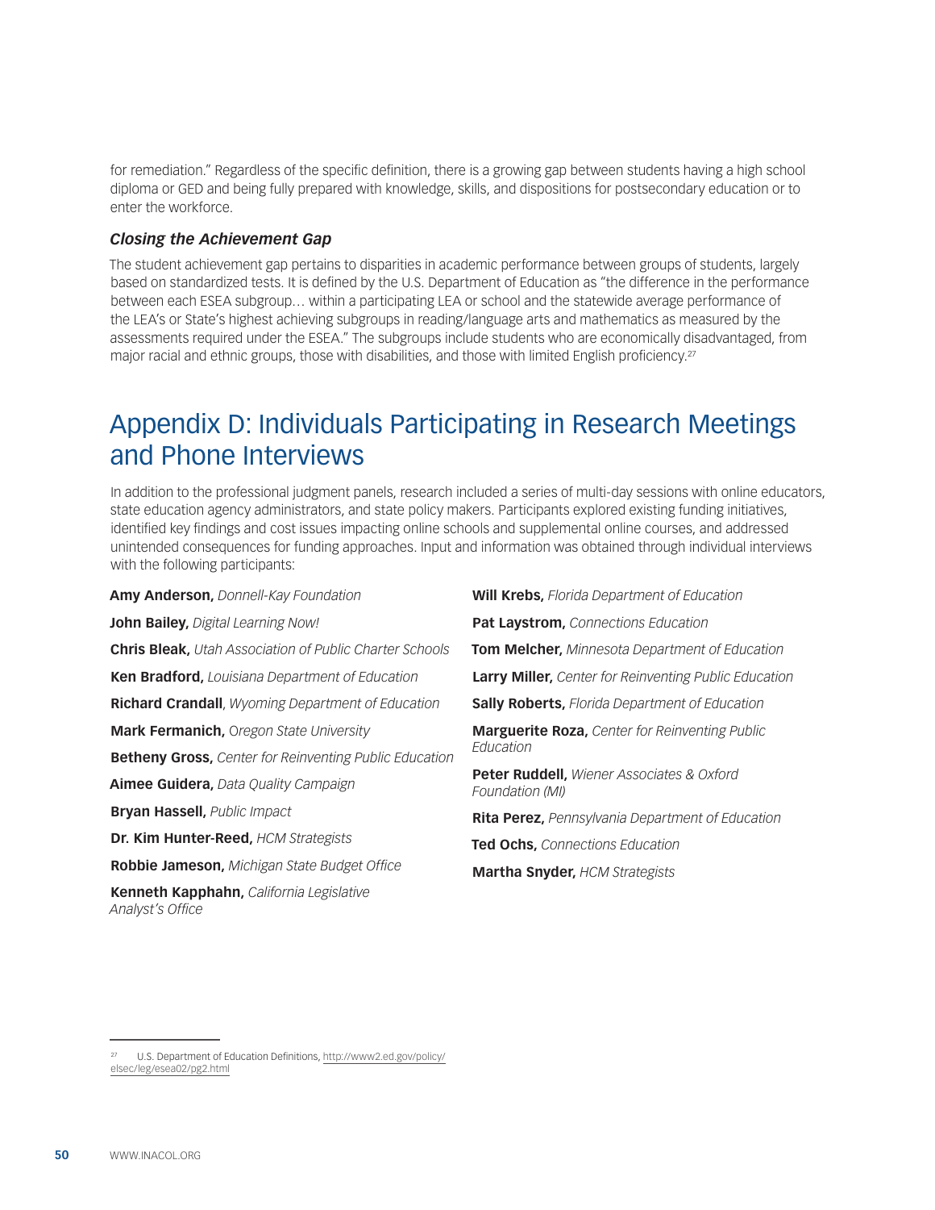for remediation." Regardless of the specific definition, there is a growing gap between students having a high school diploma or GED and being fully prepared with knowledge, skills, and dispositions for postsecondary education or to enter the workforce.

### *Closing the Achievement Gap*

The student achievement gap pertains to disparities in academic performance between groups of students, largely based on standardized tests. It is defined by the U.S. Department of Education as "the difference in the performance between each ESEA subgroup… within a participating LEA or school and the statewide average performance of the LEA's or State's highest achieving subgroups in reading/language arts and mathematics as measured by the assessments required under the ESEA." The subgroups include students who are economically disadvantaged, from major racial and ethnic groups, those with disabilities, and those with limited English proficiency.[27]

# Appendix D: Individuals Participating in Research Meetings and Phone Interviews

In addition to the professional judgment panels, research included a series of multi-day sessions with online educators, state education agency administrators, and state policy makers. Participants explored existing funding initiatives, identified key findings and cost issues impacting online schools and supplemental online courses, and addressed unintended consequences for funding approaches. Input and information was obtained through individual interviews with the following participants:

**Amy Anderson,** *Donnell-Kay Foundation*

**John Bailey,** *Digital Learning Now!*

**Chris Bleak,** *Utah Association of Public Charter Schools*

**Ken Bradford,** *Louisiana Department of Education*

**Richard Crandall**, *Wyoming Department of Education*

**Mark Fermanich,** *Oregon State University*

**Betheny Gross,** *Center for Reinventing Public Education*

**Aimee Guidera,** *Data Quality Campaign*

**Bryan Hassell,** *Public Impact*

**Dr. Kim Hunter-Reed,** *HCM Strategists*

**Robbie Jameson,** *Michigan State Budget Office*

**Kenneth Kapphahn,** *California Legislative Analyst's Office*

**Will Krebs,** *Florida Department of Education*

**Pat Laystrom,** *Connections Education*

**Tom Melcher,** *Minnesota Department of Education*

**Larry Miller,** *Center for Reinventing Public Education*

**Sally Roberts,** *Florida Department of Education*

**Marguerite Roza,** *Center for Reinventing Public Education*

**Peter Ruddell,** *Wiener Associates & Oxford Foundation (MI)*

**Rita Perez,** *Pennsylvania Department of Education*

**Ted Ochs,** *Connections Education*

**Martha Snyder,** *HCM Strategists*

---

[27] U.S. Department of Education Definitions, http://www2.ed.gov/policy/elsec/leg/esea02/pg2.html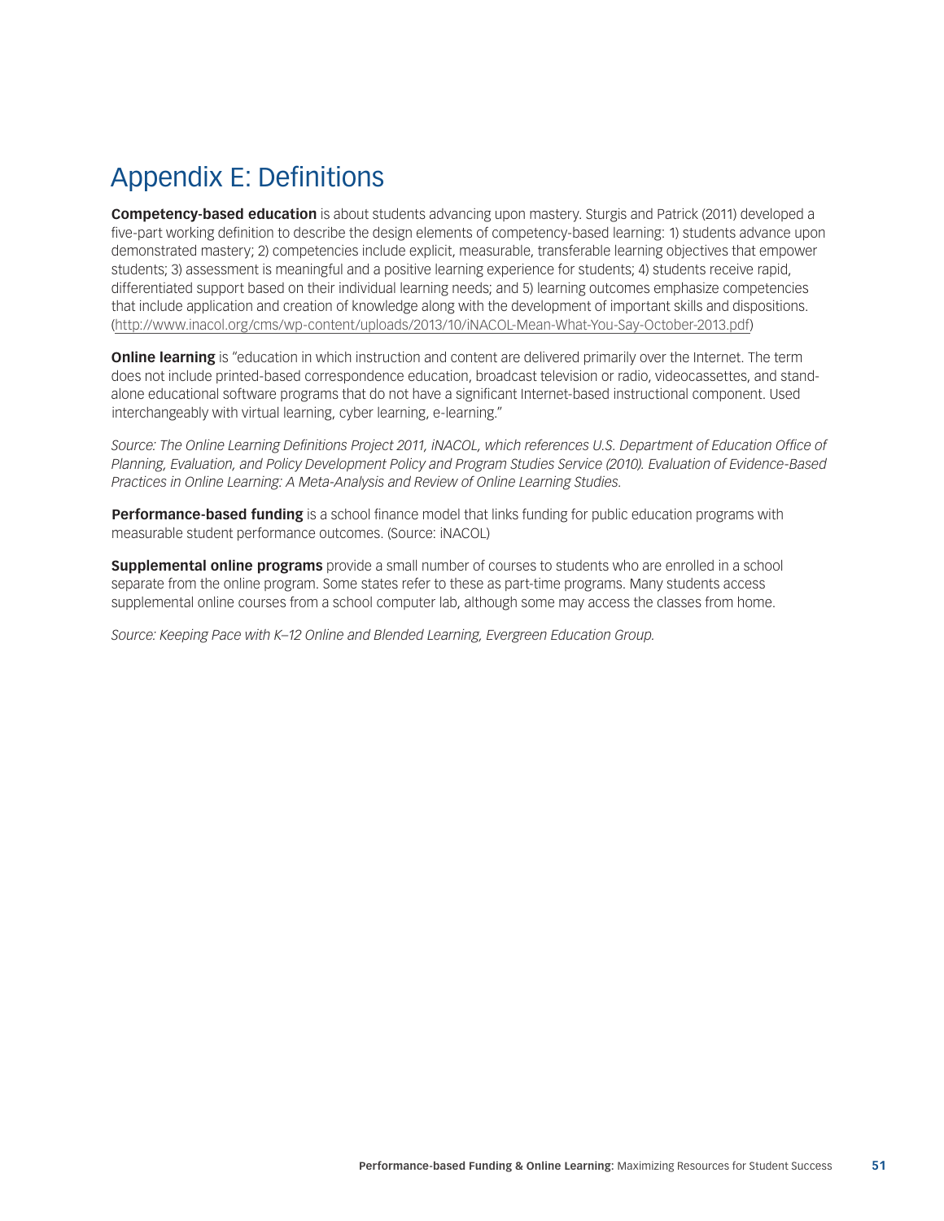# Appendix E: Definitions

**Competency-based education** is about students advancing upon mastery. Sturgis and Patrick (2011) developed a five-part working definition to describe the design elements of competency-based learning: 1) students advance upon demonstrated mastery; 2) competencies include explicit, measurable, transferable learning objectives that empower students; 3) assessment is meaningful and a positive learning experience for students; 4) students receive rapid, differentiated support based on their individual learning needs; and 5) learning outcomes emphasize competencies that include application and creation of knowledge along with the development of important skills and dispositions. (http://www.inacol.org/cms/wp-content/uploads/2013/10/iNACOL-Mean-What-You-Say-October-2013.pdf)

**Online learning** is "education in which instruction and content are delivered primarily over the Internet. The term does not include printed-based correspondence education, broadcast television or radio, videocassettes, and stand-alone educational software programs that do not have a significant Internet-based instructional component. Used interchangeably with virtual learning, cyber learning, e-learning."

*Source: The Online Learning Definitions Project 2011, iNACOL, which references U.S. Department of Education Office of Planning, Evaluation, and Policy Development Policy and Program Studies Service (2010). Evaluation of Evidence-Based Practices in Online Learning: A Meta-Analysis and Review of Online Learning Studies.*

**Performance-based funding** is a school finance model that links funding for public education programs with measurable student performance outcomes. (Source: iNACOL)

**Supplemental online programs** provide a small number of courses to students who are enrolled in a school separate from the online program. Some states refer to these as part-time programs. Many students access supplemental online courses from a school computer lab, although some may access the classes from home.

*Source: Keeping Pace with K–12 Online and Blended Learning, Evergreen Education Group.*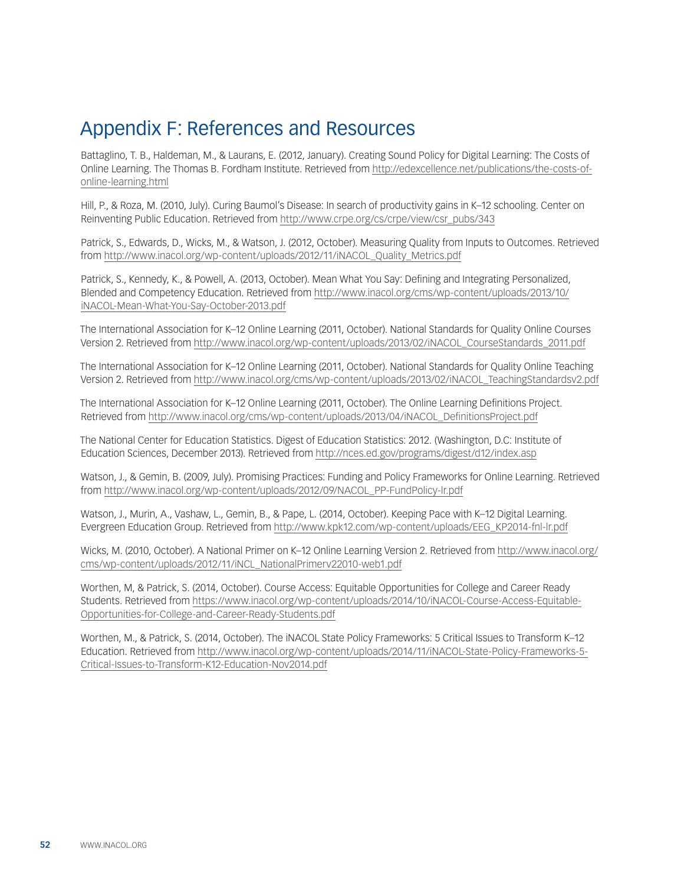# Appendix F: References and Resources

Battaglino, T. B., Haldeman, M., & Laurans, E. (2012, January). Creating Sound Policy for Digital Learning: The Costs of Online Learning. The Thomas B. Fordham Institute. Retrieved from http://edexcellence.net/publications/the-costs-of-online-learning.html

Hill, P., & Roza, M. (2010, July). Curing Baumol's Disease: In search of productivity gains in K–12 schooling. Center on Reinventing Public Education. Retrieved from http://www.crpe.org/cs/crpe/view/csr_pubs/343

Patrick, S., Edwards, D., Wicks, M., & Watson, J. (2012, October). Measuring Quality from Inputs to Outcomes. Retrieved from http://www.inacol.org/wp-content/uploads/2012/11/iNACOL_Quality_Metrics.pdf

Patrick, S., Kennedy, K., & Powell, A. (2013, October). Mean What You Say: Defining and Integrating Personalized, Blended and Competency Education. Retrieved from http://www.inacol.org/cms/wp-content/uploads/2013/10/iNACOL-Mean-What-You-Say-October-2013.pdf

The International Association for K–12 Online Learning (2011, October). National Standards for Quality Online Courses Version 2. Retrieved from http://www.inacol.org/wp-content/uploads/2013/02/iNACOL_CourseStandards_2011.pdf

The International Association for K–12 Online Learning (2011, October). National Standards for Quality Online Teaching Version 2. Retrieved from http://www.inacol.org/cms/wp-content/uploads/2013/02/iNACOL_TeachingStandardsv2.pdf

The International Association for K–12 Online Learning (2011, October). The Online Learning Definitions Project. Retrieved from http://www.inacol.org/cms/wp-content/uploads/2013/04/iNACOL_DefinitionsProject.pdf

The National Center for Education Statistics. Digest of Education Statistics: 2012. (Washington, D.C: Institute of Education Sciences, December 2013). Retrieved from http://nces.ed.gov/programs/digest/d12/index.asp

Watson, J., & Gemin, B. (2009, July). Promising Practices: Funding and Policy Frameworks for Online Learning. Retrieved from http://www.inacol.org/wp-content/uploads/2012/09/NACOL_PP-FundPolicy-lr.pdf

Watson, J., Murin, A., Vashaw, L., Gemin, B., & Pape, L. (2014, October). Keeping Pace with K–12 Digital Learning. Evergreen Education Group. Retrieved from http://www.kpk12.com/wp-content/uploads/EEG_KP2014-fnl-lr.pdf

Wicks, M. (2010, October). A National Primer on K–12 Online Learning Version 2. Retrieved from http://www.inacol.org/cms/wp-content/uploads/2012/11/iNCL_NationalPrimerv22010-web1.pdf

Worthen, M, & Patrick, S. (2014, October). Course Access: Equitable Opportunities for College and Career Ready Students. Retrieved from https://www.inacol.org/wp-content/uploads/2014/10/iNACOL-Course-Access-Equitable-Opportunities-for-College-and-Career-Ready-Students.pdf

Worthen, M., & Patrick, S. (2014, October). The iNACOL State Policy Frameworks: 5 Critical Issues to Transform K–12 Education. Retrieved from http://www.inacol.org/wp-content/uploads/2014/11/iNACOL-State-Policy-Frameworks-5-Critical-Issues-to-Transform-K12-Education-Nov2014.pdf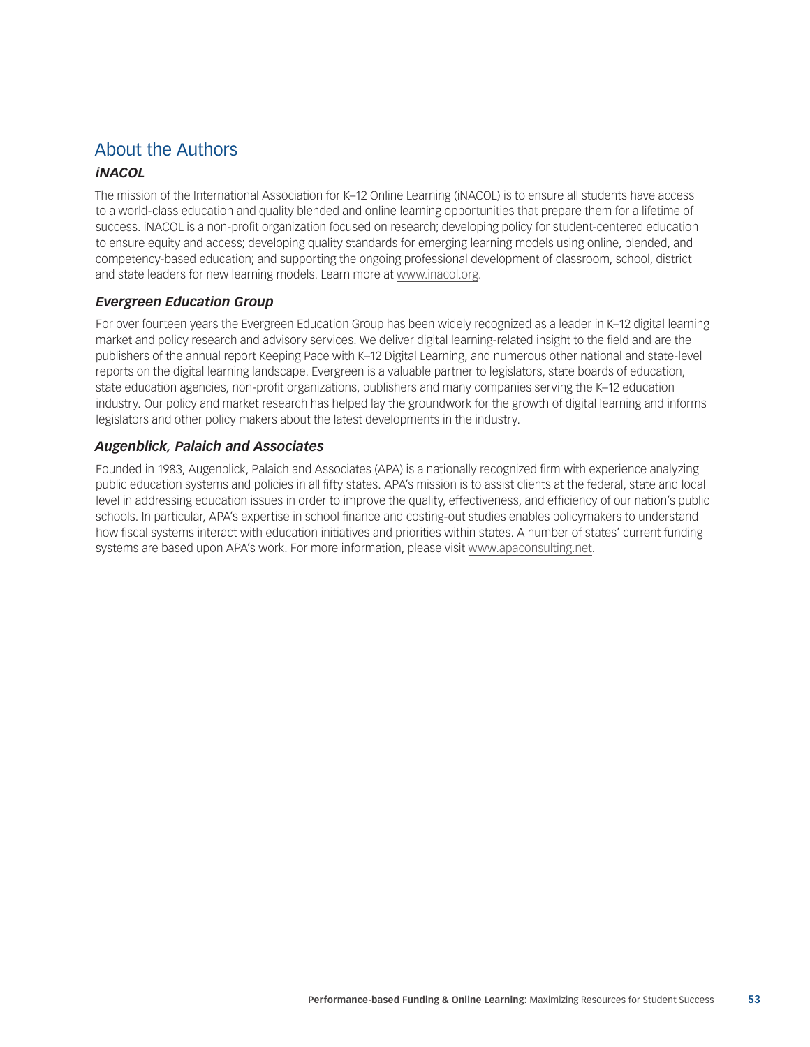## About the Authors

### *iNACOL*

The mission of the International Association for K–12 Online Learning (iNACOL) is to ensure all students have access to a world-class education and quality blended and online learning opportunities that prepare them for a lifetime of success. iNACOL is a non-profit organization focused on research; developing policy for student-centered education to ensure equity and access; developing quality standards for emerging learning models using online, blended, and competency-based education; and supporting the ongoing professional development of classroom, school, district and state leaders for new learning models. Learn more at www.inacol.org.

### *Evergreen Education Group*

For over fourteen years the Evergreen Education Group has been widely recognized as a leader in K–12 digital learning market and policy research and advisory services. We deliver digital learning-related insight to the field and are the publishers of the annual report Keeping Pace with K–12 Digital Learning, and numerous other national and state-level reports on the digital learning landscape. Evergreen is a valuable partner to legislators, state boards of education, state education agencies, non-profit organizations, publishers and many companies serving the K–12 education industry. Our policy and market research has helped lay the groundwork for the growth of digital learning and informs legislators and other policy makers about the latest developments in the industry.

### *Augenblick, Palaich and Associates*

Founded in 1983, Augenblick, Palaich and Associates (APA) is a nationally recognized firm with experience analyzing public education systems and policies in all fifty states. APA's mission is to assist clients at the federal, state and local level in addressing education issues in order to improve the quality, effectiveness, and efficiency of our nation's public schools. In particular, APA's expertise in school finance and costing-out studies enables policymakers to understand how fiscal systems interact with education initiatives and priorities within states. A number of states' current funding systems are based upon APA's work. For more information, please visit www.apaconsulting.net.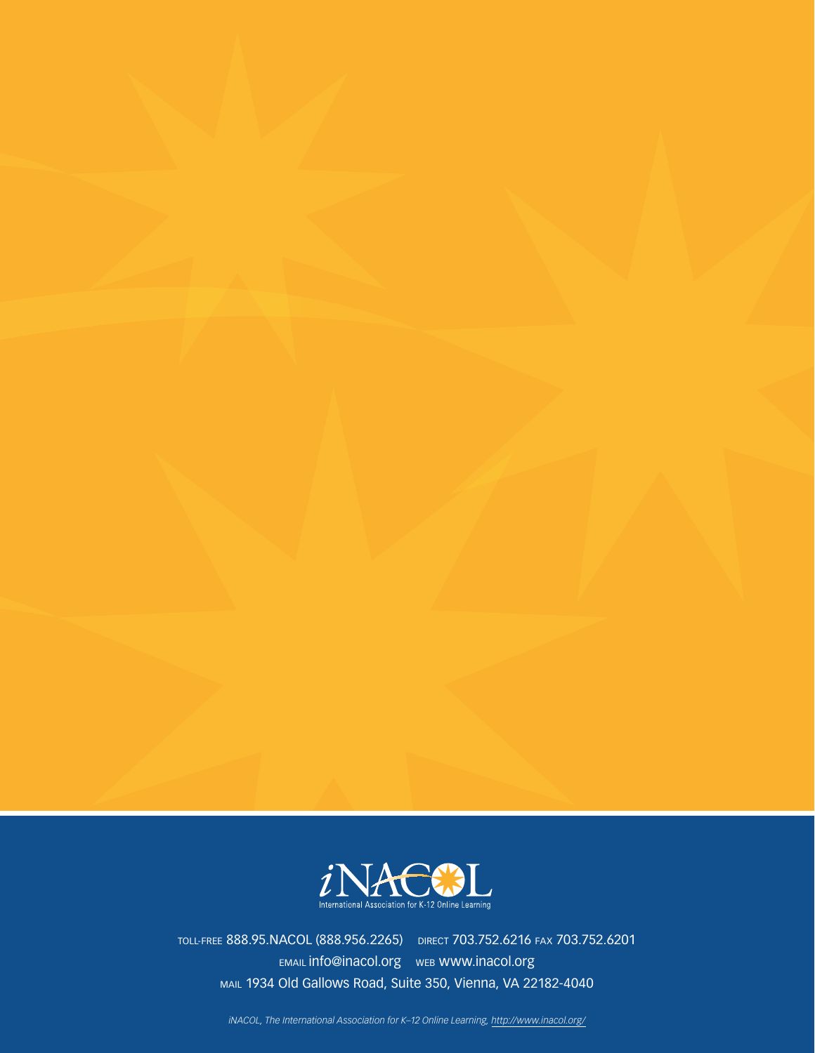iNACOL

International Association for K-12 Online Learning

TOLL-FREE 888.95.NACOL (888.956.2265) DIRECT 703.752.6216 FAX 703.752.6201

EMAIL info@inacol.org WEB www.inacol.org

MAIL 1934 Old Gallows Road, Suite 350, Vienna, VA 22182-4040

*iNACOL, The International Association for K–12 Online Learning, http://www.inacol.org/*